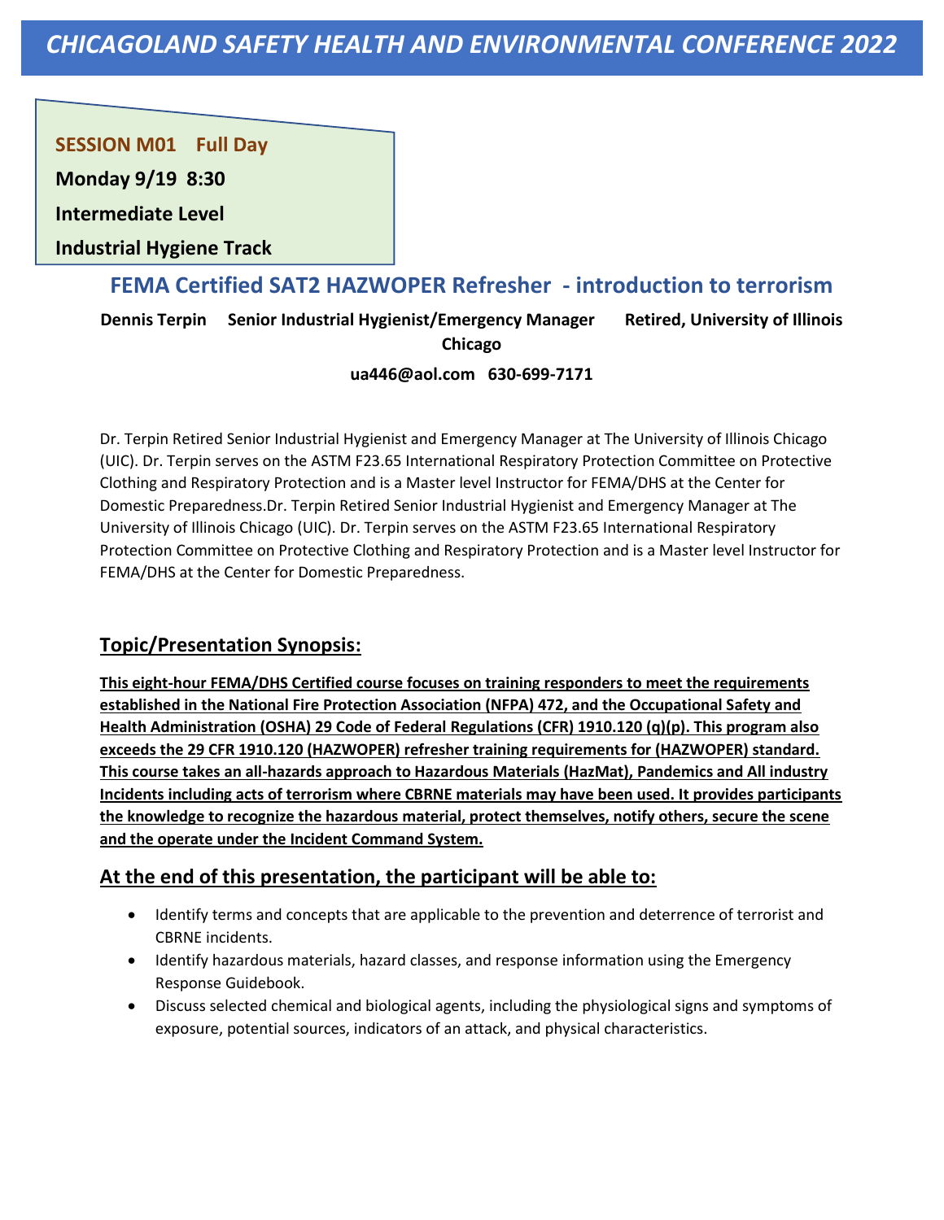# CHICAGOLAND SAFETY HEALTH AND ENVIRONMENTAL CONFERENCE 2022

**SESSION M01 Full Day**

**Monday 9/19 8:30**

**Intermediate Level**

**Industrial Hygiene Track**

## FEMA Certified SAT2 HAZWOPER Refresher - introduction to terrorism

**Dennis Terpin Senior Industrial Hygienist/Emergency Manager Retired, University of Illinois Chicago**

**ua446@aol.com 630-699-7171**

Dr. Terpin Retired Senior Industrial Hygienist and Emergency Manager at The University of Illinois Chicago (UIC). Dr. Terpin serves on the ASTM F23.65 International Respiratory Protection Committee on Protective Clothing and Respiratory Protection and is a Master level Instructor for FEMA/DHS at the Center for Domestic Preparedness.Dr. Terpin Retired Senior Industrial Hygienist and Emergency Manager at The University of Illinois Chicago (UIC). Dr. Terpin serves on the ASTM F23.65 International Respiratory Protection Committee on Protective Clothing and Respiratory Protection and is a Master level Instructor for FEMA/DHS at the Center for Domestic Preparedness.

### Topic/Presentation Synopsis:

**This eight-hour FEMA/DHS Certified course focuses on training responders to meet the requirements established in the National Fire Protection Association (NFPA) 472, and the Occupational Safety and Health Administration (OSHA) 29 Code of Federal Regulations (CFR) 1910.120 (q)(p). This program also exceeds the 29 CFR 1910.120 (HAZWOPER) refresher training requirements for (HAZWOPER) standard. This course takes an all-hazards approach to Hazardous Materials (HazMat), Pandemics and All industry Incidents including acts of terrorism where CBRNE materials may have been used. It provides participants the knowledge to recognize the hazardous material, protect themselves, notify others, secure the scene and the operate under the Incident Command System.**

### At the end of this presentation, the participant will be able to:

- Identify terms and concepts that are applicable to the prevention and deterrence of terrorist and CBRNE incidents.
- Identify hazardous materials, hazard classes, and response information using the Emergency Response Guidebook.
- Discuss selected chemical and biological agents, including the physiological signs and symptoms of exposure, potential sources, indicators of an attack, and physical characteristics.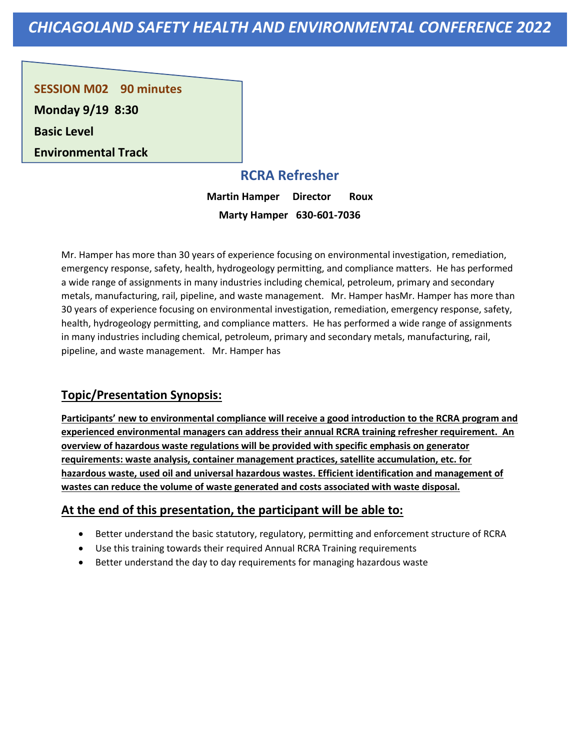# CHICAGOLAND SAFETY HEALTH AND ENVIRONMENTAL CONFERENCE 2022

**SESSION M02 90 minutes**

**Monday 9/19 8:30**

**Basic Level**

**Environmental Track**

## RCRA Refresher

**Martin Hamper Director Roux**

**Marty Hamper 630-601-7036**

Mr. Hamper has more than 30 years of experience focusing on environmental investigation, remediation, emergency response, safety, health, hydrogeology permitting, and compliance matters. He has performed a wide range of assignments in many industries including chemical, petroleum, primary and secondary metals, manufacturing, rail, pipeline, and waste management. Mr. Hamper hasMr. Hamper has more than 30 years of experience focusing on environmental investigation, remediation, emergency response, safety, health, hydrogeology permitting, and compliance matters. He has performed a wide range of assignments in many industries including chemical, petroleum, primary and secondary metals, manufacturing, rail, pipeline, and waste management. Mr. Hamper has

### Topic/Presentation Synopsis:

**Participants' new to environmental compliance will receive a good introduction to the RCRA program and experienced environmental managers can address their annual RCRA training refresher requirement. An overview of hazardous waste regulations will be provided with specific emphasis on generator requirements: waste analysis, container management practices, satellite accumulation, etc. for hazardous waste, used oil and universal hazardous wastes. Efficient identification and management of wastes can reduce the volume of waste generated and costs associated with waste disposal.**

### At the end of this presentation, the participant will be able to:

- Better understand the basic statutory, regulatory, permitting and enforcement structure of RCRA
- Use this training towards their required Annual RCRA Training requirements
- Better understand the day to day requirements for managing hazardous waste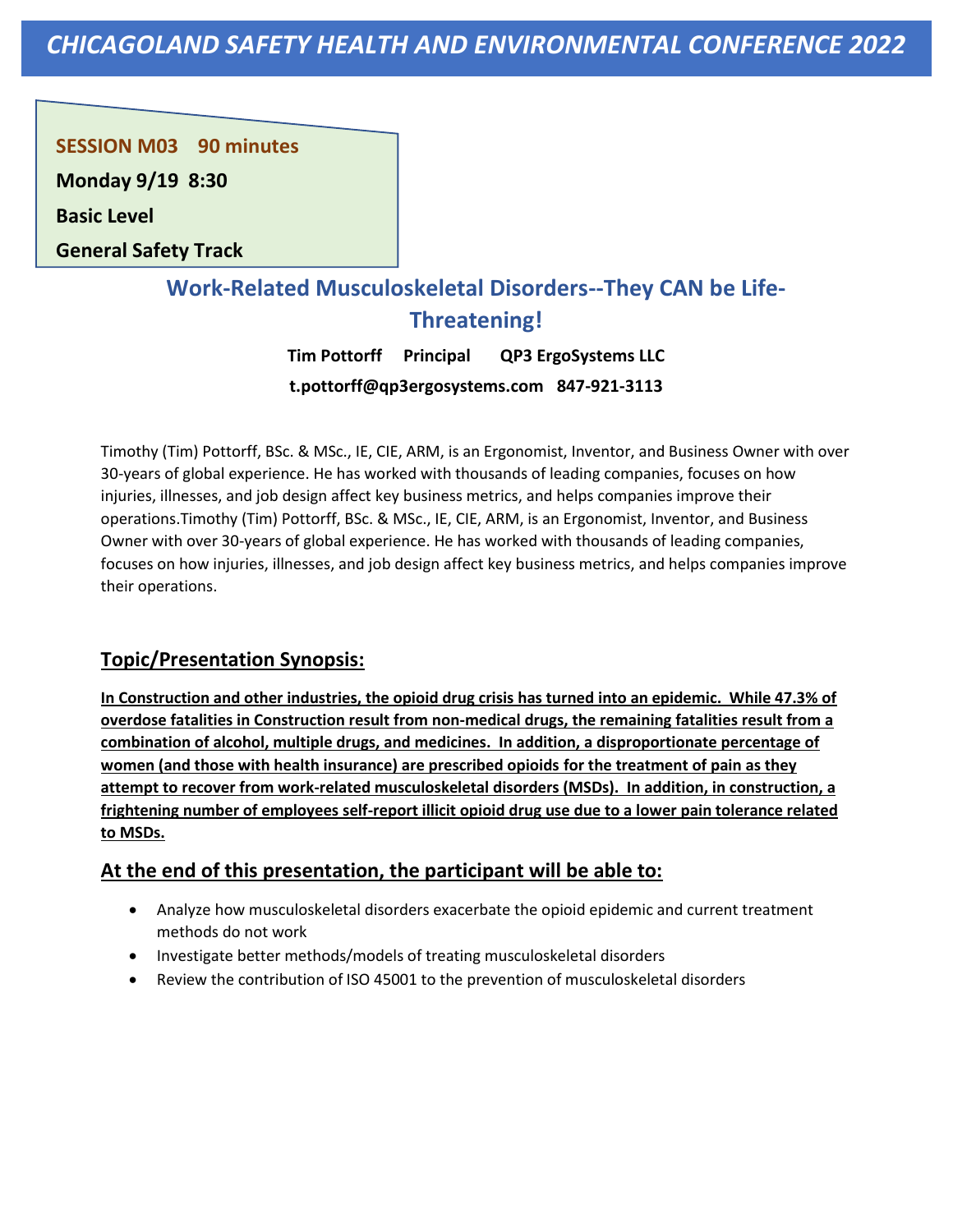**SESSION M03 90 minutes**

**Monday 9/19 8:30**

**Basic Level**

**General Safety Track**

## Work-Related Musculoskeletal Disorders--They CAN be Life-Threatening!

**Tim Pottorff Principal QP3 ErgoSystems LLC**

**t.pottorff@qp3ergosystems.com 847-921-3113**

Timothy (Tim) Pottorff, BSc. & MSc., IE, CIE, ARM, is an Ergonomist, Inventor, and Business Owner with over 30-years of global experience. He has worked with thousands of leading companies, focuses on how injuries, illnesses, and job design affect key business metrics, and helps companies improve their operations.Timothy (Tim) Pottorff, BSc. & MSc., IE, CIE, ARM, is an Ergonomist, Inventor, and Business Owner with over 30-years of global experience. He has worked with thousands of leading companies, focuses on how injuries, illnesses, and job design affect key business metrics, and helps companies improve their operations.

### Topic/Presentation Synopsis:

**In Construction and other industries, the opioid drug crisis has turned into an epidemic. While 47.3% of overdose fatalities in Construction result from non-medical drugs, the remaining fatalities result from a combination of alcohol, multiple drugs, and medicines. In addition, a disproportionate percentage of women (and those with health insurance) are prescribed opioids for the treatment of pain as they attempt to recover from work-related musculoskeletal disorders (MSDs). In addition, in construction, a frightening number of employees self-report illicit opioid drug use due to a lower pain tolerance related to MSDs.**

### At the end of this presentation, the participant will be able to:

- Analyze how musculoskeletal disorders exacerbate the opioid epidemic and current treatment methods do not work
- Investigate better methods/models of treating musculoskeletal disorders
- Review the contribution of ISO 45001 to the prevention of musculoskeletal disorders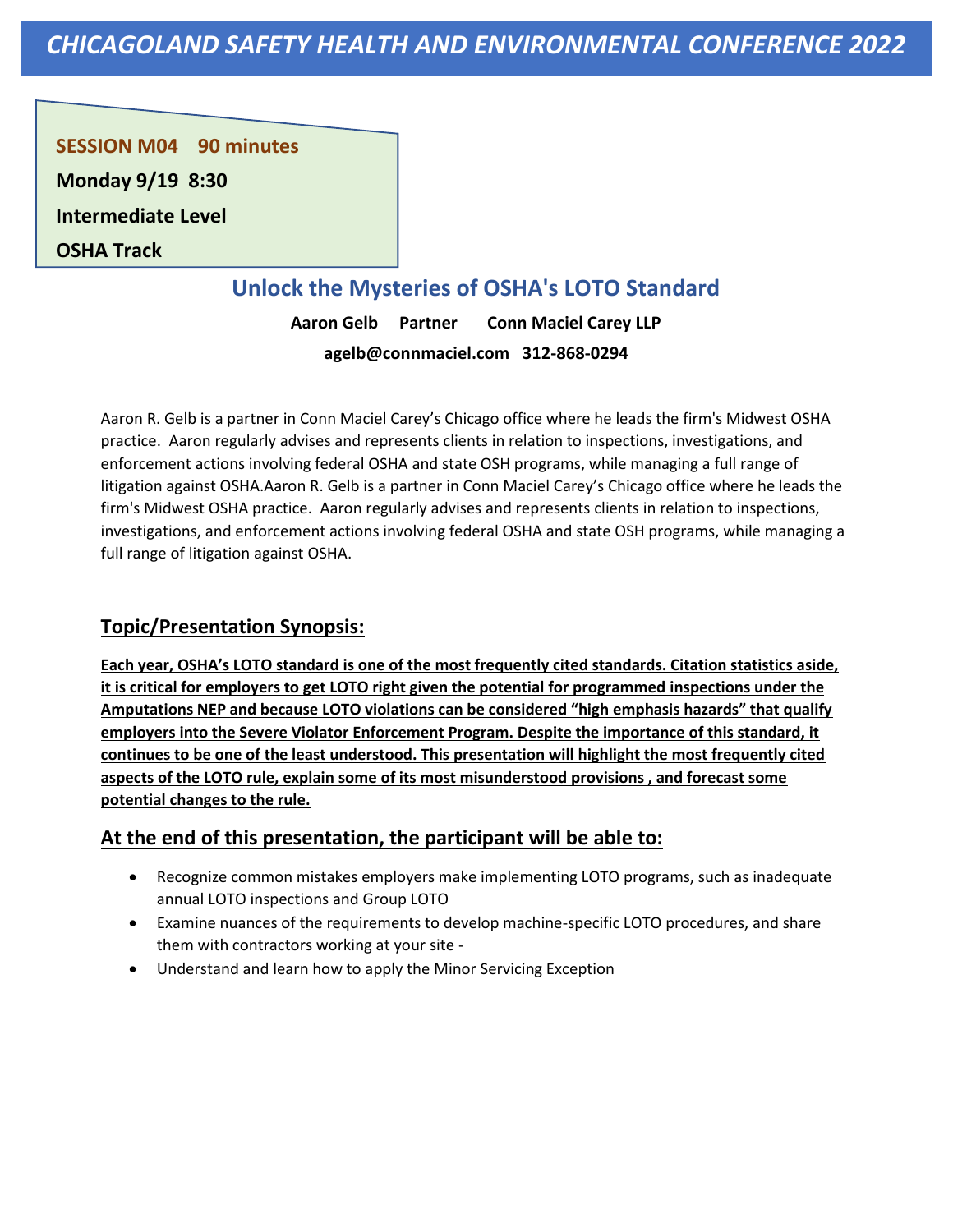# CHICAGOLAND SAFETY HEALTH AND ENVIRONMENTAL CONFERENCE 2022

**SESSION M04 90 minutes**

**Monday 9/19 8:30**

**Intermediate Level**

**OSHA Track**

## Unlock the Mysteries of OSHA's LOTO Standard

**Aaron Gelb Partner Conn Maciel Carey LLP**

**agelb@connmaciel.com 312-868-0294**

Aaron R. Gelb is a partner in Conn Maciel Carey's Chicago office where he leads the firm's Midwest OSHA practice. Aaron regularly advises and represents clients in relation to inspections, investigations, and enforcement actions involving federal OSHA and state OSH programs, while managing a full range of litigation against OSHA.Aaron R. Gelb is a partner in Conn Maciel Carey's Chicago office where he leads the firm's Midwest OSHA practice. Aaron regularly advises and represents clients in relation to inspections, investigations, and enforcement actions involving federal OSHA and state OSH programs, while managing a full range of litigation against OSHA.

### Topic/Presentation Synopsis:

**Each year, OSHA's LOTO standard is one of the most frequently cited standards. Citation statistics aside, it is critical for employers to get LOTO right given the potential for programmed inspections under the Amputations NEP and because LOTO violations can be considered "high emphasis hazards" that qualify employers into the Severe Violator Enforcement Program. Despite the importance of this standard, it continues to be one of the least understood. This presentation will highlight the most frequently cited aspects of the LOTO rule, explain some of its most misunderstood provisions , and forecast some potential changes to the rule.**

### At the end of this presentation, the participant will be able to:

- Recognize common mistakes employers make implementing LOTO programs, such as inadequate annual LOTO inspections and Group LOTO
- Examine nuances of the requirements to develop machine-specific LOTO procedures, and share them with contractors working at your site -
- Understand and learn how to apply the Minor Servicing Exception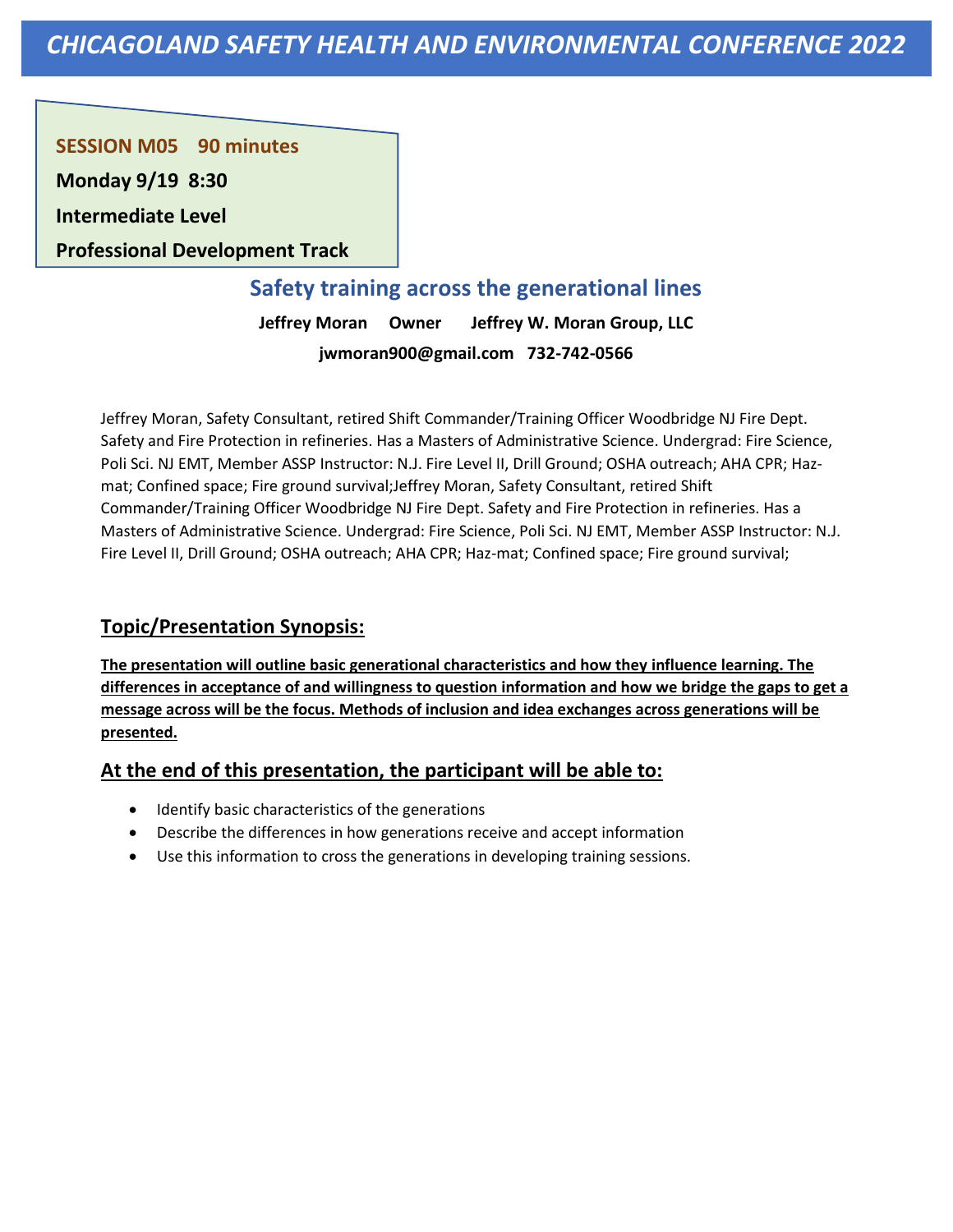# CHICAGOLAND SAFETY HEALTH AND ENVIRONMENTAL CONFERENCE 2022

**SESSION M05 90 minutes**

**Monday 9/19 8:30**

**Intermediate Level**

**Professional Development Track**

## Safety training across the generational lines

**Jeffrey Moran Owner Jeffrey W. Moran Group, LLC**

**jwmoran900@gmail.com 732-742-0566**

Jeffrey Moran, Safety Consultant, retired Shift Commander/Training Officer Woodbridge NJ Fire Dept. Safety and Fire Protection in refineries. Has a Masters of Administrative Science. Undergrad: Fire Science, Poli Sci. NJ EMT, Member ASSP Instructor: N.J. Fire Level II, Drill Ground; OSHA outreach; AHA CPR; Haz-mat; Confined space; Fire ground survival;Jeffrey Moran, Safety Consultant, retired Shift Commander/Training Officer Woodbridge NJ Fire Dept. Safety and Fire Protection in refineries. Has a Masters of Administrative Science. Undergrad: Fire Science, Poli Sci. NJ EMT, Member ASSP Instructor: N.J. Fire Level II, Drill Ground; OSHA outreach; AHA CPR; Haz-mat; Confined space; Fire ground survival;

### Topic/Presentation Synopsis:

**The presentation will outline basic generational characteristics and how they influence learning. The differences in acceptance of and willingness to question information and how we bridge the gaps to get a message across will be the focus. Methods of inclusion and idea exchanges across generations will be presented.**

### At the end of this presentation, the participant will be able to:

- Identify basic characteristics of the generations
- Describe the differences in how generations receive and accept information
- Use this information to cross the generations in developing training sessions.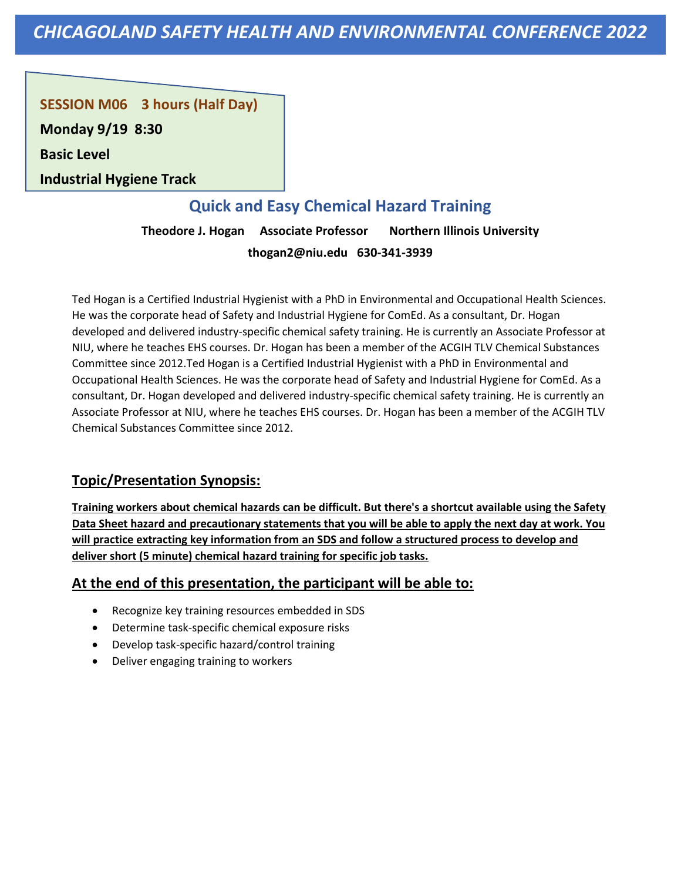# CHICAGOLAND SAFETY HEALTH AND ENVIRONMENTAL CONFERENCE 2022

**SESSION M06 3 hours (Half Day)**

**Monday 9/19 8:30**

**Basic Level**

**Industrial Hygiene Track**

## Quick and Easy Chemical Hazard Training

**Theodore J. Hogan Associate Professor Northern Illinois University**

**thogan2@niu.edu 630-341-3939**

Ted Hogan is a Certified Industrial Hygienist with a PhD in Environmental and Occupational Health Sciences. He was the corporate head of Safety and Industrial Hygiene for ComEd. As a consultant, Dr. Hogan developed and delivered industry-specific chemical safety training. He is currently an Associate Professor at NIU, where he teaches EHS courses. Dr. Hogan has been a member of the ACGIH TLV Chemical Substances Committee since 2012.Ted Hogan is a Certified Industrial Hygienist with a PhD in Environmental and Occupational Health Sciences. He was the corporate head of Safety and Industrial Hygiene for ComEd. As a consultant, Dr. Hogan developed and delivered industry-specific chemical safety training. He is currently an Associate Professor at NIU, where he teaches EHS courses. Dr. Hogan has been a member of the ACGIH TLV Chemical Substances Committee since 2012.

## Topic/Presentation Synopsis:

**Training workers about chemical hazards can be difficult. But there's a shortcut available using the Safety Data Sheet hazard and precautionary statements that you will be able to apply the next day at work. You will practice extracting key information from an SDS and follow a structured process to develop and deliver short (5 minute) chemical hazard training for specific job tasks.**

## At the end of this presentation, the participant will be able to:

- Recognize key training resources embedded in SDS
- Determine task-specific chemical exposure risks
- Develop task-specific hazard/control training
- Deliver engaging training to workers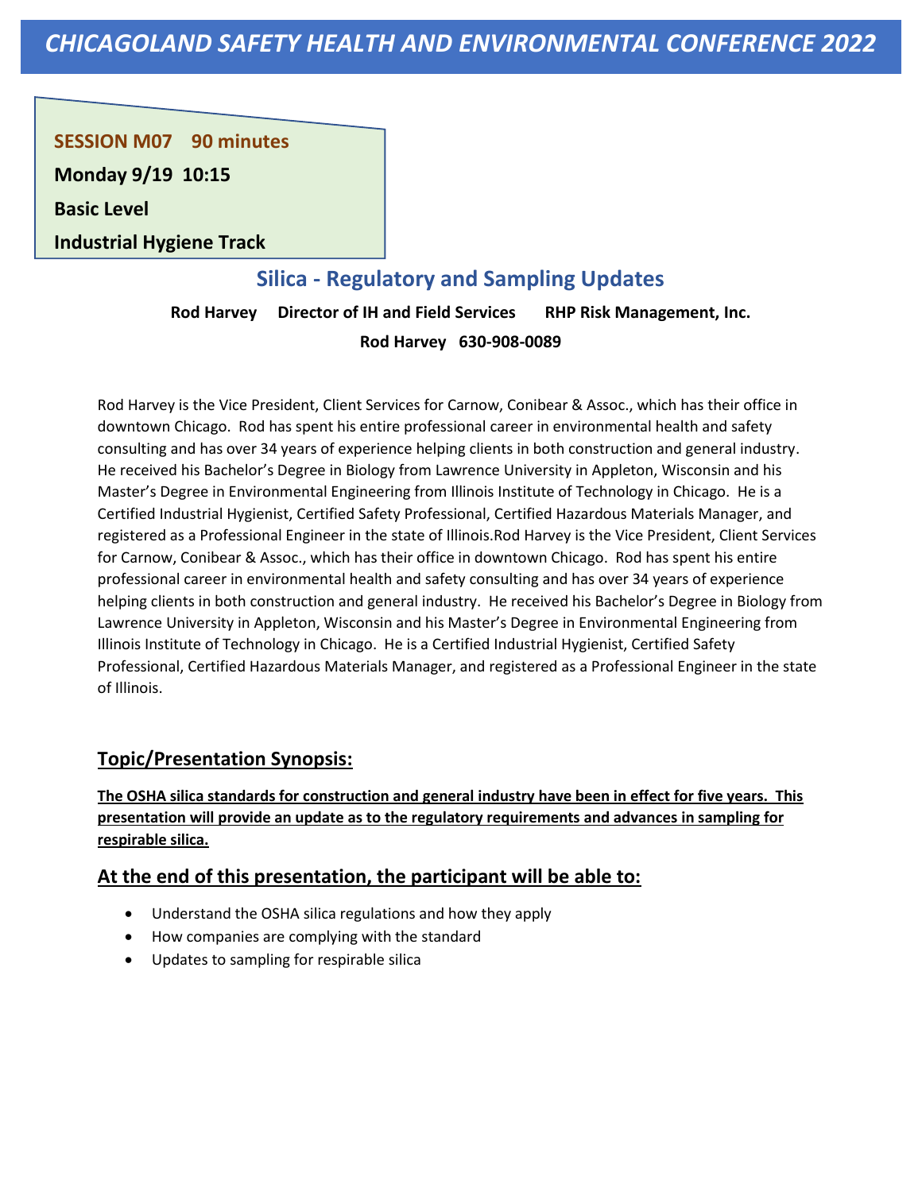# CHICAGOLAND SAFETY HEALTH AND ENVIRONMENTAL CONFERENCE 2022

**SESSION M07 90 minutes**

**Monday 9/19 10:15**

**Basic Level**

**Industrial Hygiene Track**

## Silica - Regulatory and Sampling Updates

**Rod Harvey Director of IH and Field Services RHP Risk Management, Inc.**

**Rod Harvey 630-908-0089**

Rod Harvey is the Vice President, Client Services for Carnow, Conibear & Assoc., which has their office in downtown Chicago. Rod has spent his entire professional career in environmental health and safety consulting and has over 34 years of experience helping clients in both construction and general industry. He received his Bachelor's Degree in Biology from Lawrence University in Appleton, Wisconsin and his Master's Degree in Environmental Engineering from Illinois Institute of Technology in Chicago. He is a Certified Industrial Hygienist, Certified Safety Professional, Certified Hazardous Materials Manager, and registered as a Professional Engineer in the state of Illinois.Rod Harvey is the Vice President, Client Services for Carnow, Conibear & Assoc., which has their office in downtown Chicago. Rod has spent his entire professional career in environmental health and safety consulting and has over 34 years of experience helping clients in both construction and general industry. He received his Bachelor's Degree in Biology from Lawrence University in Appleton, Wisconsin and his Master's Degree in Environmental Engineering from Illinois Institute of Technology in Chicago. He is a Certified Industrial Hygienist, Certified Safety Professional, Certified Hazardous Materials Manager, and registered as a Professional Engineer in the state of Illinois.

## Topic/Presentation Synopsis:

**The OSHA silica standards for construction and general industry have been in effect for five years. This presentation will provide an update as to the regulatory requirements and advances in sampling for respirable silica.**

## At the end of this presentation, the participant will be able to:

- Understand the OSHA silica regulations and how they apply
- How companies are complying with the standard
- Updates to sampling for respirable silica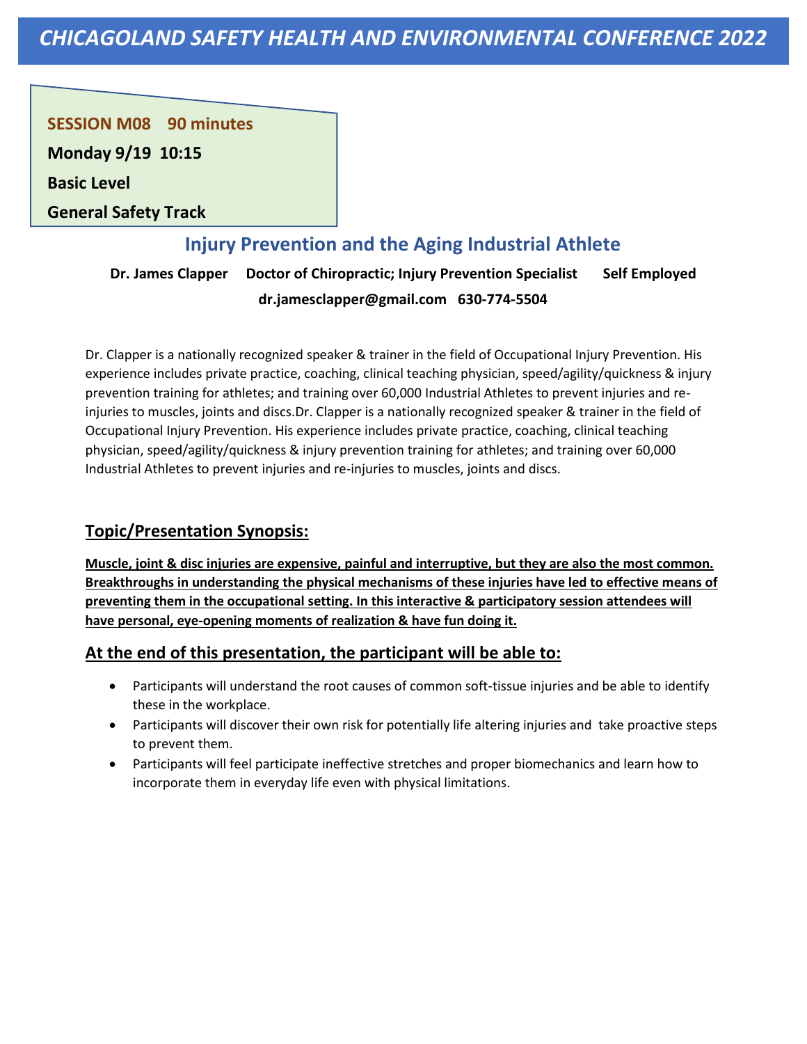# CHICAGOLAND SAFETY HEALTH AND ENVIRONMENTAL CONFERENCE 2022

**SESSION M08 90 minutes**

**Monday 9/19 10:15**

**Basic Level**

**General Safety Track**

## Injury Prevention and the Aging Industrial Athlete

**Dr. James Clapper Doctor of Chiropractic; Injury Prevention Specialist Self Employed**

**dr.jamesclapper@gmail.com 630-774-5504**

Dr. Clapper is a nationally recognized speaker & trainer in the field of Occupational Injury Prevention. His experience includes private practice, coaching, clinical teaching physician, speed/agility/quickness & injury prevention training for athletes; and training over 60,000 Industrial Athletes to prevent injuries and re-injuries to muscles, joints and discs.Dr. Clapper is a nationally recognized speaker & trainer in the field of Occupational Injury Prevention. His experience includes private practice, coaching, clinical teaching physician, speed/agility/quickness & injury prevention training for athletes; and training over 60,000 Industrial Athletes to prevent injuries and re-injuries to muscles, joints and discs.

### Topic/Presentation Synopsis:

**Muscle, joint & disc injuries are expensive, painful and interruptive, but they are also the most common. Breakthroughs in understanding the physical mechanisms of these injuries have led to effective means of preventing them in the occupational setting. In this interactive & participatory session attendees will have personal, eye-opening moments of realization & have fun doing it.**

### At the end of this presentation, the participant will be able to:

- Participants will understand the root causes of common soft-tissue injuries and be able to identify these in the workplace.
- Participants will discover their own risk for potentially life altering injuries and take proactive steps to prevent them.
- Participants will feel participate ineffective stretches and proper biomechanics and learn how to incorporate them in everyday life even with physical limitations.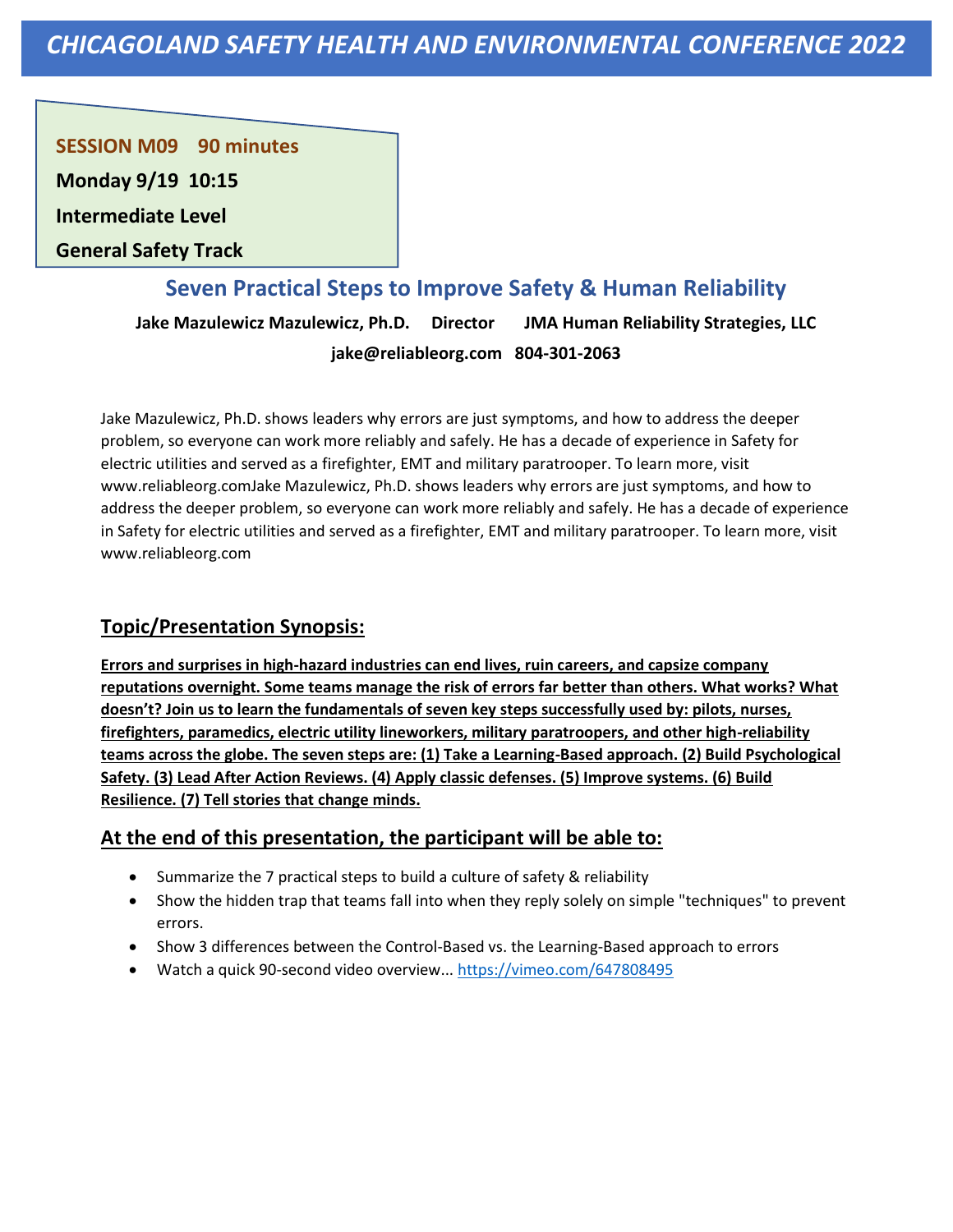# CHICAGOLAND SAFETY HEALTH AND ENVIRONMENTAL CONFERENCE 2022

**SESSION M09 90 minutes**

**Monday 9/19 10:15**

**Intermediate Level**

**General Safety Track**

## Seven Practical Steps to Improve Safety & Human Reliability

**Jake Mazulewicz Mazulewicz, Ph.D. Director JMA Human Reliability Strategies, LLC**

**jake@reliableorg.com 804-301-2063**

Jake Mazulewicz, Ph.D. shows leaders why errors are just symptoms, and how to address the deeper problem, so everyone can work more reliably and safely. He has a decade of experience in Safety for electric utilities and served as a firefighter, EMT and military paratrooper. To learn more, visit www.reliableorg.comJake Mazulewicz, Ph.D. shows leaders why errors are just symptoms, and how to address the deeper problem, so everyone can work more reliably and safely. He has a decade of experience in Safety for electric utilities and served as a firefighter, EMT and military paratrooper. To learn more, visit www.reliableorg.com

### Topic/Presentation Synopsis:

**Errors and surprises in high-hazard industries can end lives, ruin careers, and capsize company reputations overnight. Some teams manage the risk of errors far better than others. What works? What doesn't? Join us to learn the fundamentals of seven key steps successfully used by: pilots, nurses, firefighters, paramedics, electric utility lineworkers, military paratroopers, and other high-reliability teams across the globe. The seven steps are: (1) Take a Learning-Based approach. (2) Build Psychological Safety. (3) Lead After Action Reviews. (4) Apply classic defenses. (5) Improve systems. (6) Build Resilience. (7) Tell stories that change minds.**

### At the end of this presentation, the participant will be able to:

- Summarize the 7 practical steps to build a culture of safety & reliability
- Show the hidden trap that teams fall into when they reply solely on simple "techniques" to prevent errors.
- Show 3 differences between the Control-Based vs. the Learning-Based approach to errors
- Watch a quick 90-second video overview... https://vimeo.com/647808495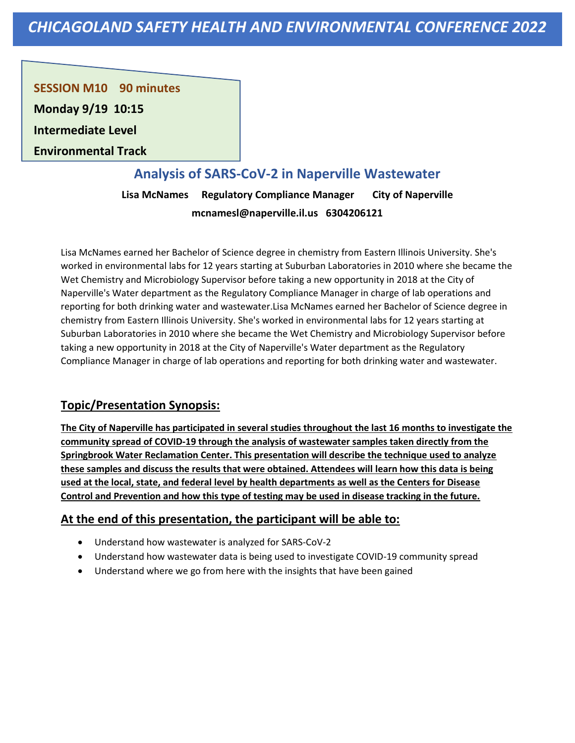# CHICAGOLAND SAFETY HEALTH AND ENVIRONMENTAL CONFERENCE 2022

**SESSION M10 90 minutes**

**Monday 9/19 10:15**

**Intermediate Level**

**Environmental Track**

## Analysis of SARS-CoV-2 in Naperville Wastewater

**Lisa McNames Regulatory Compliance Manager City of Naperville**

**mcnamesl@naperville.il.us 6304206121**

Lisa McNames earned her Bachelor of Science degree in chemistry from Eastern Illinois University. She's worked in environmental labs for 12 years starting at Suburban Laboratories in 2010 where she became the Wet Chemistry and Microbiology Supervisor before taking a new opportunity in 2018 at the City of Naperville's Water department as the Regulatory Compliance Manager in charge of lab operations and reporting for both drinking water and wastewater.Lisa McNames earned her Bachelor of Science degree in chemistry from Eastern Illinois University. She's worked in environmental labs for 12 years starting at Suburban Laboratories in 2010 where she became the Wet Chemistry and Microbiology Supervisor before taking a new opportunity in 2018 at the City of Naperville's Water department as the Regulatory Compliance Manager in charge of lab operations and reporting for both drinking water and wastewater.

### Topic/Presentation Synopsis:

**The City of Naperville has participated in several studies throughout the last 16 months to investigate the community spread of COVID-19 through the analysis of wastewater samples taken directly from the Springbrook Water Reclamation Center. This presentation will describe the technique used to analyze these samples and discuss the results that were obtained. Attendees will learn how this data is being used at the local, state, and federal level by health departments as well as the Centers for Disease Control and Prevention and how this type of testing may be used in disease tracking in the future.**

### At the end of this presentation, the participant will be able to:

- Understand how wastewater is analyzed for SARS-CoV-2
- Understand how wastewater data is being used to investigate COVID-19 community spread
- Understand where we go from here with the insights that have been gained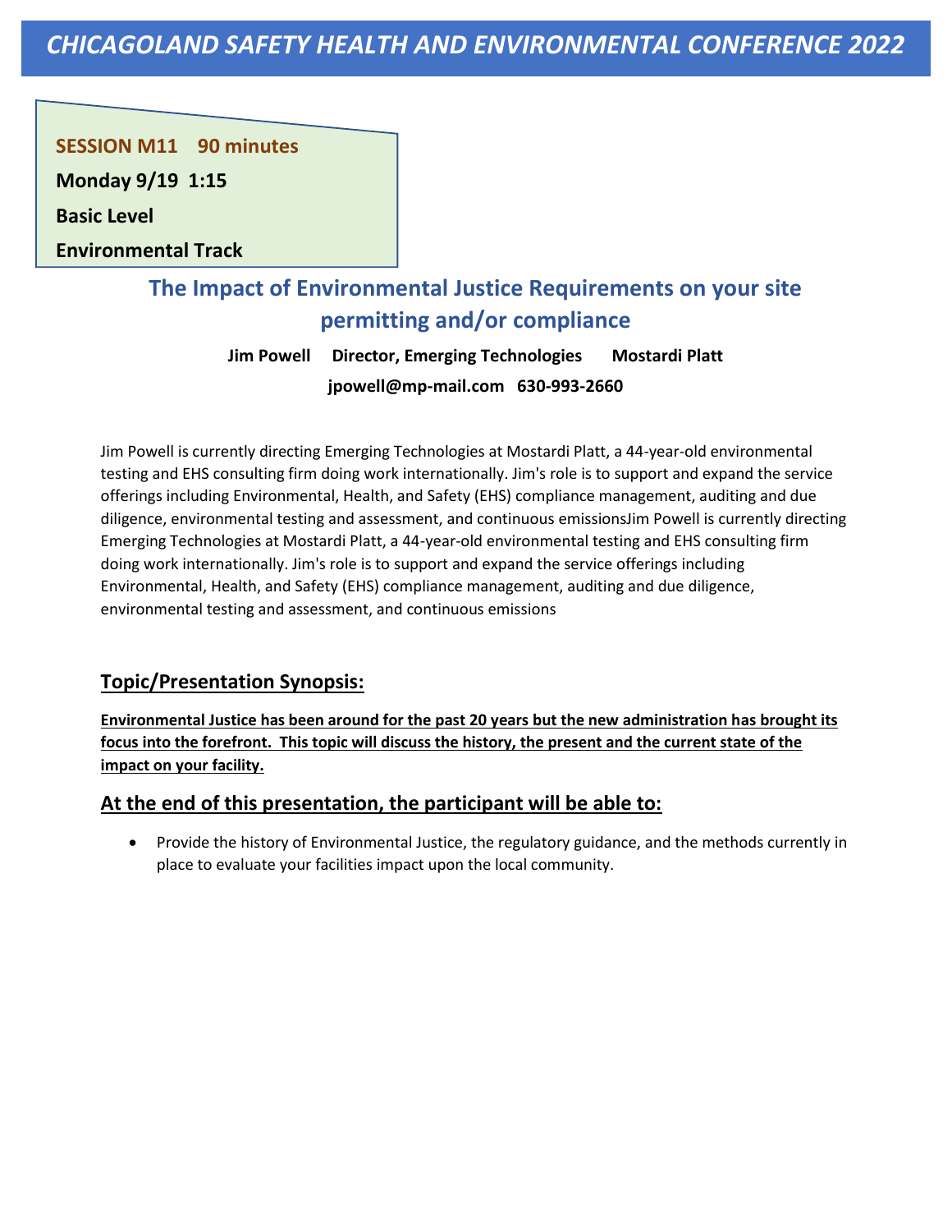# CHICAGOLAND SAFETY HEALTH AND ENVIRONMENTAL CONFERENCE 2022

**SESSION M11 90 minutes**

**Monday 9/19 1:15**

**Basic Level**

**Environmental Track**

## The Impact of Environmental Justice Requirements on your site permitting and/or compliance

**Jim Powell Director, Emerging Technologies Mostardi Platt**

**jpowell@mp-mail.com 630-993-2660**

Jim Powell is currently directing Emerging Technologies at Mostardi Platt, a 44-year-old environmental testing and EHS consulting firm doing work internationally. Jim's role is to support and expand the service offerings including Environmental, Health, and Safety (EHS) compliance management, auditing and due diligence, environmental testing and assessment, and continuous emissionsJim Powell is currently directing Emerging Technologies at Mostardi Platt, a 44-year-old environmental testing and EHS consulting firm doing work internationally. Jim's role is to support and expand the service offerings including Environmental, Health, and Safety (EHS) compliance management, auditing and due diligence, environmental testing and assessment, and continuous emissions

### Topic/Presentation Synopsis:

**Environmental Justice has been around for the past 20 years but the new administration has brought its focus into the forefront. This topic will discuss the history, the present and the current state of the impact on your facility.**

### At the end of this presentation, the participant will be able to:

- Provide the history of Environmental Justice, the regulatory guidance, and the methods currently in place to evaluate your facilities impact upon the local community.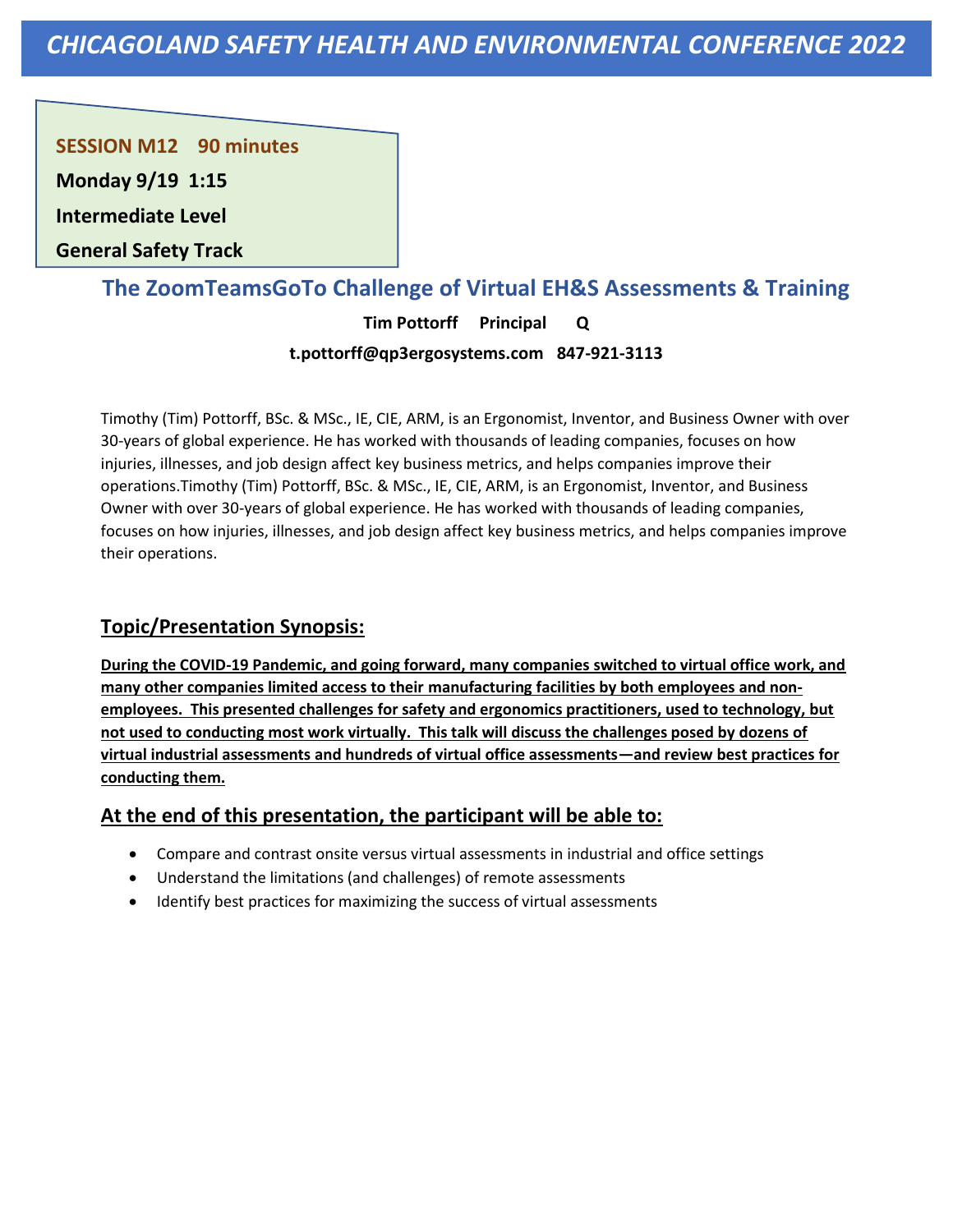# CHICAGOLAND SAFETY HEALTH AND ENVIRONMENTAL CONFERENCE 2022

**SESSION M12 90 minutes**

**Monday 9/19 1:15**

**Intermediate Level**

**General Safety Track**

## The ZoomTeamsGoTo Challenge of Virtual EH&S Assessments & Training

**Tim Pottorff Principal Q**

**t.pottorff@qp3ergosystems.com 847-921-3113**

Timothy (Tim) Pottorff, BSc. & MSc., IE, CIE, ARM, is an Ergonomist, Inventor, and Business Owner with over 30-years of global experience. He has worked with thousands of leading companies, focuses on how injuries, illnesses, and job design affect key business metrics, and helps companies improve their operations.Timothy (Tim) Pottorff, BSc. & MSc., IE, CIE, ARM, is an Ergonomist, Inventor, and Business Owner with over 30-years of global experience. He has worked with thousands of leading companies, focuses on how injuries, illnesses, and job design affect key business metrics, and helps companies improve their operations.

### Topic/Presentation Synopsis:

**During the COVID-19 Pandemic, and going forward, many companies switched to virtual office work, and many other companies limited access to their manufacturing facilities by both employees and non-employees. This presented challenges for safety and ergonomics practitioners, used to technology, but not used to conducting most work virtually. This talk will discuss the challenges posed by dozens of virtual industrial assessments and hundreds of virtual office assessments—and review best practices for conducting them.**

### At the end of this presentation, the participant will be able to:

- Compare and contrast onsite versus virtual assessments in industrial and office settings
- Understand the limitations (and challenges) of remote assessments
- Identify best practices for maximizing the success of virtual assessments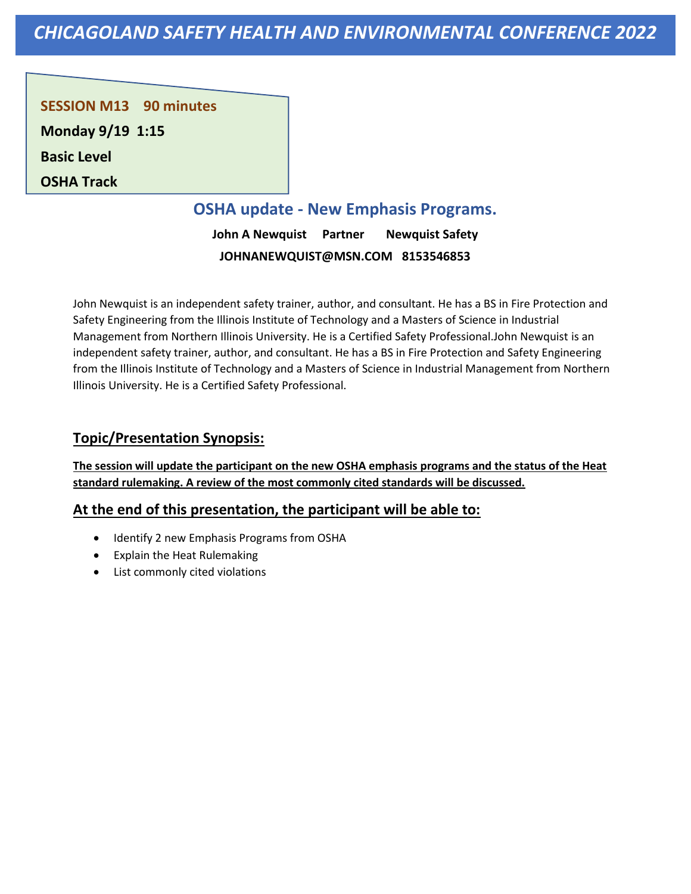# CHICAGOLAND SAFETY HEALTH AND ENVIRONMENTAL CONFERENCE 2022

**SESSION M13 90 minutes**

**Monday 9/19 1:15**

**Basic Level**

**OSHA Track**

## OSHA update - New Emphasis Programs.

**John A Newquist Partner Newquist Safety**

**JOHNANEWQUIST@MSN.COM 8153546853**

John Newquist is an independent safety trainer, author, and consultant. He has a BS in Fire Protection and Safety Engineering from the Illinois Institute of Technology and a Masters of Science in Industrial Management from Northern Illinois University. He is a Certified Safety Professional.John Newquist is an independent safety trainer, author, and consultant. He has a BS in Fire Protection and Safety Engineering from the Illinois Institute of Technology and a Masters of Science in Industrial Management from Northern Illinois University. He is a Certified Safety Professional.

## Topic/Presentation Synopsis:

**The session will update the participant on the new OSHA emphasis programs and the status of the Heat standard rulemaking. A review of the most commonly cited standards will be discussed.**

## At the end of this presentation, the participant will be able to:

- Identify 2 new Emphasis Programs from OSHA
- Explain the Heat Rulemaking
- List commonly cited violations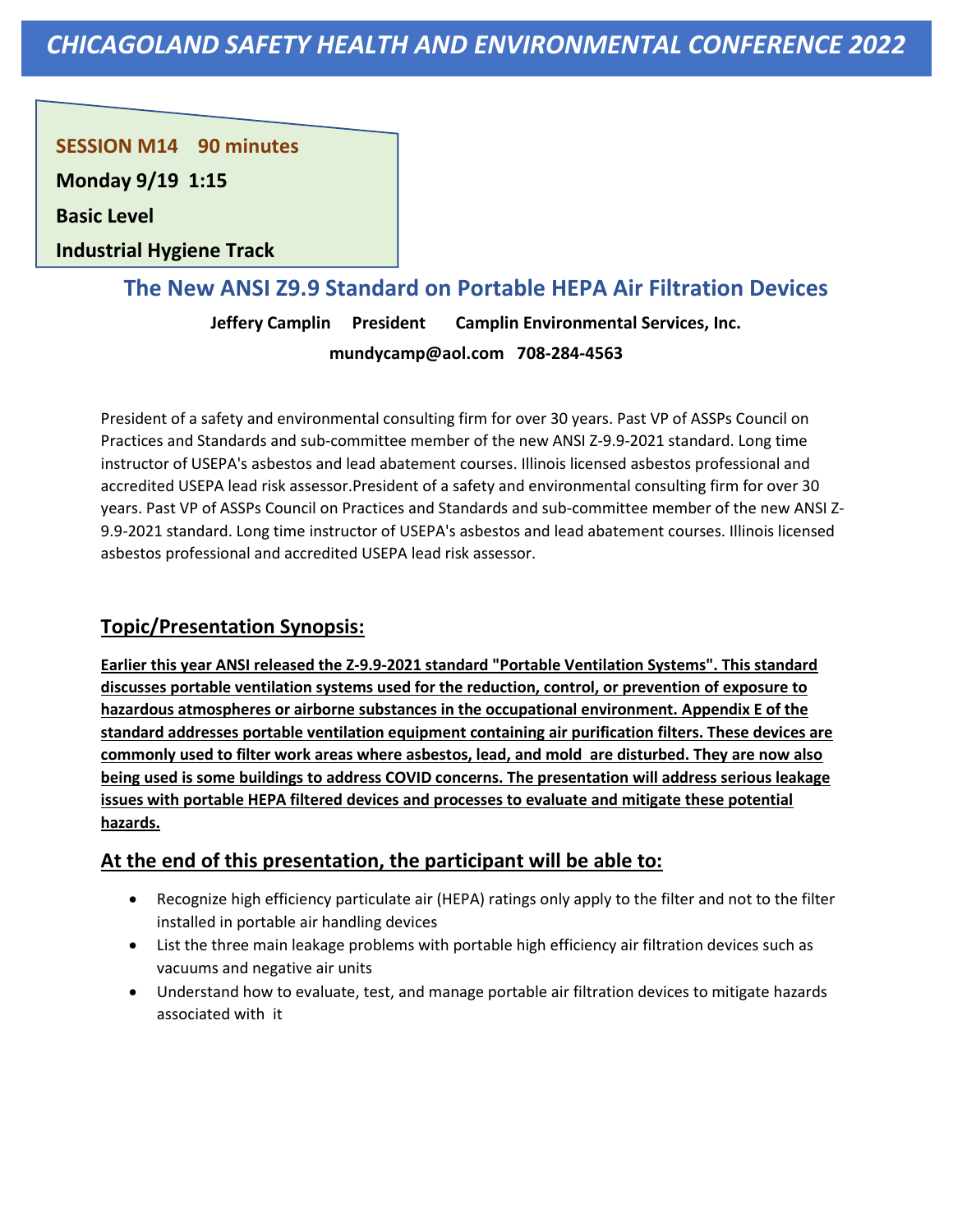# CHICAGOLAND SAFETY HEALTH AND ENVIRONMENTAL CONFERENCE 2022

**SESSION M14 90 minutes**

**Monday 9/19 1:15**

**Basic Level**

**Industrial Hygiene Track**

## The New ANSI Z9.9 Standard on Portable HEPA Air Filtration Devices

**Jeffery Camplin President Camplin Environmental Services, Inc.**

**mundycamp@aol.com 708-284-4563**

President of a safety and environmental consulting firm for over 30 years. Past VP of ASSPs Council on Practices and Standards and sub-committee member of the new ANSI Z-9.9-2021 standard. Long time instructor of USEPA's asbestos and lead abatement courses. Illinois licensed asbestos professional and accredited USEPA lead risk assessor.President of a safety and environmental consulting firm for over 30 years. Past VP of ASSPs Council on Practices and Standards and sub-committee member of the new ANSI Z-9.9-2021 standard. Long time instructor of USEPA's asbestos and lead abatement courses. Illinois licensed asbestos professional and accredited USEPA lead risk assessor.

### Topic/Presentation Synopsis:

**Earlier this year ANSI released the Z-9.9-2021 standard "Portable Ventilation Systems". This standard discusses portable ventilation systems used for the reduction, control, or prevention of exposure to hazardous atmospheres or airborne substances in the occupational environment. Appendix E of the standard addresses portable ventilation equipment containing air purification filters. These devices are commonly used to filter work areas where asbestos, lead, and mold are disturbed. They are now also being used is some buildings to address COVID concerns. The presentation will address serious leakage issues with portable HEPA filtered devices and processes to evaluate and mitigate these potential hazards.**

### At the end of this presentation, the participant will be able to:

- Recognize high efficiency particulate air (HEPA) ratings only apply to the filter and not to the filter installed in portable air handling devices
- List the three main leakage problems with portable high efficiency air filtration devices such as vacuums and negative air units
- Understand how to evaluate, test, and manage portable air filtration devices to mitigate hazards associated with it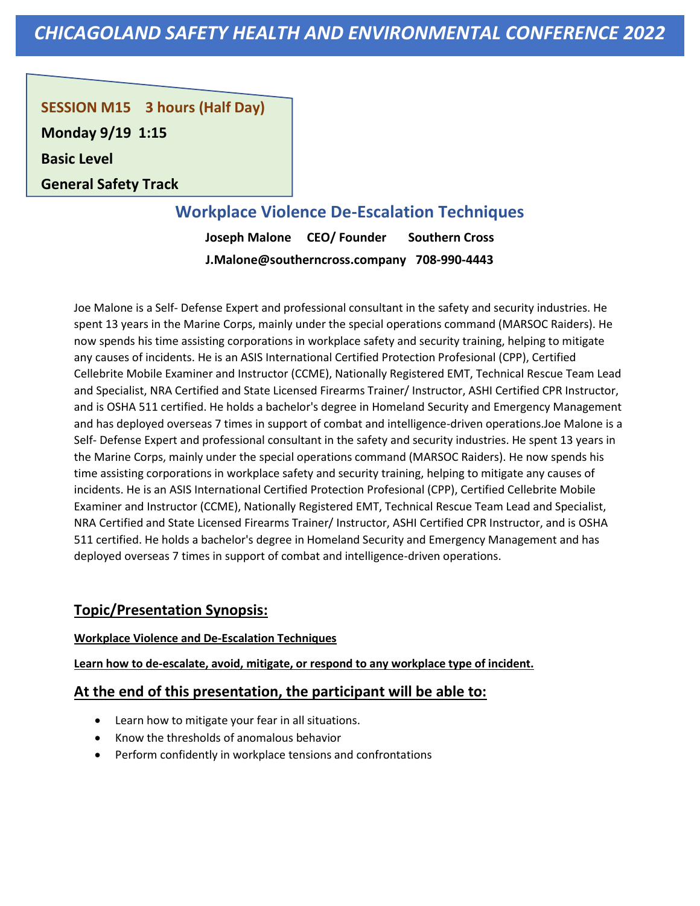**SESSION M15 3 hours (Half Day)**

**Monday 9/19 1:15**

**Basic Level**

**General Safety Track**

## Workplace Violence De-Escalation Techniques

**Joseph Malone CEO/ Founder Southern Cross**

**J.Malone@southerncross.company 708-990-4443**

Joe Malone is a Self- Defense Expert and professional consultant in the safety and security industries. He spent 13 years in the Marine Corps, mainly under the special operations command (MARSOC Raiders). He now spends his time assisting corporations in workplace safety and security training, helping to mitigate any causes of incidents. He is an ASIS International Certified Protection Profesional (CPP), Certified Cellebrite Mobile Examiner and Instructor (CCME), Nationally Registered EMT, Technical Rescue Team Lead and Specialist, NRA Certified and State Licensed Firearms Trainer/ Instructor, ASHI Certified CPR Instructor, and is OSHA 511 certified. He holds a bachelor's degree in Homeland Security and Emergency Management and has deployed overseas 7 times in support of combat and intelligence-driven operations.Joe Malone is a Self- Defense Expert and professional consultant in the safety and security industries. He spent 13 years in the Marine Corps, mainly under the special operations command (MARSOC Raiders). He now spends his time assisting corporations in workplace safety and security training, helping to mitigate any causes of incidents. He is an ASIS International Certified Protection Profesional (CPP), Certified Cellebrite Mobile Examiner and Instructor (CCME), Nationally Registered EMT, Technical Rescue Team Lead and Specialist, NRA Certified and State Licensed Firearms Trainer/ Instructor, ASHI Certified CPR Instructor, and is OSHA 511 certified. He holds a bachelor's degree in Homeland Security and Emergency Management and has deployed overseas 7 times in support of combat and intelligence-driven operations.

### Topic/Presentation Synopsis:

**Workplace Violence and De-Escalation Techniques**

**Learn how to de-escalate, avoid, mitigate, or respond to any workplace type of incident.**

### At the end of this presentation, the participant will be able to:

- Learn how to mitigate your fear in all situations.
- Know the thresholds of anomalous behavior
- Perform confidently in workplace tensions and confrontations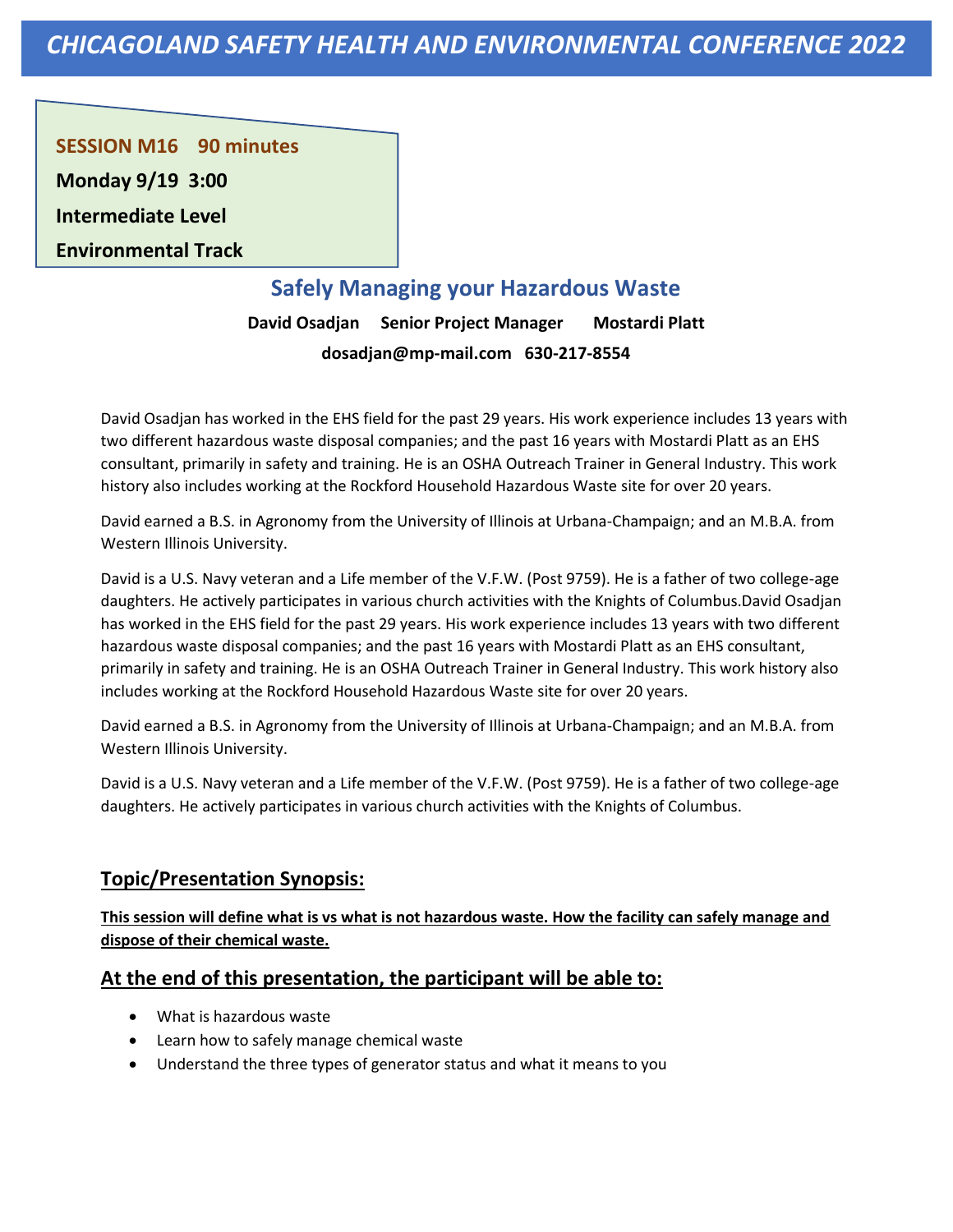# CHICAGOLAND SAFETY HEALTH AND ENVIRONMENTAL CONFERENCE 2022

**SESSION M16 90 minutes**

**Monday 9/19 3:00**

**Intermediate Level**

**Environmental Track**

## Safely Managing your Hazardous Waste

**David Osadjan Senior Project Manager Mostardi Platt**

**dosadjan@mp-mail.com 630-217-8554**

David Osadjan has worked in the EHS field for the past 29 years. His work experience includes 13 years with two different hazardous waste disposal companies; and the past 16 years with Mostardi Platt as an EHS consultant, primarily in safety and training. He is an OSHA Outreach Trainer in General Industry. This work history also includes working at the Rockford Household Hazardous Waste site for over 20 years.

David earned a B.S. in Agronomy from the University of Illinois at Urbana-Champaign; and an M.B.A. from Western Illinois University.

David is a U.S. Navy veteran and a Life member of the V.F.W. (Post 9759). He is a father of two college-age daughters. He actively participates in various church activities with the Knights of Columbus.David Osadjan has worked in the EHS field for the past 29 years. His work experience includes 13 years with two different hazardous waste disposal companies; and the past 16 years with Mostardi Platt as an EHS consultant, primarily in safety and training. He is an OSHA Outreach Trainer in General Industry. This work history also includes working at the Rockford Household Hazardous Waste site for over 20 years.

David earned a B.S. in Agronomy from the University of Illinois at Urbana-Champaign; and an M.B.A. from Western Illinois University.

David is a U.S. Navy veteran and a Life member of the V.F.W. (Post 9759). He is a father of two college-age daughters. He actively participates in various church activities with the Knights of Columbus.

### Topic/Presentation Synopsis:

**This session will define what is vs what is not hazardous waste. How the facility can safely manage and dispose of their chemical waste.**

### At the end of this presentation, the participant will be able to:

- What is hazardous waste
- Learn how to safely manage chemical waste
- Understand the three types of generator status and what it means to you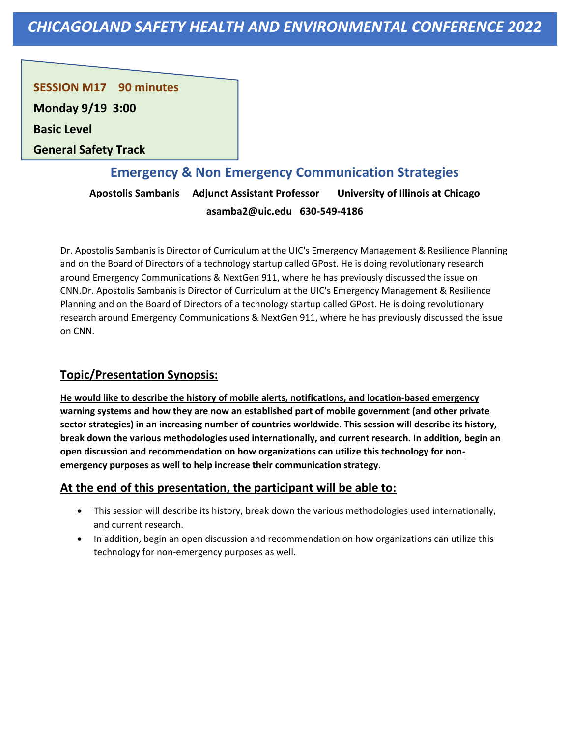# CHICAGOLAND SAFETY HEALTH AND ENVIRONMENTAL CONFERENCE 2022

**SESSION M17 90 minutes**

**Monday 9/19 3:00**

**Basic Level**

**General Safety Track**

## Emergency & Non Emergency Communication Strategies

**Apostolis Sambanis Adjunct Assistant Professor University of Illinois at Chicago**

**asamba2@uic.edu 630-549-4186**

Dr. Apostolis Sambanis is Director of Curriculum at the UIC's Emergency Management & Resilience Planning and on the Board of Directors of a technology startup called GPost. He is doing revolutionary research around Emergency Communications & NextGen 911, where he has previously discussed the issue on CNN.Dr. Apostolis Sambanis is Director of Curriculum at the UIC's Emergency Management & Resilience Planning and on the Board of Directors of a technology startup called GPost. He is doing revolutionary research around Emergency Communications & NextGen 911, where he has previously discussed the issue on CNN.

### Topic/Presentation Synopsis:

**He would like to describe the history of mobile alerts, notifications, and location-based emergency warning systems and how they are now an established part of mobile government (and other private sector strategies) in an increasing number of countries worldwide. This session will describe its history, break down the various methodologies used internationally, and current research. In addition, begin an open discussion and recommendation on how organizations can utilize this technology for non-emergency purposes as well to help increase their communication strategy.**

### At the end of this presentation, the participant will be able to:

- This session will describe its history, break down the various methodologies used internationally, and current research.
- In addition, begin an open discussion and recommendation on how organizations can utilize this technology for non-emergency purposes as well.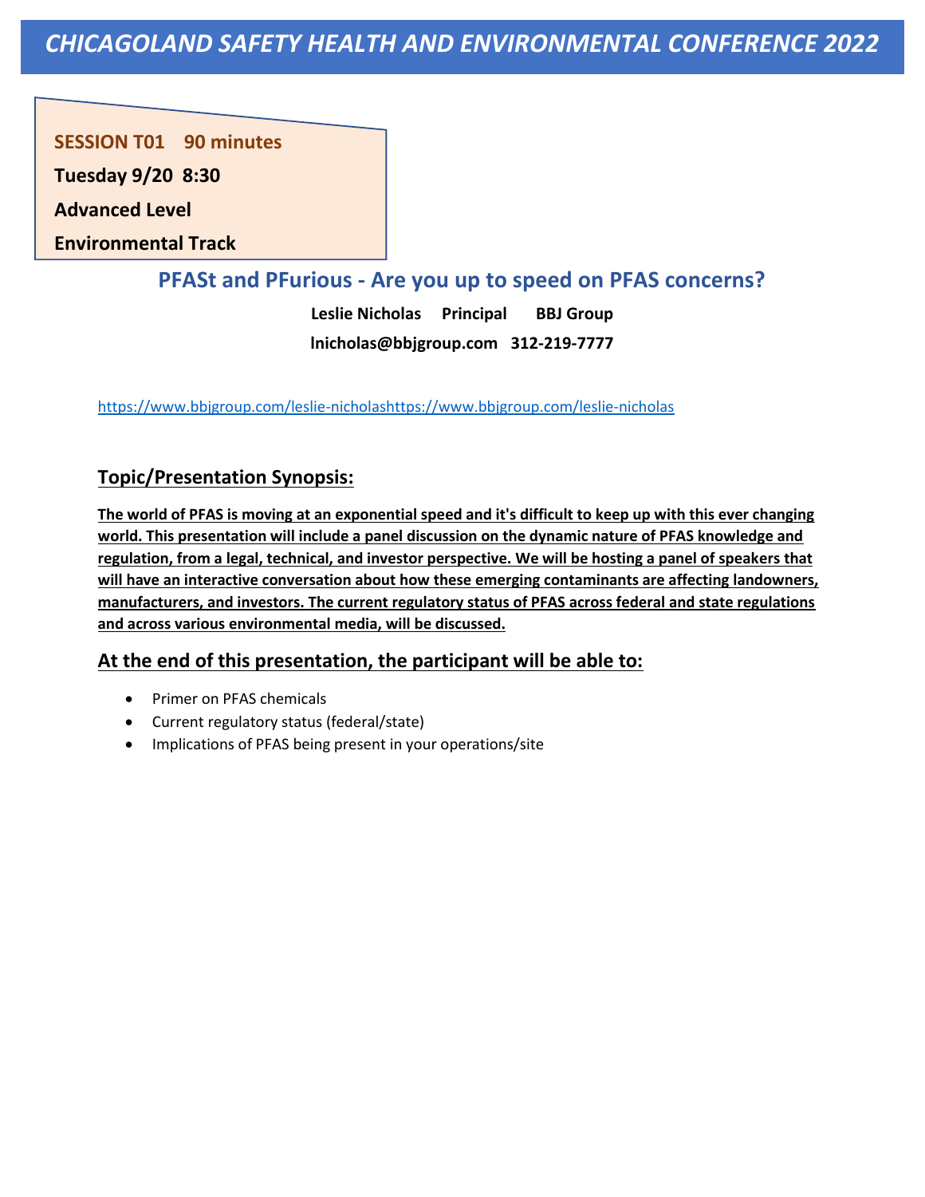# *CHICAGOLAND SAFETY HEALTH AND ENVIRONMENTAL CONFERENCE 2022*

**SESSION T01 90 minutes**

**Tuesday 9/20 8:30**

**Advanced Level**

**Environmental Track**

## PFASt and PFurious - Are you up to speed on PFAS concerns?

**Leslie Nicholas Principal BBJ Group**

**lnicholas@bbjgroup.com 312-219-7777**

https://www.bbjgroup.com/leslie-nicholashttps://www.bbjgroup.com/leslie-nicholas

### Topic/Presentation Synopsis:

**The world of PFAS is moving at an exponential speed and it's difficult to keep up with this ever changing world. This presentation will include a panel discussion on the dynamic nature of PFAS knowledge and regulation, from a legal, technical, and investor perspective. We will be hosting a panel of speakers that will have an interactive conversation about how these emerging contaminants are affecting landowners, manufacturers, and investors. The current regulatory status of PFAS across federal and state regulations and across various environmental media, will be discussed.**

### At the end of this presentation, the participant will be able to:

- Primer on PFAS chemicals
- Current regulatory status (federal/state)
- Implications of PFAS being present in your operations/site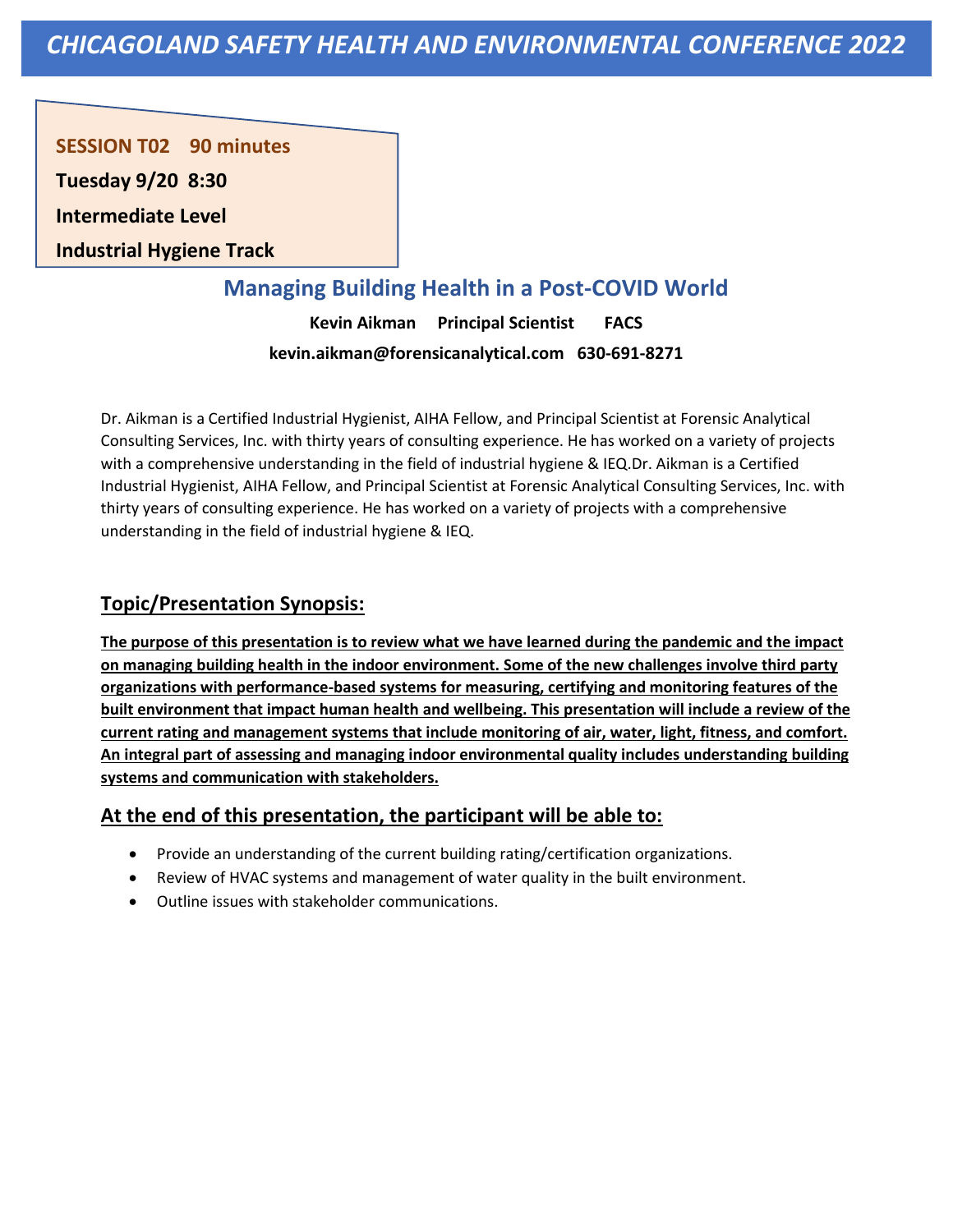# *CHICAGOLAND SAFETY HEALTH AND ENVIRONMENTAL CONFERENCE 2022*

**SESSION T02 90 minutes**

**Tuesday 9/20 8:30**

**Intermediate Level**

**Industrial Hygiene Track**

## Managing Building Health in a Post-COVID World

**Kevin Aikman Principal Scientist FACS**

**kevin.aikman@forensicanalytical.com 630-691-8271**

Dr. Aikman is a Certified Industrial Hygienist, AIHA Fellow, and Principal Scientist at Forensic Analytical Consulting Services, Inc. with thirty years of consulting experience. He has worked on a variety of projects with a comprehensive understanding in the field of industrial hygiene & IEQ.Dr. Aikman is a Certified Industrial Hygienist, AIHA Fellow, and Principal Scientist at Forensic Analytical Consulting Services, Inc. with thirty years of consulting experience. He has worked on a variety of projects with a comprehensive understanding in the field of industrial hygiene & IEQ.

### Topic/Presentation Synopsis:

**The purpose of this presentation is to review what we have learned during the pandemic and the impact on managing building health in the indoor environment. Some of the new challenges involve third party organizations with performance-based systems for measuring, certifying and monitoring features of the built environment that impact human health and wellbeing. This presentation will include a review of the current rating and management systems that include monitoring of air, water, light, fitness, and comfort. An integral part of assessing and managing indoor environmental quality includes understanding building systems and communication with stakeholders.**

### At the end of this presentation, the participant will be able to:

- Provide an understanding of the current building rating/certification organizations.
- Review of HVAC systems and management of water quality in the built environment.
- Outline issues with stakeholder communications.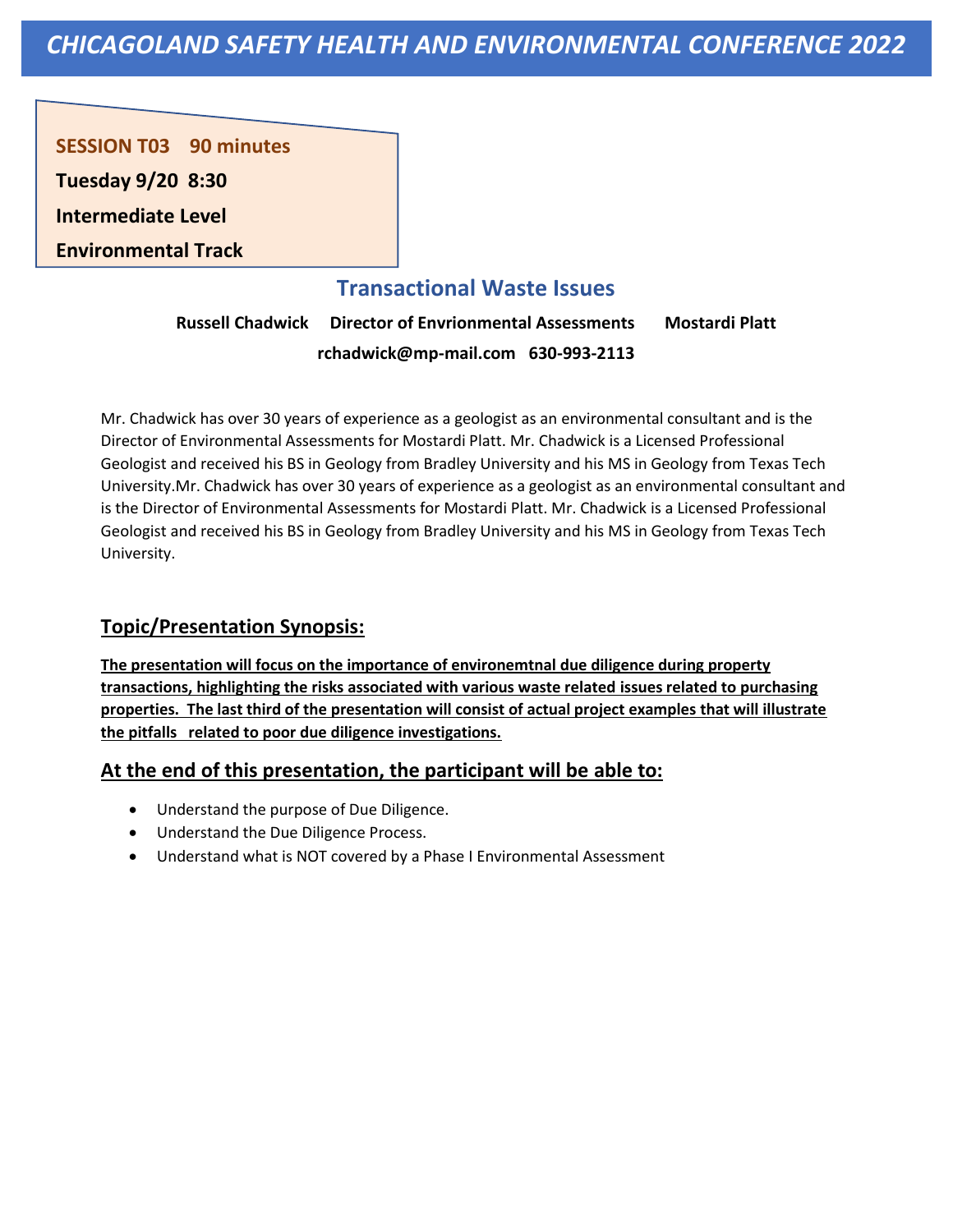# CHICAGOLAND SAFETY HEALTH AND ENVIRONMENTAL CONFERENCE 2022

**SESSION T03 90 minutes**

**Tuesday 9/20 8:30**

**Intermediate Level**

**Environmental Track**

## Transactional Waste Issues

**Russell Chadwick Director of Envrionmental Assessments Mostardi Platt**

**rchadwick@mp-mail.com 630-993-2113**

Mr. Chadwick has over 30 years of experience as a geologist as an environmental consultant and is the Director of Environmental Assessments for Mostardi Platt. Mr. Chadwick is a Licensed Professional Geologist and received his BS in Geology from Bradley University and his MS in Geology from Texas Tech University.Mr. Chadwick has over 30 years of experience as a geologist as an environmental consultant and is the Director of Environmental Assessments for Mostardi Platt. Mr. Chadwick is a Licensed Professional Geologist and received his BS in Geology from Bradley University and his MS in Geology from Texas Tech University.

### Topic/Presentation Synopsis:

**The presentation will focus on the importance of environemtnal due diligence during property transactions, highlighting the risks associated with various waste related issues related to purchasing properties. The last third of the presentation will consist of actual project examples that will illustrate the pitfalls related to poor due diligence investigations.**

### At the end of this presentation, the participant will be able to:

- Understand the purpose of Due Diligence.
- Understand the Due Diligence Process.
- Understand what is NOT covered by a Phase I Environmental Assessment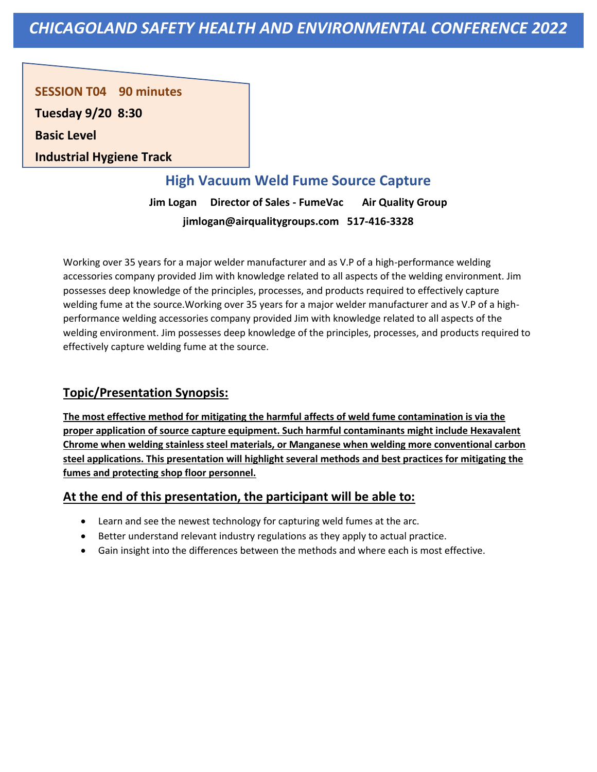# *CHICAGOLAND SAFETY HEALTH AND ENVIRONMENTAL CONFERENCE 2022*

**SESSION T04  90 minutes**

**Tuesday 9/20  8:30**

**Basic Level**

**Industrial Hygiene Track**

## High Vacuum Weld Fume Source Capture

**Jim Logan  Director of Sales - FumeVac  Air Quality Group**

**jimlogan@airqualitygroups.com  517-416-3328**

Working over 35 years for a major welder manufacturer and as V.P of a high-performance welding accessories company provided Jim with knowledge related to all aspects of the welding environment. Jim possesses deep knowledge of the principles, processes, and products required to effectively capture welding fume at the source.Working over 35 years for a major welder manufacturer and as V.P of a high-performance welding accessories company provided Jim with knowledge related to all aspects of the welding environment. Jim possesses deep knowledge of the principles, processes, and products required to effectively capture welding fume at the source.

### Topic/Presentation Synopsis:

**The most effective method for mitigating the harmful affects of weld fume contamination is via the proper application of source capture equipment. Such harmful contaminants might include Hexavalent Chrome when welding stainless steel materials, or Manganese when welding more conventional carbon steel applications. This presentation will highlight several methods and best practices for mitigating the fumes and protecting shop floor personnel.**

### At the end of this presentation, the participant will be able to:

- Learn and see the newest technology for capturing weld fumes at the arc.
- Better understand relevant industry regulations as they apply to actual practice.
- Gain insight into the differences between the methods and where each is most effective.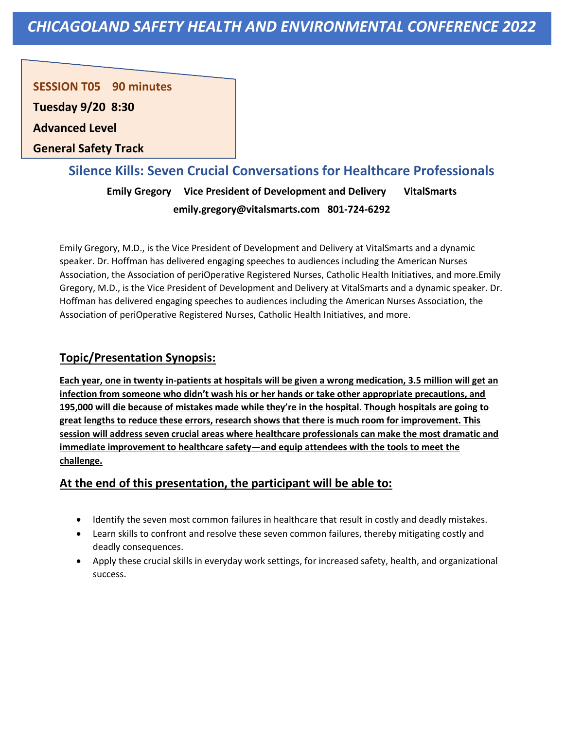# CHICAGOLAND SAFETY HEALTH AND ENVIRONMENTAL CONFERENCE 2022

**SESSION T05 90 minutes**

**Tuesday 9/20 8:30**

**Advanced Level**

**General Safety Track**

## Silence Kills: Seven Crucial Conversations for Healthcare Professionals

**Emily Gregory Vice President of Development and Delivery VitalSmarts**

**emily.gregory@vitalsmarts.com 801-724-6292**

Emily Gregory, M.D., is the Vice President of Development and Delivery at VitalSmarts and a dynamic speaker. Dr. Hoffman has delivered engaging speeches to audiences including the American Nurses Association, the Association of periOperative Registered Nurses, Catholic Health Initiatives, and more.Emily Gregory, M.D., is the Vice President of Development and Delivery at VitalSmarts and a dynamic speaker. Dr. Hoffman has delivered engaging speeches to audiences including the American Nurses Association, the Association of periOperative Registered Nurses, Catholic Health Initiatives, and more.

### Topic/Presentation Synopsis:

**Each year, one in twenty in-patients at hospitals will be given a wrong medication, 3.5 million will get an infection from someone who didn't wash his or her hands or take other appropriate precautions, and 195,000 will die because of mistakes made while they're in the hospital. Though hospitals are going to great lengths to reduce these errors, research shows that there is much room for improvement. This session will address seven crucial areas where healthcare professionals can make the most dramatic and immediate improvement to healthcare safety—and equip attendees with the tools to meet the challenge.**

### At the end of this presentation, the participant will be able to:

- Identify the seven most common failures in healthcare that result in costly and deadly mistakes.
- Learn skills to confront and resolve these seven common failures, thereby mitigating costly and deadly consequences.
- Apply these crucial skills in everyday work settings, for increased safety, health, and organizational success.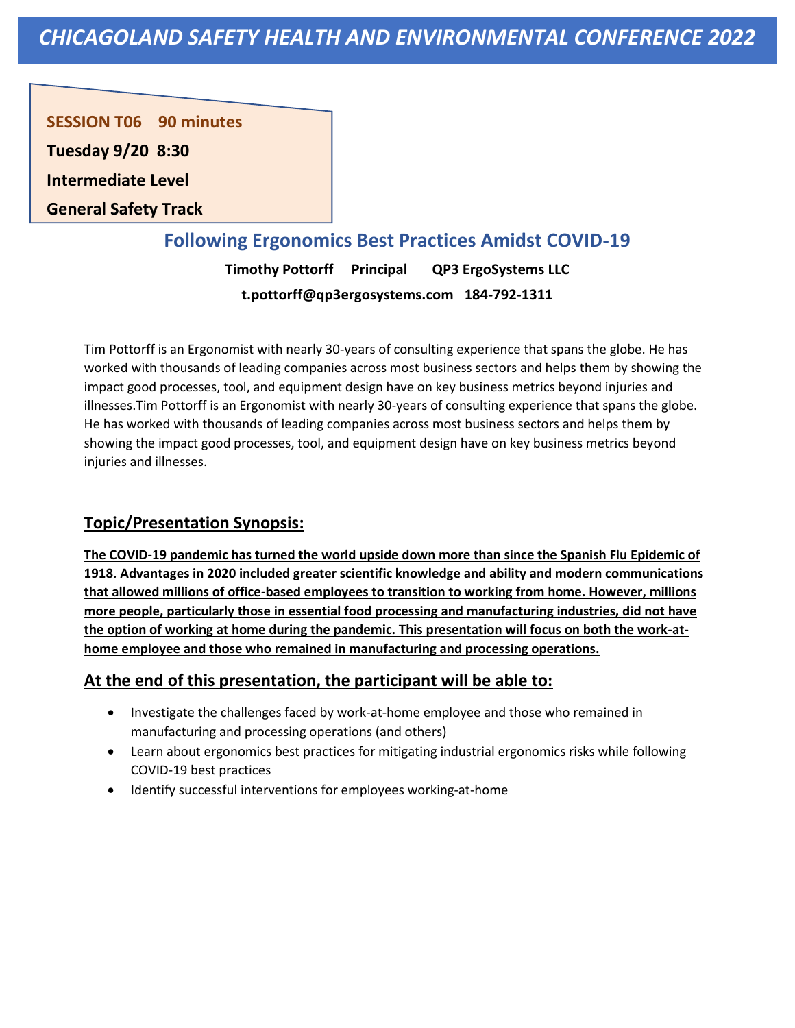CHICAGOLAND SAFETY HEALTH AND ENVIRONMENTAL CONFERENCE 2022

**SESSION T06 90 minutes**

**Tuesday 9/20 8:30**

**Intermediate Level**

**General Safety Track**

## Following Ergonomics Best Practices Amidst COVID-19

**Timothy Pottorff Principal QP3 ErgoSystems LLC**

**t.pottorff@qp3ergosystems.com 184-792-1311**

Tim Pottorff is an Ergonomist with nearly 30-years of consulting experience that spans the globe. He has worked with thousands of leading companies across most business sectors and helps them by showing the impact good processes, tool, and equipment design have on key business metrics beyond injuries and illnesses.Tim Pottorff is an Ergonomist with nearly 30-years of consulting experience that spans the globe. He has worked with thousands of leading companies across most business sectors and helps them by showing the impact good processes, tool, and equipment design have on key business metrics beyond injuries and illnesses.

### Topic/Presentation Synopsis:

**The COVID-19 pandemic has turned the world upside down more than since the Spanish Flu Epidemic of 1918. Advantages in 2020 included greater scientific knowledge and ability and modern communications that allowed millions of office-based employees to transition to working from home. However, millions more people, particularly those in essential food processing and manufacturing industries, did not have the option of working at home during the pandemic. This presentation will focus on both the work-at-home employee and those who remained in manufacturing and processing operations.**

### At the end of this presentation, the participant will be able to:

- Investigate the challenges faced by work-at-home employee and those who remained in manufacturing and processing operations (and others)
- Learn about ergonomics best practices for mitigating industrial ergonomics risks while following COVID-19 best practices
- Identify successful interventions for employees working-at-home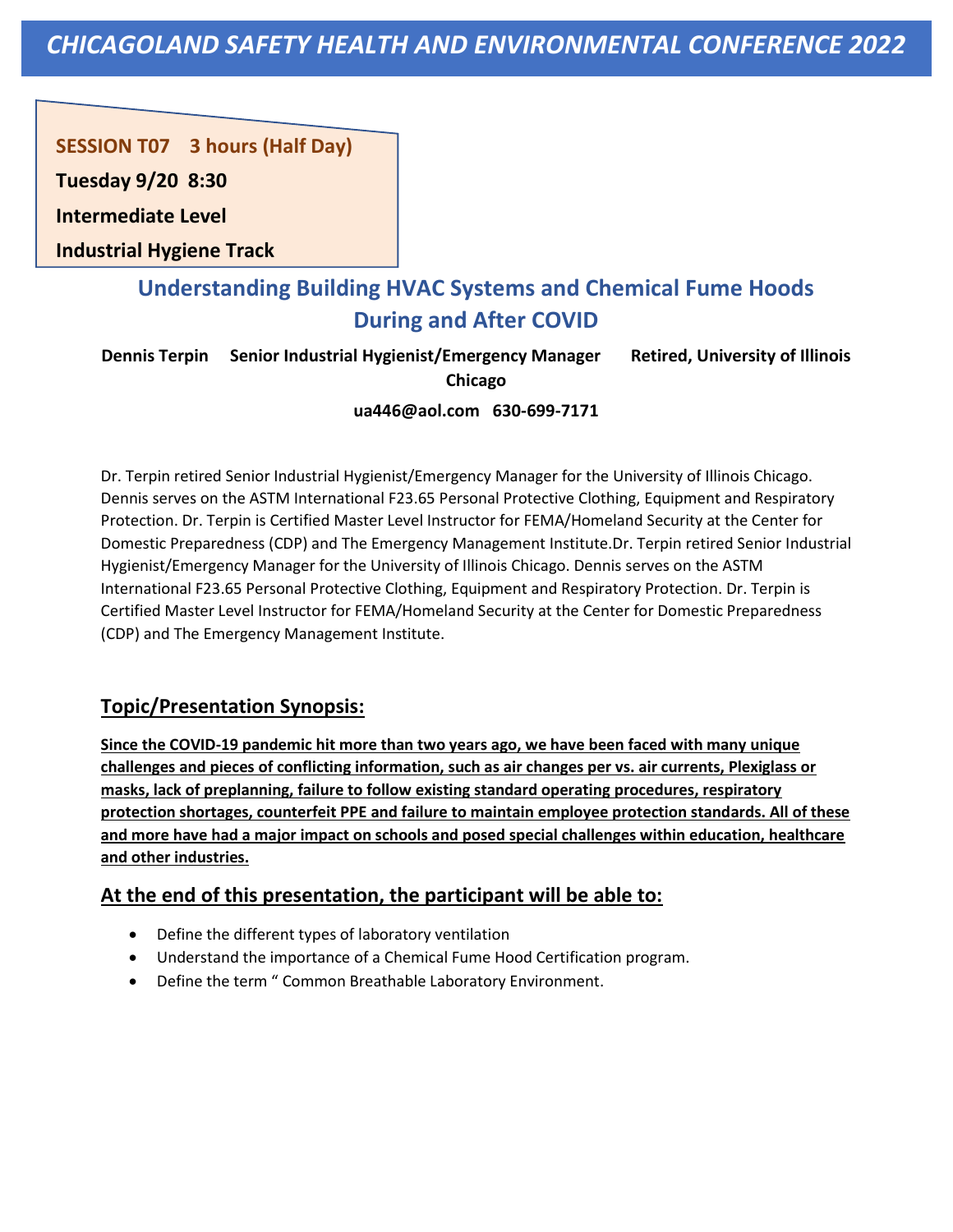# CHICAGOLAND SAFETY HEALTH AND ENVIRONMENTAL CONFERENCE 2022

**SESSION T07 3 hours (Half Day)**

**Tuesday 9/20 8:30**

**Intermediate Level**

**Industrial Hygiene Track**

## Understanding Building HVAC Systems and Chemical Fume Hoods During and After COVID

**Dennis Terpin Senior Industrial Hygienist/Emergency Manager Retired, University of Illinois Chicago**

**ua446@aol.com 630-699-7171**

Dr. Terpin retired Senior Industrial Hygienist/Emergency Manager for the University of Illinois Chicago. Dennis serves on the ASTM International F23.65 Personal Protective Clothing, Equipment and Respiratory Protection. Dr. Terpin is Certified Master Level Instructor for FEMA/Homeland Security at the Center for Domestic Preparedness (CDP) and The Emergency Management Institute.Dr. Terpin retired Senior Industrial Hygienist/Emergency Manager for the University of Illinois Chicago. Dennis serves on the ASTM International F23.65 Personal Protective Clothing, Equipment and Respiratory Protection. Dr. Terpin is Certified Master Level Instructor for FEMA/Homeland Security at the Center for Domestic Preparedness (CDP) and The Emergency Management Institute.

### Topic/Presentation Synopsis:

**Since the COVID-19 pandemic hit more than two years ago, we have been faced with many unique challenges and pieces of conflicting information, such as air changes per vs. air currents, Plexiglass or masks, lack of preplanning, failure to follow existing standard operating procedures, respiratory protection shortages, counterfeit PPE and failure to maintain employee protection standards. All of these and more have had a major impact on schools and posed special challenges within education, healthcare and other industries.**

### At the end of this presentation, the participant will be able to:

- Define the different types of laboratory ventilation
- Understand the importance of a Chemical Fume Hood Certification program.
- Define the term " Common Breathable Laboratory Environment.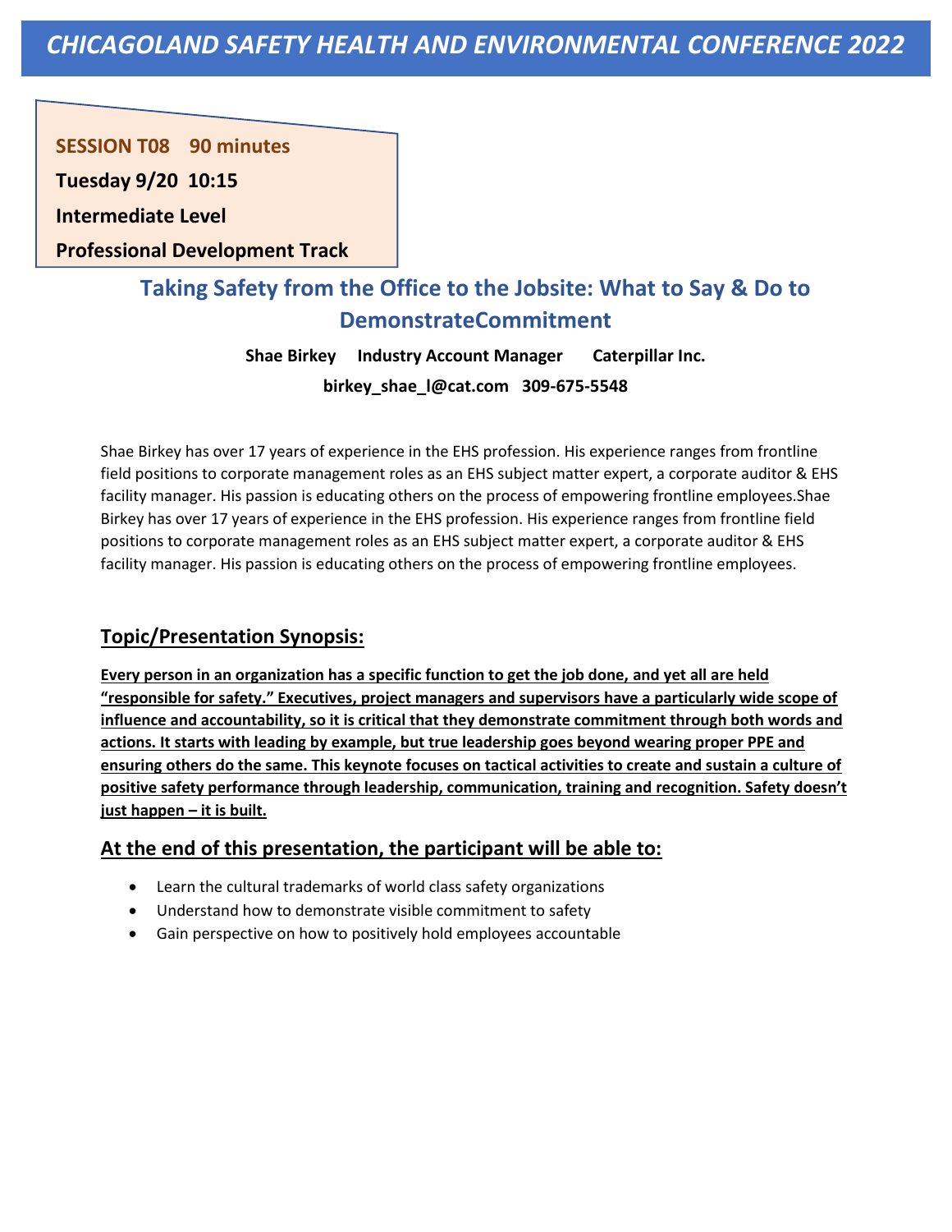# CHICAGOLAND SAFETY HEALTH AND ENVIRONMENTAL CONFERENCE 2022

**SESSION T08 90 minutes**

**Tuesday 9/20 10:15**

**Intermediate Level**

**Professional Development Track**

## Taking Safety from the Office to the Jobsite: What to Say & Do to DemonstrateCommitment

**Shae Birkey Industry Account Manager Caterpillar Inc.**

**birkey_shae_l@cat.com 309-675-5548**

Shae Birkey has over 17 years of experience in the EHS profession. His experience ranges from frontline field positions to corporate management roles as an EHS subject matter expert, a corporate auditor & EHS facility manager. His passion is educating others on the process of empowering frontline employees.Shae Birkey has over 17 years of experience in the EHS profession. His experience ranges from frontline field positions to corporate management roles as an EHS subject matter expert, a corporate auditor & EHS facility manager. His passion is educating others on the process of empowering frontline employees.

### Topic/Presentation Synopsis:

**Every person in an organization has a specific function to get the job done, and yet all are held "responsible for safety." Executives, project managers and supervisors have a particularly wide scope of influence and accountability, so it is critical that they demonstrate commitment through both words and actions. It starts with leading by example, but true leadership goes beyond wearing proper PPE and ensuring others do the same. This keynote focuses on tactical activities to create and sustain a culture of positive safety performance through leadership, communication, training and recognition. Safety doesn't just happen – it is built.**

### At the end of this presentation, the participant will be able to:

- Learn the cultural trademarks of world class safety organizations
- Understand how to demonstrate visible commitment to safety
- Gain perspective on how to positively hold employees accountable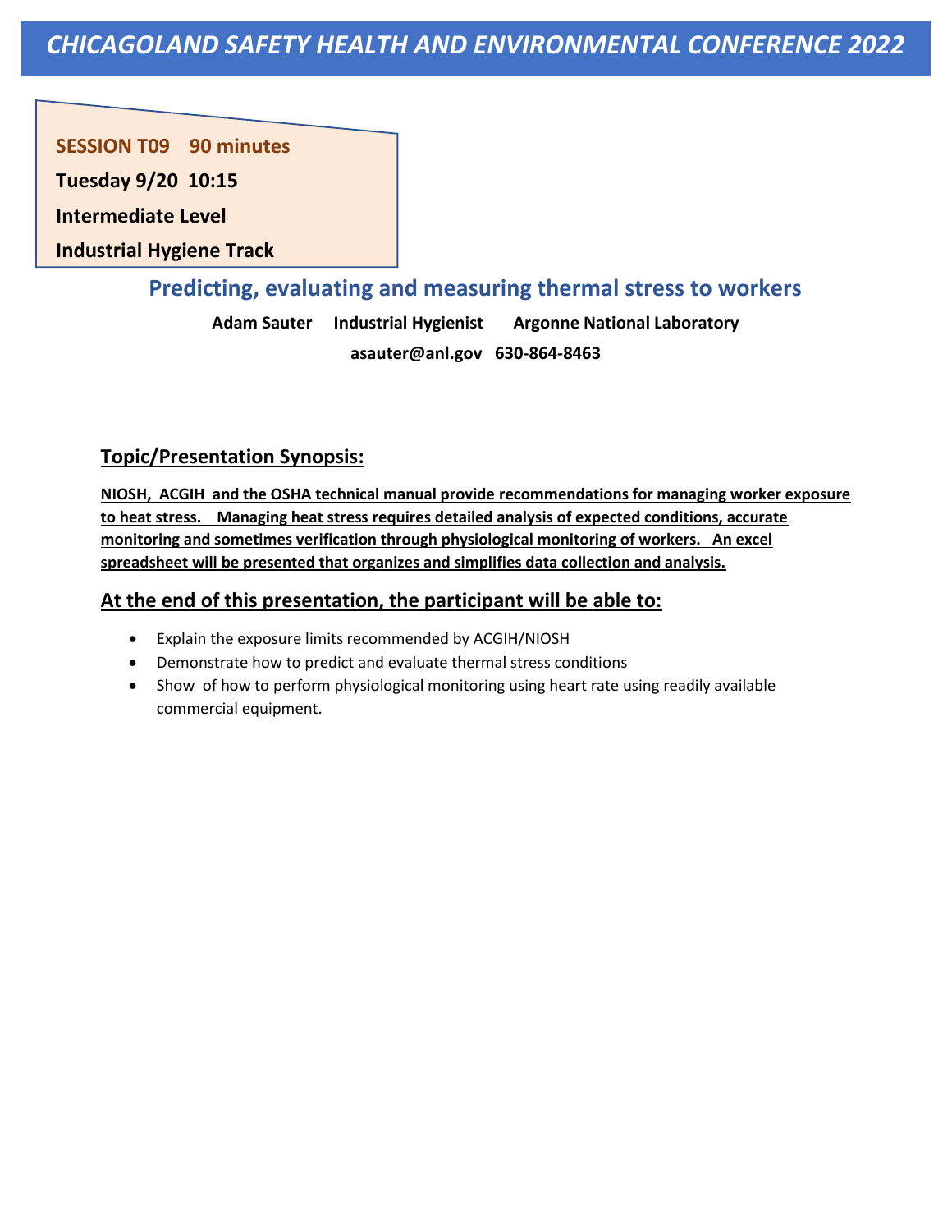# *CHICAGOLAND SAFETY HEALTH AND ENVIRONMENTAL CONFERENCE 2022*

**SESSION T09    90 minutes**

**Tuesday 9/20  10:15**

**Intermediate Level**

**Industrial Hygiene Track**

## Predicting, evaluating and measuring thermal stress to workers

**Adam Sauter     Industrial Hygienist      Argonne National Laboratory**

**asauter@anl.gov   630-864-8463**

### Topic/Presentation Synopsis:

**NIOSH,  ACGIH  and the OSHA technical manual provide recommendations for managing worker exposure to heat stress.    Managing heat stress requires detailed analysis of expected conditions, accurate monitoring and sometimes verification through physiological monitoring of workers.   An excel spreadsheet will be presented that organizes and simplifies data collection and analysis.**

### At the end of this presentation, the participant will be able to:

- Explain the exposure limits recommended by ACGIH/NIOSH
- Demonstrate how to predict and evaluate thermal stress conditions
- Show  of how to perform physiological monitoring using heart rate using readily available commercial equipment.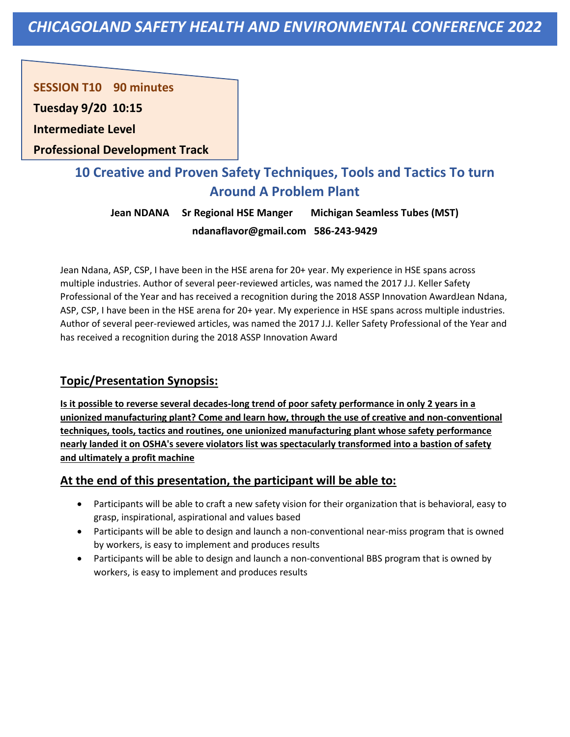# *CHICAGOLAND SAFETY HEALTH AND ENVIRONMENTAL CONFERENCE 2022*

**SESSION T10 90 minutes**

**Tuesday 9/20 10:15**

**Intermediate Level**

**Professional Development Track**

## 10 Creative and Proven Safety Techniques, Tools and Tactics To turn Around A Problem Plant

**Jean NDANA Sr Regional HSE Manger Michigan Seamless Tubes (MST)**

**ndanaflavor@gmail.com 586-243-9429**

Jean Ndana, ASP, CSP, I have been in the HSE arena for 20+ year. My experience in HSE spans across multiple industries. Author of several peer-reviewed articles, was named the 2017 J.J. Keller Safety Professional of the Year and has received a recognition during the 2018 ASSP Innovation AwardJean Ndana, ASP, CSP, I have been in the HSE arena for 20+ year. My experience in HSE spans across multiple industries. Author of several peer-reviewed articles, was named the 2017 J.J. Keller Safety Professional of the Year and has received a recognition during the 2018 ASSP Innovation Award

### Topic/Presentation Synopsis:

**Is it possible to reverse several decades-long trend of poor safety performance in only 2 years in a unionized manufacturing plant? Come and learn how, through the use of creative and non-conventional techniques, tools, tactics and routines, one unionized manufacturing plant whose safety performance nearly landed it on OSHA's severe violators list was spectacularly transformed into a bastion of safety and ultimately a profit machine**

### At the end of this presentation, the participant will be able to:

- Participants will be able to craft a new safety vision for their organization that is behavioral, easy to grasp, inspirational, aspirational and values based
- Participants will be able to design and launch a non-conventional near-miss program that is owned by workers, is easy to implement and produces results
- Participants will be able to design and launch a non-conventional BBS program that is owned by workers, is easy to implement and produces results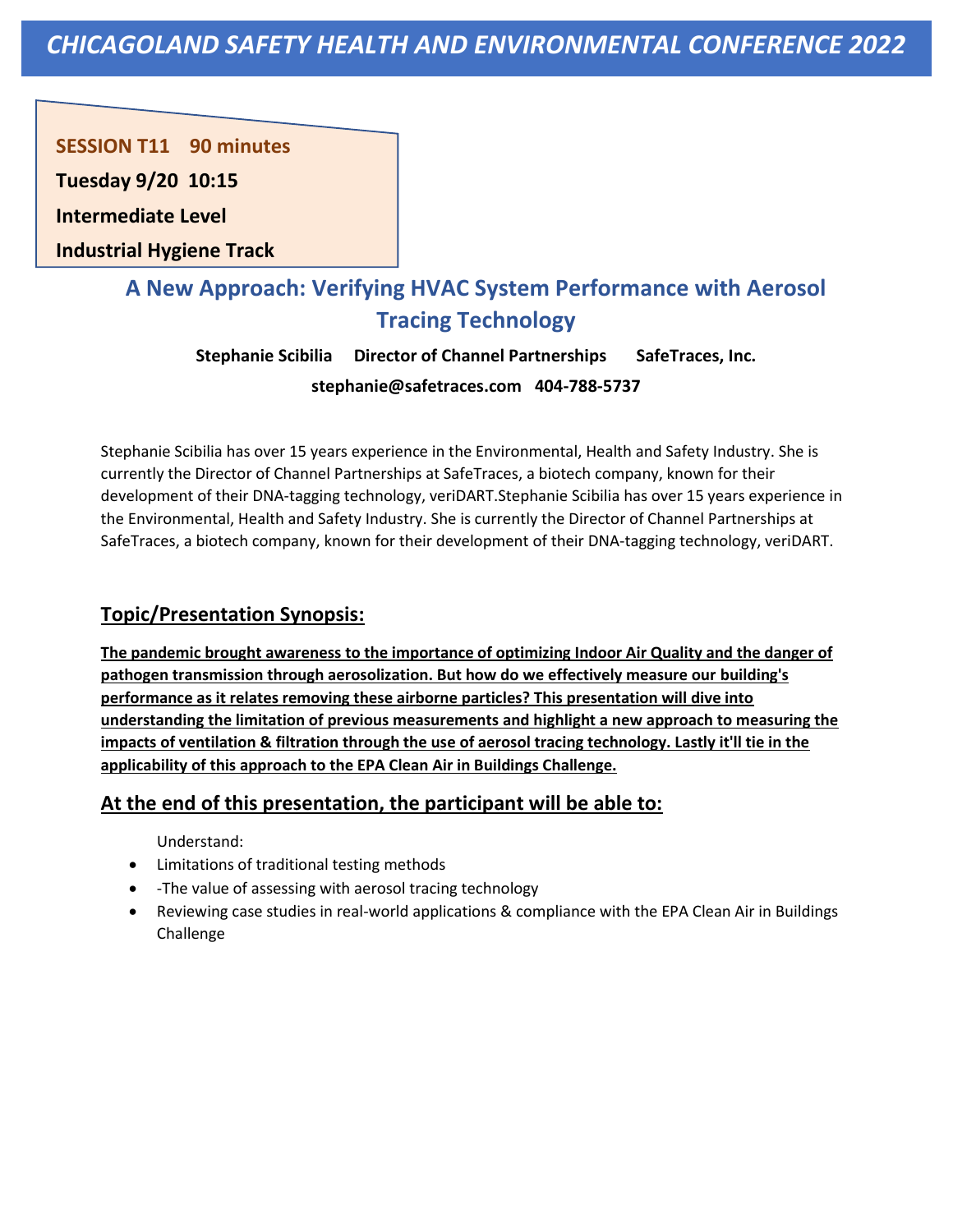# CHICAGOLAND SAFETY HEALTH AND ENVIRONMENTAL CONFERENCE 2022

**SESSION T11 90 minutes**

**Tuesday 9/20 10:15**

**Intermediate Level**

**Industrial Hygiene Track**

## A New Approach: Verifying HVAC System Performance with Aerosol Tracing Technology

**Stephanie Scibilia Director of Channel Partnerships SafeTraces, Inc.**

**stephanie@safetraces.com 404-788-5737**

Stephanie Scibilia has over 15 years experience in the Environmental, Health and Safety Industry. She is currently the Director of Channel Partnerships at SafeTraces, a biotech company, known for their development of their DNA-tagging technology, veriDART.Stephanie Scibilia has over 15 years experience in the Environmental, Health and Safety Industry. She is currently the Director of Channel Partnerships at SafeTraces, a biotech company, known for their development of their DNA-tagging technology, veriDART.

### Topic/Presentation Synopsis:

**The pandemic brought awareness to the importance of optimizing Indoor Air Quality and the danger of pathogen transmission through aerosolization. But how do we effectively measure our building's performance as it relates removing these airborne particles? This presentation will dive into understanding the limitation of previous measurements and highlight a new approach to measuring the impacts of ventilation & filtration through the use of aerosol tracing technology. Lastly it'll tie in the applicability of this approach to the EPA Clean Air in Buildings Challenge.**

### At the end of this presentation, the participant will be able to:

Understand:

- Limitations of traditional testing methods
- -The value of assessing with aerosol tracing technology
- Reviewing case studies in real-world applications & compliance with the EPA Clean Air in Buildings Challenge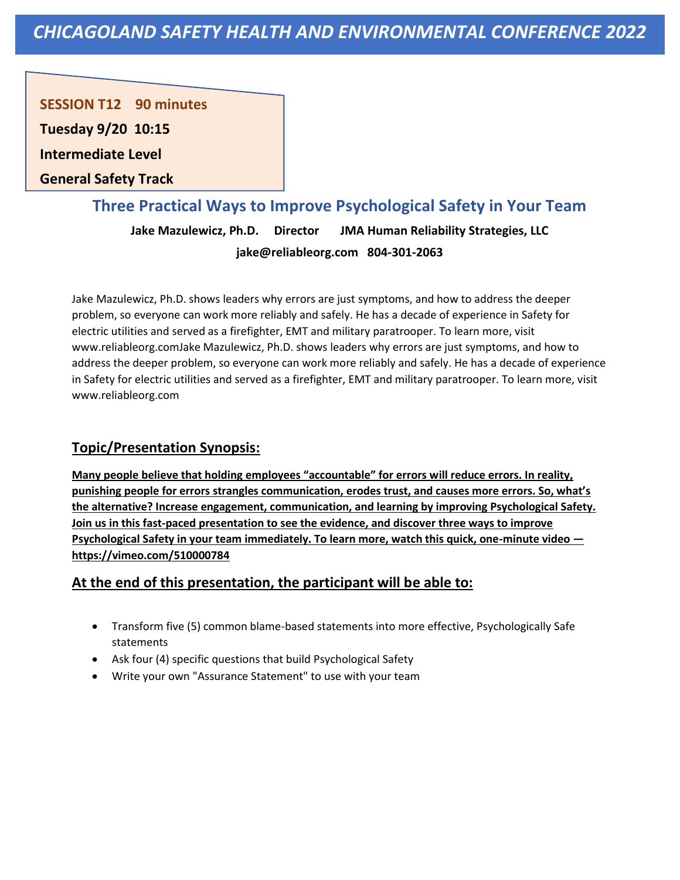# CHICAGOLAND SAFETY HEALTH AND ENVIRONMENTAL CONFERENCE 2022

**SESSION T12 90 minutes**

**Tuesday 9/20 10:15**

**Intermediate Level**

**General Safety Track**

## Three Practical Ways to Improve Psychological Safety in Your Team

**Jake Mazulewicz, Ph.D. Director JMA Human Reliability Strategies, LLC**

**jake@reliableorg.com 804-301-2063**

Jake Mazulewicz, Ph.D. shows leaders why errors are just symptoms, and how to address the deeper problem, so everyone can work more reliably and safely. He has a decade of experience in Safety for electric utilities and served as a firefighter, EMT and military paratrooper. To learn more, visit www.reliableorg.comJake Mazulewicz, Ph.D. shows leaders why errors are just symptoms, and how to address the deeper problem, so everyone can work more reliably and safely. He has a decade of experience in Safety for electric utilities and served as a firefighter, EMT and military paratrooper. To learn more, visit www.reliableorg.com

### Topic/Presentation Synopsis:

**Many people believe that holding employees "accountable" for errors will reduce errors. In reality, punishing people for errors strangles communication, erodes trust, and causes more errors. So, what's the alternative? Increase engagement, communication, and learning by improving Psychological Safety. Join us in this fast-paced presentation to see the evidence, and discover three ways to improve Psychological Safety in your team immediately. To learn more, watch this quick, one-minute video — https://vimeo.com/510000784**

### At the end of this presentation, the participant will be able to:

- Transform five (5) common blame-based statements into more effective, Psychologically Safe statements
- Ask four (4) specific questions that build Psychological Safety
- Write your own "Assurance Statement" to use with your team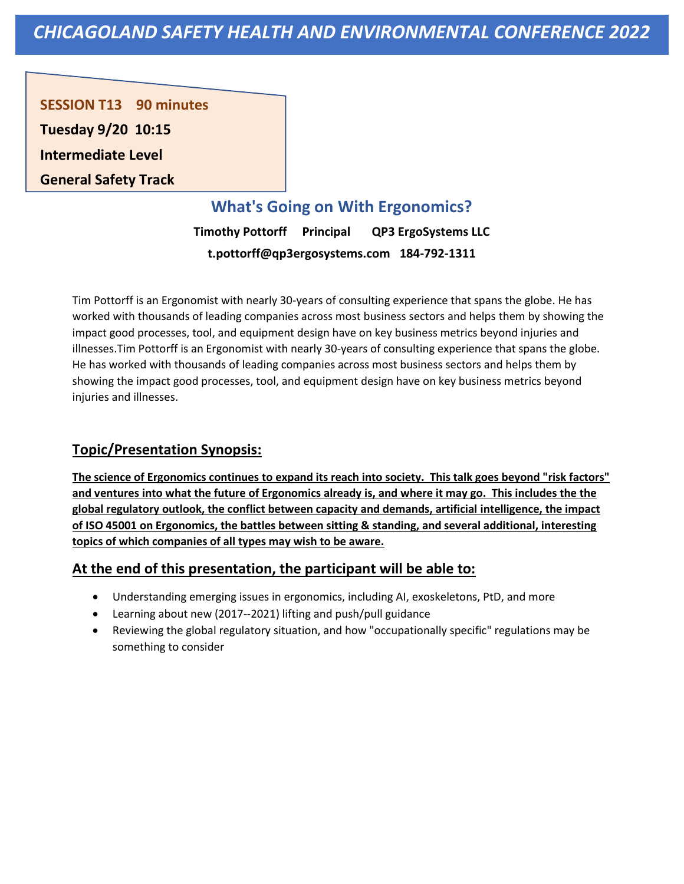# CHICAGOLAND SAFETY HEALTH AND ENVIRONMENTAL CONFERENCE 2022

**SESSION T13 90 minutes**

**Tuesday 9/20 10:15**

**Intermediate Level**

**General Safety Track**

## What's Going on With Ergonomics?

**Timothy Pottorff Principal QP3 ErgoSystems LLC**

**t.pottorff@qp3ergosystems.com 184-792-1311**

Tim Pottorff is an Ergonomist with nearly 30-years of consulting experience that spans the globe. He has worked with thousands of leading companies across most business sectors and helps them by showing the impact good processes, tool, and equipment design have on key business metrics beyond injuries and illnesses.Tim Pottorff is an Ergonomist with nearly 30-years of consulting experience that spans the globe. He has worked with thousands of leading companies across most business sectors and helps them by showing the impact good processes, tool, and equipment design have on key business metrics beyond injuries and illnesses.

## Topic/Presentation Synopsis:

**The science of Ergonomics continues to expand its reach into society. This talk goes beyond "risk factors" and ventures into what the future of Ergonomics already is, and where it may go. This includes the the global regulatory outlook, the conflict between capacity and demands, artificial intelligence, the impact of ISO 45001 on Ergonomics, the battles between sitting & standing, and several additional, interesting topics of which companies of all types may wish to be aware.**

## At the end of this presentation, the participant will be able to:

- Understanding emerging issues in ergonomics, including AI, exoskeletons, PtD, and more
- Learning about new (2017--2021) lifting and push/pull guidance
- Reviewing the global regulatory situation, and how "occupationally specific" regulations may be something to consider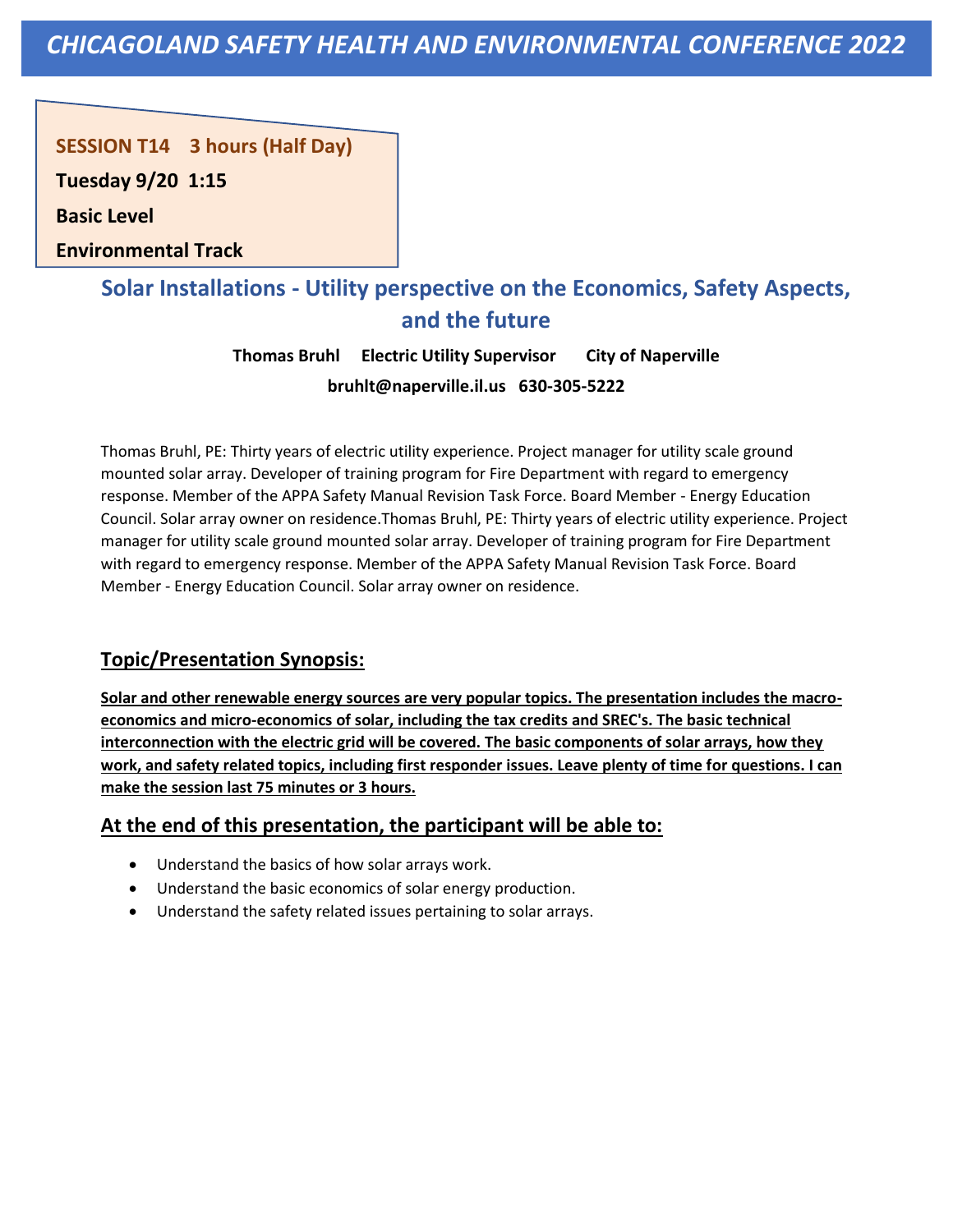# CHICAGOLAND SAFETY HEALTH AND ENVIRONMENTAL CONFERENCE 2022

**SESSION T14 3 hours (Half Day)**

**Tuesday 9/20 1:15**

**Basic Level**

**Environmental Track**

## Solar Installations - Utility perspective on the Economics, Safety Aspects, and the future

**Thomas Bruhl Electric Utility Supervisor City of Naperville**

**bruhlt@naperville.il.us 630-305-5222**

Thomas Bruhl, PE: Thirty years of electric utility experience. Project manager for utility scale ground mounted solar array. Developer of training program for Fire Department with regard to emergency response. Member of the APPA Safety Manual Revision Task Force. Board Member - Energy Education Council. Solar array owner on residence.Thomas Bruhl, PE: Thirty years of electric utility experience. Project manager for utility scale ground mounted solar array. Developer of training program for Fire Department with regard to emergency response. Member of the APPA Safety Manual Revision Task Force. Board Member - Energy Education Council. Solar array owner on residence.

### Topic/Presentation Synopsis:

**Solar and other renewable energy sources are very popular topics. The presentation includes the macro-economics and micro-economics of solar, including the tax credits and SREC's. The basic technical interconnection with the electric grid will be covered. The basic components of solar arrays, how they work, and safety related topics, including first responder issues. Leave plenty of time for questions. I can make the session last 75 minutes or 3 hours.**

### At the end of this presentation, the participant will be able to:

- Understand the basics of how solar arrays work.
- Understand the basic economics of solar energy production.
- Understand the safety related issues pertaining to solar arrays.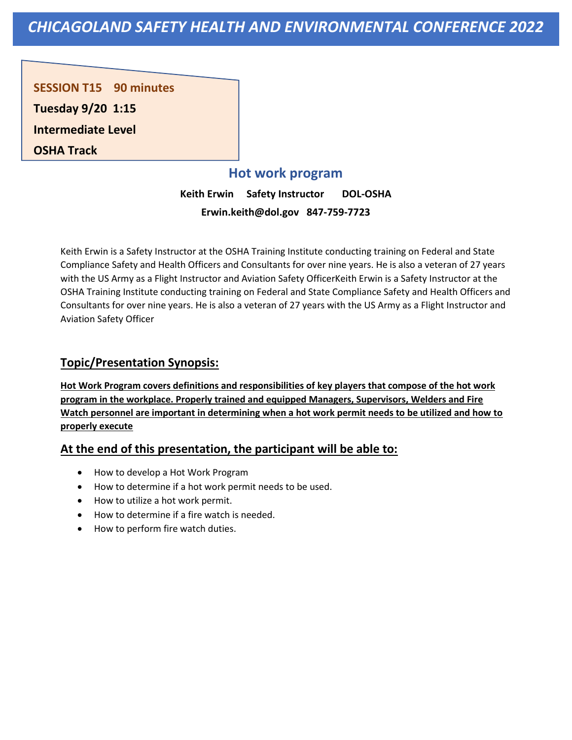# *CHICAGOLAND SAFETY HEALTH AND ENVIRONMENTAL CONFERENCE 2022*

**SESSION T15 90 minutes**

**Tuesday 9/20 1:15**

**Intermediate Level**

**OSHA Track**

## Hot work program

**Keith Erwin Safety Instructor DOL-OSHA**

**Erwin.keith@dol.gov 847-759-7723**

Keith Erwin is a Safety Instructor at the OSHA Training Institute conducting training on Federal and State Compliance Safety and Health Officers and Consultants for over nine years. He is also a veteran of 27 years with the US Army as a Flight Instructor and Aviation Safety OfficerKeith Erwin is a Safety Instructor at the OSHA Training Institute conducting training on Federal and State Compliance Safety and Health Officers and Consultants for over nine years. He is also a veteran of 27 years with the US Army as a Flight Instructor and Aviation Safety Officer

### Topic/Presentation Synopsis:

**Hot Work Program covers definitions and responsibilities of key players that compose of the hot work program in the workplace. Properly trained and equipped Managers, Supervisors, Welders and Fire Watch personnel are important in determining when a hot work permit needs to be utilized and how to properly execute**

### At the end of this presentation, the participant will be able to:

- How to develop a Hot Work Program
- How to determine if a hot work permit needs to be used.
- How to utilize a hot work permit.
- How to determine if a fire watch is needed.
- How to perform fire watch duties.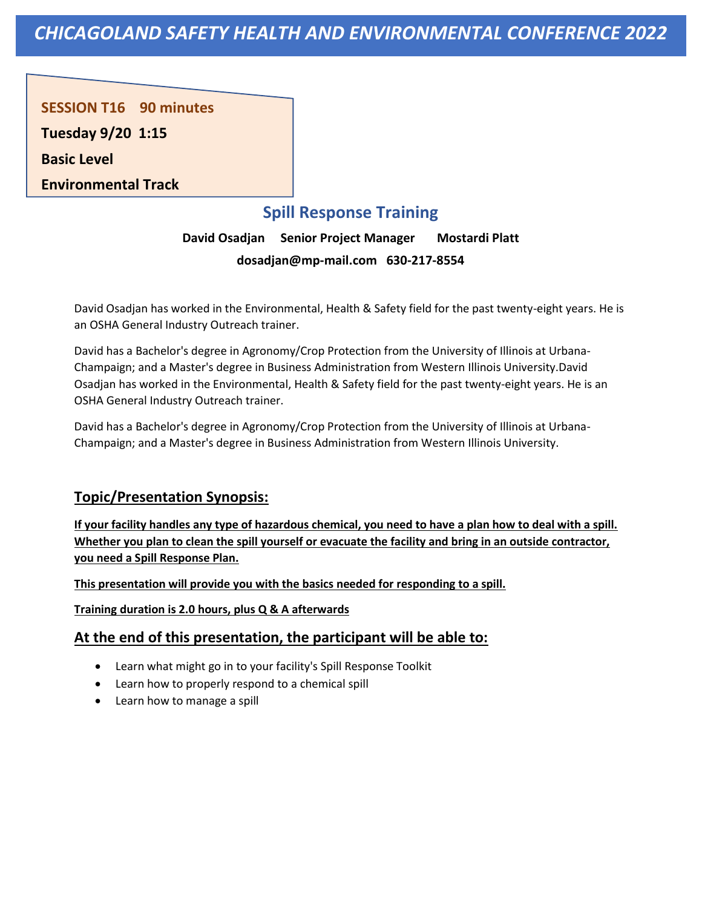# CHICAGOLAND SAFETY HEALTH AND ENVIRONMENTAL CONFERENCE 2022

**SESSION T16 90 minutes**

**Tuesday 9/20 1:15**

**Basic Level**

**Environmental Track**

## Spill Response Training

**David Osadjan Senior Project Manager Mostardi Platt**

**dosadjan@mp-mail.com 630-217-8554**

David Osadjan has worked in the Environmental, Health & Safety field for the past twenty-eight years. He is an OSHA General Industry Outreach trainer.

David has a Bachelor's degree in Agronomy/Crop Protection from the University of Illinois at Urbana-Champaign; and a Master's degree in Business Administration from Western Illinois University.David Osadjan has worked in the Environmental, Health & Safety field for the past twenty-eight years. He is an OSHA General Industry Outreach trainer.

David has a Bachelor's degree in Agronomy/Crop Protection from the University of Illinois at Urbana-Champaign; and a Master's degree in Business Administration from Western Illinois University.

### Topic/Presentation Synopsis:

**If your facility handles any type of hazardous chemical, you need to have a plan how to deal with a spill. Whether you plan to clean the spill yourself or evacuate the facility and bring in an outside contractor, you need a Spill Response Plan.**

**This presentation will provide you with the basics needed for responding to a spill.**

**Training duration is 2.0 hours, plus Q & A afterwards**

### At the end of this presentation, the participant will be able to:

- Learn what might go in to your facility's Spill Response Toolkit
- Learn how to properly respond to a chemical spill
- Learn how to manage a spill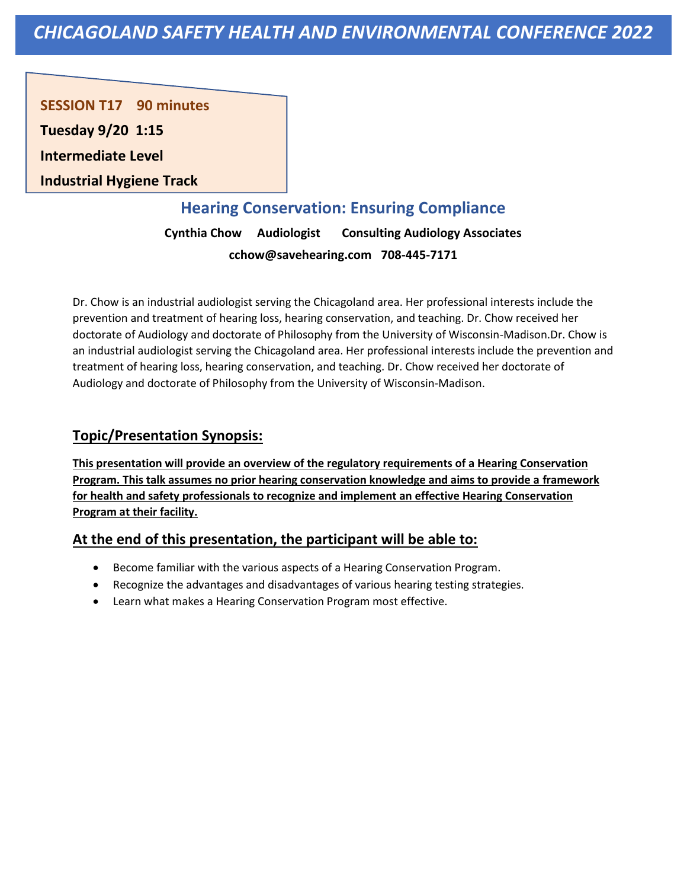# CHICAGOLAND SAFETY HEALTH AND ENVIRONMENTAL CONFERENCE 2022

**SESSION T17 90 minutes**

**Tuesday 9/20 1:15**

**Intermediate Level**

**Industrial Hygiene Track**

## Hearing Conservation: Ensuring Compliance

**Cynthia Chow Audiologist Consulting Audiology Associates**

**cchow@savehearing.com 708-445-7171**

Dr. Chow is an industrial audiologist serving the Chicagoland area. Her professional interests include the prevention and treatment of hearing loss, hearing conservation, and teaching. Dr. Chow received her doctorate of Audiology and doctorate of Philosophy from the University of Wisconsin-Madison.Dr. Chow is an industrial audiologist serving the Chicagoland area. Her professional interests include the prevention and treatment of hearing loss, hearing conservation, and teaching. Dr. Chow received her doctorate of Audiology and doctorate of Philosophy from the University of Wisconsin-Madison.

### Topic/Presentation Synopsis:

**This presentation will provide an overview of the regulatory requirements of a Hearing Conservation Program. This talk assumes no prior hearing conservation knowledge and aims to provide a framework for health and safety professionals to recognize and implement an effective Hearing Conservation Program at their facility.**

### At the end of this presentation, the participant will be able to:

- Become familiar with the various aspects of a Hearing Conservation Program.
- Recognize the advantages and disadvantages of various hearing testing strategies.
- Learn what makes a Hearing Conservation Program most effective.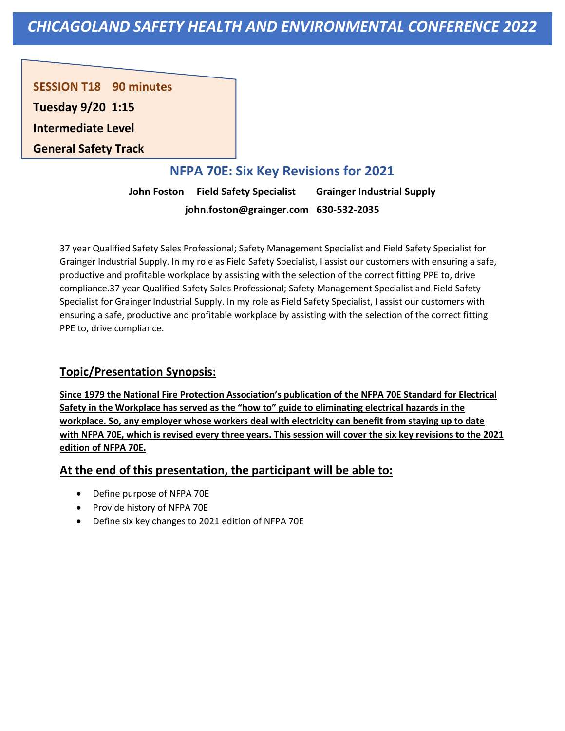# CHICAGOLAND SAFETY HEALTH AND ENVIRONMENTAL CONFERENCE 2022

**SESSION T18 90 minutes**

**Tuesday 9/20 1:15**

**Intermediate Level**

**General Safety Track**

## NFPA 70E: Six Key Revisions for 2021

**John Foston Field Safety Specialist Grainger Industrial Supply**

**john.foston@grainger.com 630-532-2035**

37 year Qualified Safety Sales Professional; Safety Management Specialist and Field Safety Specialist for Grainger Industrial Supply. In my role as Field Safety Specialist, I assist our customers with ensuring a safe, productive and profitable workplace by assisting with the selection of the correct fitting PPE to, drive compliance.37 year Qualified Safety Sales Professional; Safety Management Specialist and Field Safety Specialist for Grainger Industrial Supply. In my role as Field Safety Specialist, I assist our customers with ensuring a safe, productive and profitable workplace by assisting with the selection of the correct fitting PPE to, drive compliance.

### Topic/Presentation Synopsis:

**Since 1979 the National Fire Protection Association's publication of the NFPA 70E Standard for Electrical Safety in the Workplace has served as the "how to" guide to eliminating electrical hazards in the workplace. So, any employer whose workers deal with electricity can benefit from staying up to date with NFPA 70E, which is revised every three years. This session will cover the six key revisions to the 2021 edition of NFPA 70E.**

### At the end of this presentation, the participant will be able to:

- Define purpose of NFPA 70E
- Provide history of NFPA 70E
- Define six key changes to 2021 edition of NFPA 70E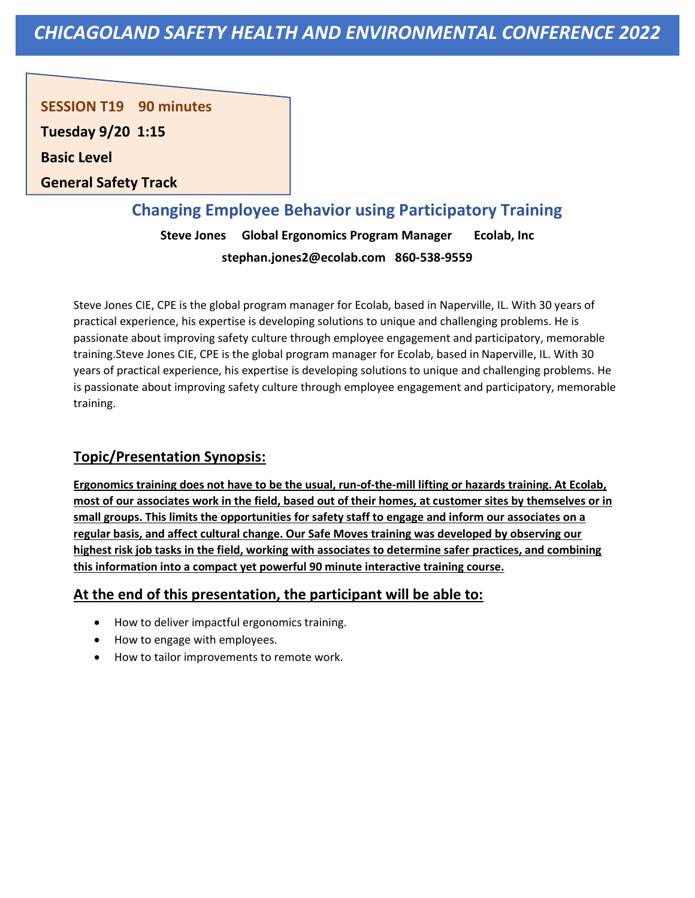# CHICAGOLAND SAFETY HEALTH AND ENVIRONMENTAL CONFERENCE 2022

**SESSION T19 90 minutes**

**Tuesday 9/20 1:15**

**Basic Level**

**General Safety Track**

## Changing Employee Behavior using Participatory Training

**Steve Jones Global Ergonomics Program Manager Ecolab, Inc**

**stephan.jones2@ecolab.com 860-538-9559**

Steve Jones CIE, CPE is the global program manager for Ecolab, based in Naperville, IL. With 30 years of practical experience, his expertise is developing solutions to unique and challenging problems. He is passionate about improving safety culture through employee engagement and participatory, memorable training.Steve Jones CIE, CPE is the global program manager for Ecolab, based in Naperville, IL. With 30 years of practical experience, his expertise is developing solutions to unique and challenging problems. He is passionate about improving safety culture through employee engagement and participatory, memorable training.

### Topic/Presentation Synopsis:

**Ergonomics training does not have to be the usual, run-of-the-mill lifting or hazards training. At Ecolab, most of our associates work in the field, based out of their homes, at customer sites by themselves or in small groups. This limits the opportunities for safety staff to engage and inform our associates on a regular basis, and affect cultural change. Our Safe Moves training was developed by observing our highest risk job tasks in the field, working with associates to determine safer practices, and combining this information into a compact yet powerful 90 minute interactive training course.**

### At the end of this presentation, the participant will be able to:

- How to deliver impactful ergonomics training.
- How to engage with employees.
- How to tailor improvements to remote work.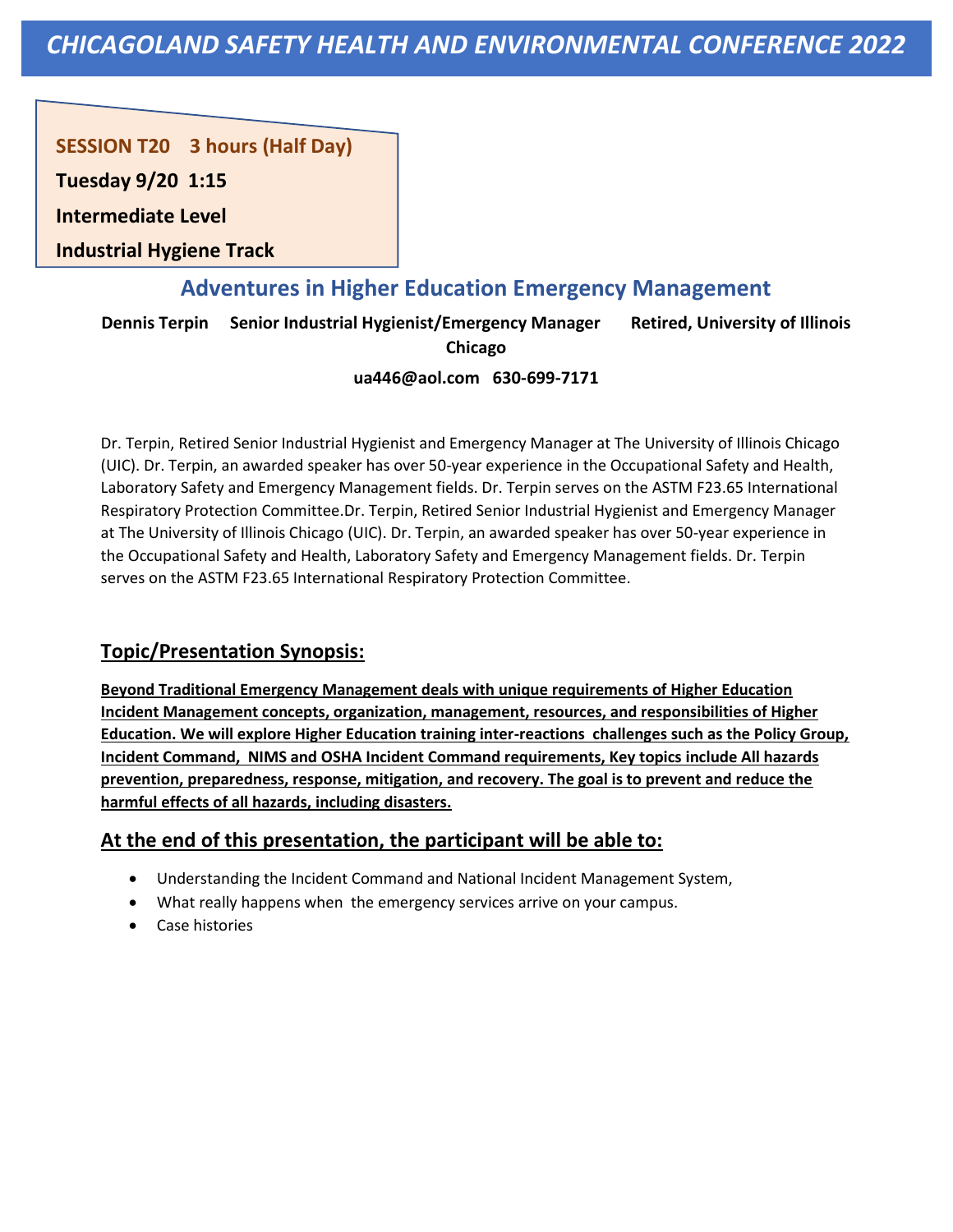# CHICAGOLAND SAFETY HEALTH AND ENVIRONMENTAL CONFERENCE 2022

**SESSION T20 3 hours (Half Day)**

**Tuesday 9/20 1:15**

**Intermediate Level**

**Industrial Hygiene Track**

## Adventures in Higher Education Emergency Management

**Dennis Terpin Senior Industrial Hygienist/Emergency Manager Retired, University of Illinois Chicago**

**ua446@aol.com 630-699-7171**

Dr. Terpin, Retired Senior Industrial Hygienist and Emergency Manager at The University of Illinois Chicago (UIC). Dr. Terpin, an awarded speaker has over 50-year experience in the Occupational Safety and Health, Laboratory Safety and Emergency Management fields. Dr. Terpin serves on the ASTM F23.65 International Respiratory Protection Committee.Dr. Terpin, Retired Senior Industrial Hygienist and Emergency Manager at The University of Illinois Chicago (UIC). Dr. Terpin, an awarded speaker has over 50-year experience in the Occupational Safety and Health, Laboratory Safety and Emergency Management fields. Dr. Terpin serves on the ASTM F23.65 International Respiratory Protection Committee.

### Topic/Presentation Synopsis:

**Beyond Traditional Emergency Management deals with unique requirements of Higher Education Incident Management concepts, organization, management, resources, and responsibilities of Higher Education. We will explore Higher Education training inter-reactions challenges such as the Policy Group, Incident Command, NIMS and OSHA Incident Command requirements, Key topics include All hazards prevention, preparedness, response, mitigation, and recovery. The goal is to prevent and reduce the harmful effects of all hazards, including disasters.**

### At the end of this presentation, the participant will be able to:

- Understanding the Incident Command and National Incident Management System,
- What really happens when the emergency services arrive on your campus.
- Case histories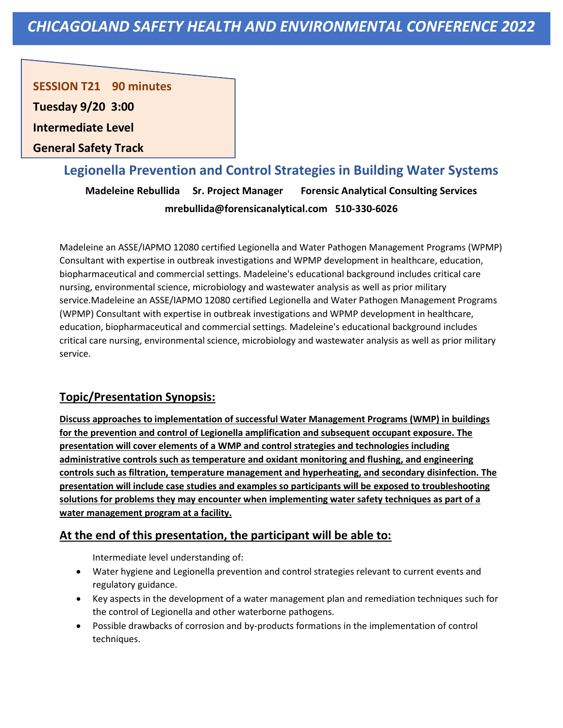# CHICAGOLAND SAFETY HEALTH AND ENVIRONMENTAL CONFERENCE 2022

**SESSION T21 90 minutes**

**Tuesday 9/20 3:00**

**Intermediate Level**

**General Safety Track**

## Legionella Prevention and Control Strategies in Building Water Systems

**Madeleine Rebullida Sr. Project Manager Forensic Analytical Consulting Services**

**mrebullida@forensicanalytical.com 510-330-6026**

Madeleine an ASSE/IAPMO 12080 certified Legionella and Water Pathogen Management Programs (WPMP) Consultant with expertise in outbreak investigations and WPMP development in healthcare, education, biopharmaceutical and commercial settings. Madeleine's educational background includes critical care nursing, environmental science, microbiology and wastewater analysis as well as prior military service.Madeleine an ASSE/IAPMO 12080 certified Legionella and Water Pathogen Management Programs (WPMP) Consultant with expertise in outbreak investigations and WPMP development in healthcare, education, biopharmaceutical and commercial settings. Madeleine's educational background includes critical care nursing, environmental science, microbiology and wastewater analysis as well as prior military service.

### Topic/Presentation Synopsis:

**Discuss approaches to implementation of successful Water Management Programs (WMP) in buildings for the prevention and control of Legionella amplification and subsequent occupant exposure. The presentation will cover elements of a WMP and control strategies and technologies including administrative controls such as temperature and oxidant monitoring and flushing, and engineering controls such as filtration, temperature management and hyperheating, and secondary disinfection. The presentation will include case studies and examples so participants will be exposed to troubleshooting solutions for problems they may encounter when implementing water safety techniques as part of a water management program at a facility.**

### At the end of this presentation, the participant will be able to:

Intermediate level understanding of:

- Water hygiene and Legionella prevention and control strategies relevant to current events and regulatory guidance.
- Key aspects in the development of a water management plan and remediation techniques such for the control of Legionella and other waterborne pathogens.
- Possible drawbacks of corrosion and by-products formations in the implementation of control techniques.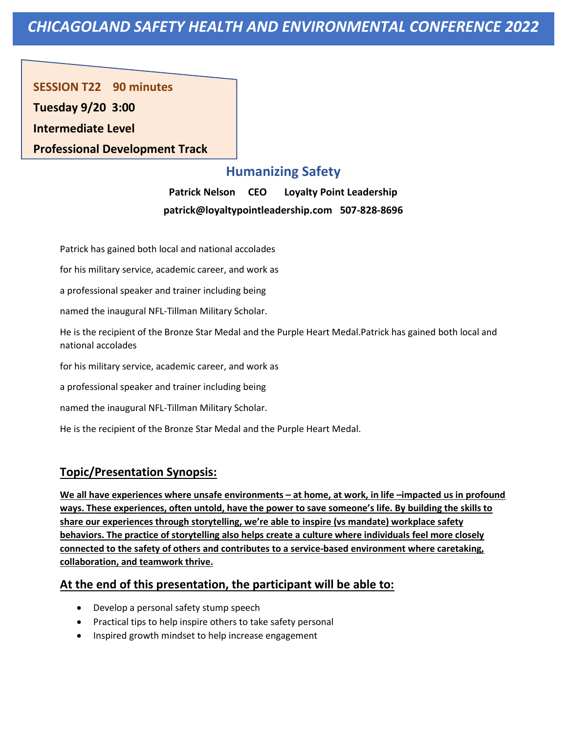# *CHICAGOLAND SAFETY HEALTH AND ENVIRONMENTAL CONFERENCE 2022*

**SESSION T22 90 minutes**

**Tuesday 9/20 3:00**

**Intermediate Level**

**Professional Development Track**

## Humanizing Safety

**Patrick Nelson CEO Loyalty Point Leadership**

**patrick@loyaltypointleadership.com 507-828-8696**

Patrick has gained both local and national accolades

for his military service, academic career, and work as

a professional speaker and trainer including being

named the inaugural NFL-Tillman Military Scholar.

He is the recipient of the Bronze Star Medal and the Purple Heart Medal.Patrick has gained both local and national accolades

for his military service, academic career, and work as

a professional speaker and trainer including being

named the inaugural NFL-Tillman Military Scholar.

He is the recipient of the Bronze Star Medal and the Purple Heart Medal.

### Topic/Presentation Synopsis:

**We all have experiences where unsafe environments – at home, at work, in life –impacted us in profound ways. These experiences, often untold, have the power to save someone's life. By building the skills to share our experiences through storytelling, we're able to inspire (vs mandate) workplace safety behaviors. The practice of storytelling also helps create a culture where individuals feel more closely connected to the safety of others and contributes to a service-based environment where caretaking, collaboration, and teamwork thrive.**

### At the end of this presentation, the participant will be able to:

- Develop a personal safety stump speech
- Practical tips to help inspire others to take safety personal
- Inspired growth mindset to help increase engagement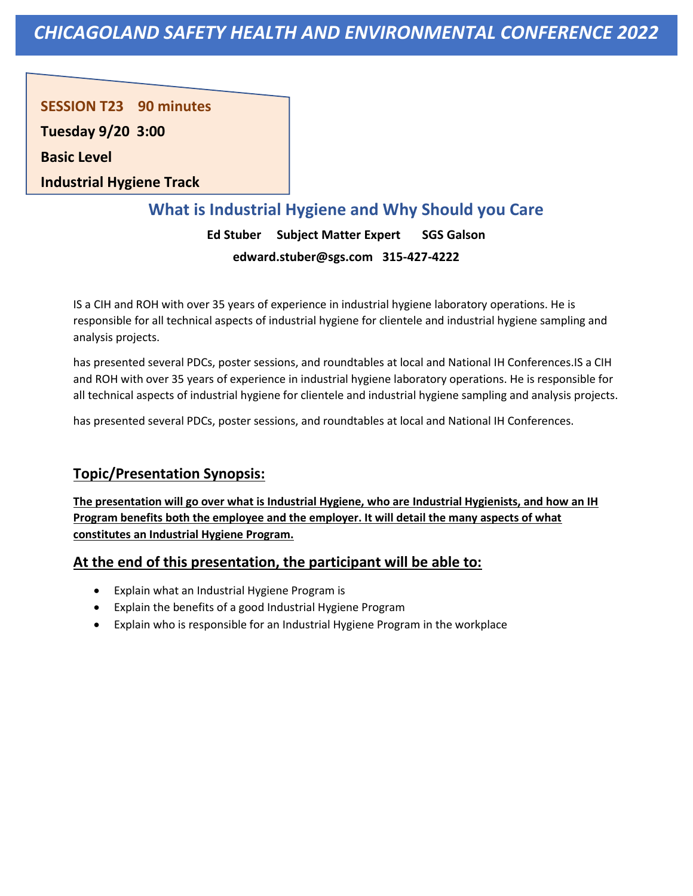# *CHICAGOLAND SAFETY HEALTH AND ENVIRONMENTAL CONFERENCE 2022*

**SESSION T23 90 minutes**

**Tuesday 9/20 3:00**

**Basic Level**

**Industrial Hygiene Track**

## What is Industrial Hygiene and Why Should you Care

**Ed Stuber Subject Matter Expert SGS Galson**

**edward.stuber@sgs.com 315-427-4222**

IS a CIH and ROH with over 35 years of experience in industrial hygiene laboratory operations. He is responsible for all technical aspects of industrial hygiene for clientele and industrial hygiene sampling and analysis projects.

has presented several PDCs, poster sessions, and roundtables at local and National IH Conferences.IS a CIH and ROH with over 35 years of experience in industrial hygiene laboratory operations. He is responsible for all technical aspects of industrial hygiene for clientele and industrial hygiene sampling and analysis projects.

has presented several PDCs, poster sessions, and roundtables at local and National IH Conferences.

### Topic/Presentation Synopsis:

**The presentation will go over what is Industrial Hygiene, who are Industrial Hygienists, and how an IH Program benefits both the employee and the employer. It will detail the many aspects of what constitutes an Industrial Hygiene Program.**

### At the end of this presentation, the participant will be able to:

- Explain what an Industrial Hygiene Program is
- Explain the benefits of a good Industrial Hygiene Program
- Explain who is responsible for an Industrial Hygiene Program in the workplace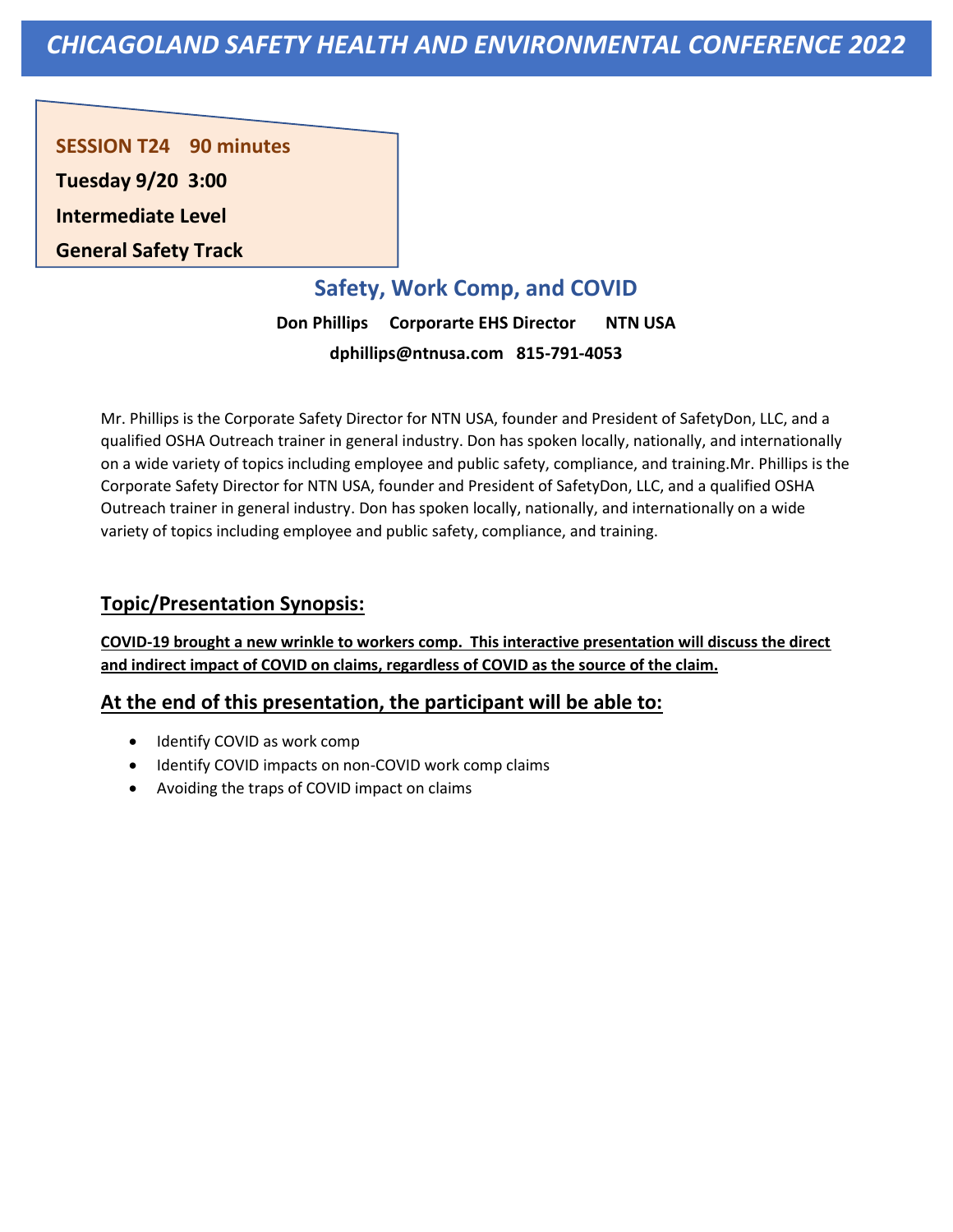# CHICAGOLAND SAFETY HEALTH AND ENVIRONMENTAL CONFERENCE 2022

**SESSION T24  90 minutes**

**Tuesday 9/20 3:00**

**Intermediate Level**

**General Safety Track**

## Safety, Work Comp, and COVID

**Don Phillips  Corporarte EHS Director  NTN USA**

**dphillips@ntnusa.com 815-791-4053**

Mr. Phillips is the Corporate Safety Director for NTN USA, founder and President of SafetyDon, LLC, and a qualified OSHA Outreach trainer in general industry. Don has spoken locally, nationally, and internationally on a wide variety of topics including employee and public safety, compliance, and training.Mr. Phillips is the Corporate Safety Director for NTN USA, founder and President of SafetyDon, LLC, and a qualified OSHA Outreach trainer in general industry. Don has spoken locally, nationally, and internationally on a wide variety of topics including employee and public safety, compliance, and training.

### Topic/Presentation Synopsis:

**COVID-19 brought a new wrinkle to workers comp. This interactive presentation will discuss the direct and indirect impact of COVID on claims, regardless of COVID as the source of the claim.**

### At the end of this presentation, the participant will be able to:

- Identify COVID as work comp
- Identify COVID impacts on non-COVID work comp claims
- Avoiding the traps of COVID impact on claims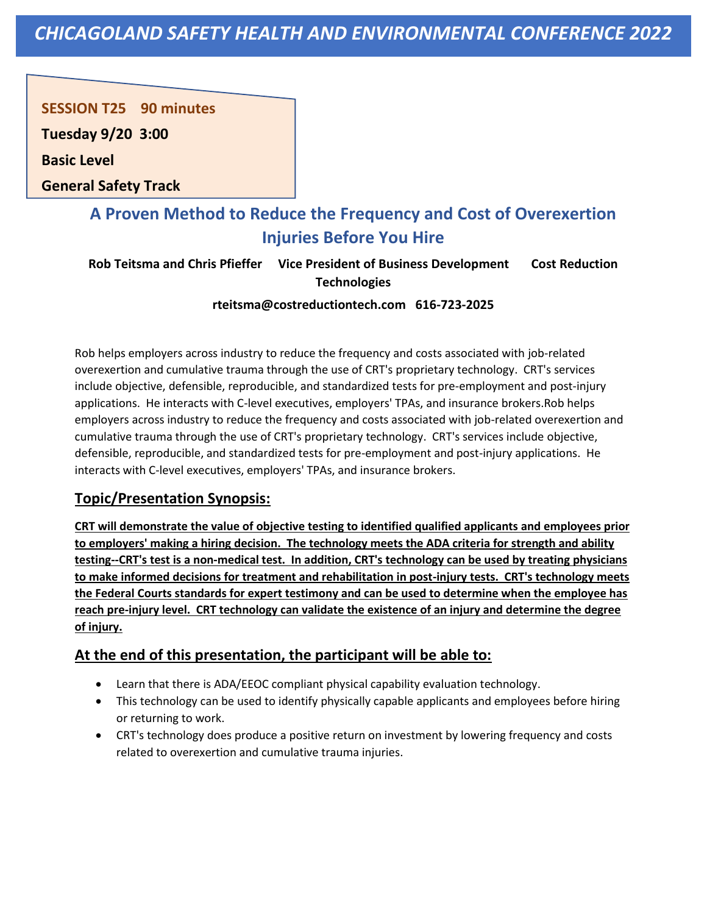# CHICAGOLAND SAFETY HEALTH AND ENVIRONMENTAL CONFERENCE 2022

**SESSION T25 90 minutes**

**Tuesday 9/20 3:00**

**Basic Level**

**General Safety Track**

## A Proven Method to Reduce the Frequency and Cost of Overexertion Injuries Before You Hire

**Rob Teitsma and Chris Pfieffer Vice President of Business Development Cost Reduction Technologies**

**rteitsma@costreductiontech.com 616-723-2025**

Rob helps employers across industry to reduce the frequency and costs associated with job-related overexertion and cumulative trauma through the use of CRT's proprietary technology. CRT's services include objective, defensible, reproducible, and standardized tests for pre-employment and post-injury applications. He interacts with C-level executives, employers' TPAs, and insurance brokers.Rob helps employers across industry to reduce the frequency and costs associated with job-related overexertion and cumulative trauma through the use of CRT's proprietary technology. CRT's services include objective, defensible, reproducible, and standardized tests for pre-employment and post-injury applications. He interacts with C-level executives, employers' TPAs, and insurance brokers.

### Topic/Presentation Synopsis:

**CRT will demonstrate the value of objective testing to identified qualified applicants and employees prior to employers' making a hiring decision. The technology meets the ADA criteria for strength and ability testing--CRT's test is a non-medical test. In addition, CRT's technology can be used by treating physicians to make informed decisions for treatment and rehabilitation in post-injury tests. CRT's technology meets the Federal Courts standards for expert testimony and can be used to determine when the employee has reach pre-injury level. CRT technology can validate the existence of an injury and determine the degree of injury.**

### At the end of this presentation, the participant will be able to:

- Learn that there is ADA/EEOC compliant physical capability evaluation technology.
- This technology can be used to identify physically capable applicants and employees before hiring or returning to work.
- CRT's technology does produce a positive return on investment by lowering frequency and costs related to overexertion and cumulative trauma injuries.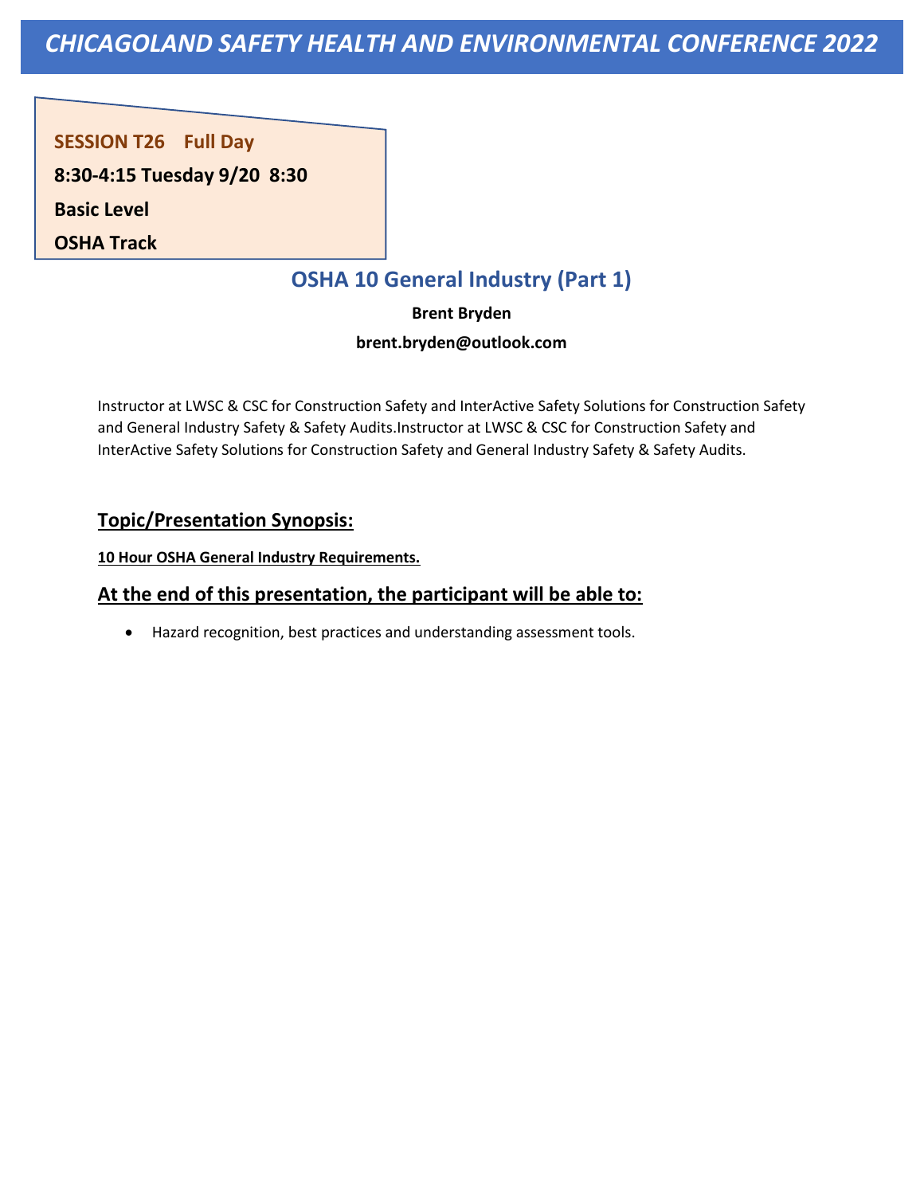**SESSION T26 Full Day**

**8:30-4:15 Tuesday 9/20 8:30**

**Basic Level**

**OSHA Track**

## OSHA 10 General Industry (Part 1)

**Brent Bryden**

**brent.bryden@outlook.com**

Instructor at LWSC & CSC for Construction Safety and InterActive Safety Solutions for Construction Safety and General Industry Safety & Safety Audits.Instructor at LWSC & CSC for Construction Safety and InterActive Safety Solutions for Construction Safety and General Industry Safety & Safety Audits.

### Topic/Presentation Synopsis:

**10 Hour OSHA General Industry Requirements.**

### At the end of this presentation, the participant will be able to:

- Hazard recognition, best practices and understanding assessment tools.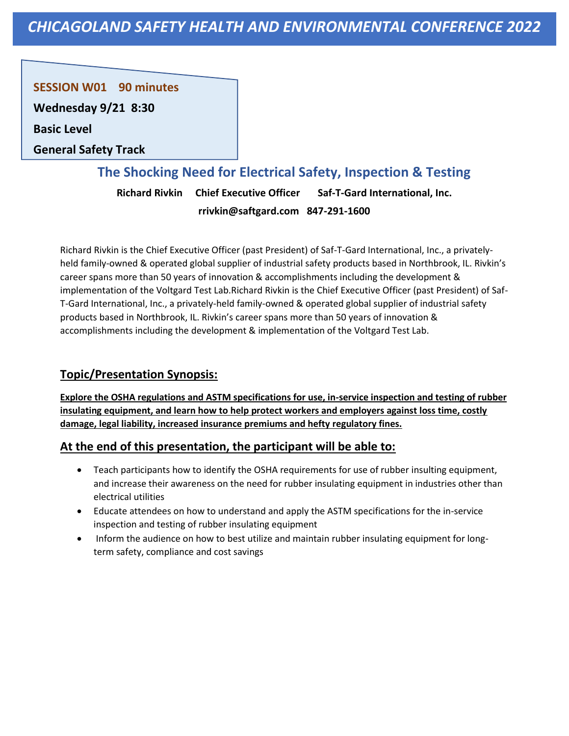# CHICAGOLAND SAFETY HEALTH AND ENVIRONMENTAL CONFERENCE 2022

**SESSION W01 90 minutes**

**Wednesday 9/21 8:30**

**Basic Level**

**General Safety Track**

## The Shocking Need for Electrical Safety, Inspection & Testing

**Richard Rivkin Chief Executive Officer Saf-T-Gard International, Inc.**

**rrivkin@saftgard.com 847-291-1600**

Richard Rivkin is the Chief Executive Officer (past President) of Saf-T-Gard International, Inc., a privately-held family-owned & operated global supplier of industrial safety products based in Northbrook, IL. Rivkin's career spans more than 50 years of innovation & accomplishments including the development & implementation of the Voltgard Test Lab.Richard Rivkin is the Chief Executive Officer (past President) of Saf-T-Gard International, Inc., a privately-held family-owned & operated global supplier of industrial safety products based in Northbrook, IL. Rivkin's career spans more than 50 years of innovation & accomplishments including the development & implementation of the Voltgard Test Lab.

### Topic/Presentation Synopsis:

**Explore the OSHA regulations and ASTM specifications for use, in-service inspection and testing of rubber insulating equipment, and learn how to help protect workers and employers against loss time, costly damage, legal liability, increased insurance premiums and hefty regulatory fines.**

### At the end of this presentation, the participant will be able to:

- Teach participants how to identify the OSHA requirements for use of rubber insulting equipment, and increase their awareness on the need for rubber insulating equipment in industries other than electrical utilities
- Educate attendees on how to understand and apply the ASTM specifications for the in-service inspection and testing of rubber insulating equipment
- Inform the audience on how to best utilize and maintain rubber insulating equipment for long-term safety, compliance and cost savings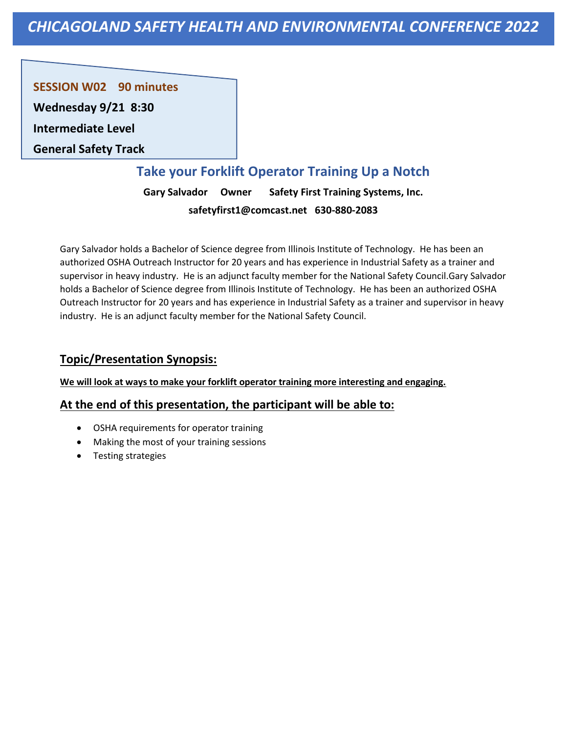# CHICAGOLAND SAFETY HEALTH AND ENVIRONMENTAL CONFERENCE 2022

**SESSION W02    90 minutes**

**Wednesday 9/21  8:30**

**Intermediate Level**

**General Safety Track**

## Take your Forklift Operator Training Up a Notch

**Gary Salvador    Owner    Safety First Training Systems, Inc.**

**safetyfirst1@comcast.net   630-880-2083**

Gary Salvador holds a Bachelor of Science degree from Illinois Institute of Technology. He has been an authorized OSHA Outreach Instructor for 20 years and has experience in Industrial Safety as a trainer and supervisor in heavy industry. He is an adjunct faculty member for the National Safety Council.Gary Salvador holds a Bachelor of Science degree from Illinois Institute of Technology. He has been an authorized OSHA Outreach Instructor for 20 years and has experience in Industrial Safety as a trainer and supervisor in heavy industry. He is an adjunct faculty member for the National Safety Council.

### Topic/Presentation Synopsis:

**We will look at ways to make your forklift operator training more interesting and engaging.**

### At the end of this presentation, the participant will be able to:

- OSHA requirements for operator training
- Making the most of your training sessions
- Testing strategies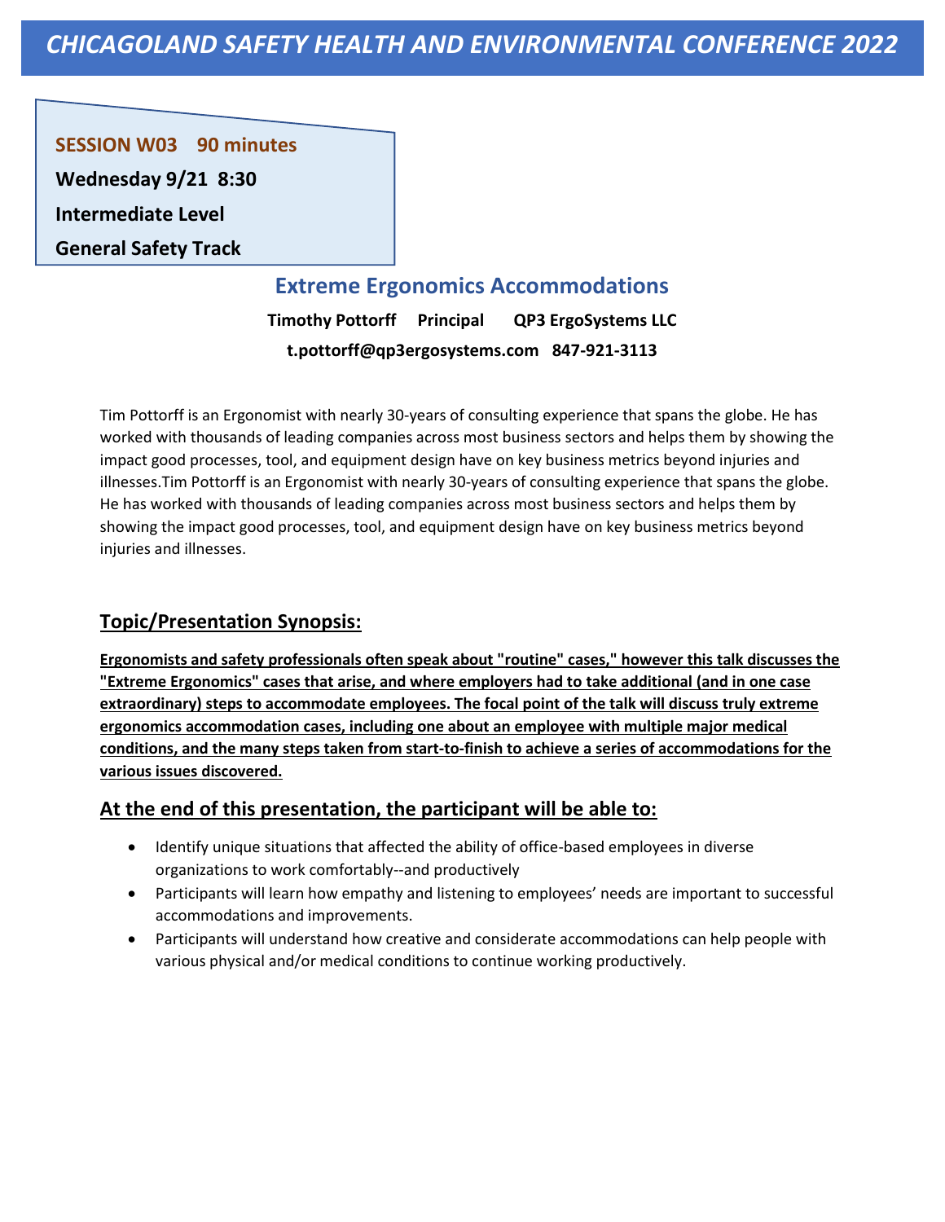# CHICAGOLAND SAFETY HEALTH AND ENVIRONMENTAL CONFERENCE 2022

**SESSION W03 90 minutes**

**Wednesday 9/21 8:30**

**Intermediate Level**

**General Safety Track**

## Extreme Ergonomics Accommodations

**Timothy Pottorff Principal QP3 ErgoSystems LLC**

**t.pottorff@qp3ergosystems.com 847-921-3113**

Tim Pottorff is an Ergonomist with nearly 30-years of consulting experience that spans the globe. He has worked with thousands of leading companies across most business sectors and helps them by showing the impact good processes, tool, and equipment design have on key business metrics beyond injuries and illnesses.Tim Pottorff is an Ergonomist with nearly 30-years of consulting experience that spans the globe. He has worked with thousands of leading companies across most business sectors and helps them by showing the impact good processes, tool, and equipment design have on key business metrics beyond injuries and illnesses.

### Topic/Presentation Synopsis:

**Ergonomists and safety professionals often speak about "routine" cases," however this talk discusses the "Extreme Ergonomics" cases that arise, and where employers had to take additional (and in one case extraordinary) steps to accommodate employees. The focal point of the talk will discuss truly extreme ergonomics accommodation cases, including one about an employee with multiple major medical conditions, and the many steps taken from start-to-finish to achieve a series of accommodations for the various issues discovered.**

### At the end of this presentation, the participant will be able to:

- Identify unique situations that affected the ability of office-based employees in diverse organizations to work comfortably--and productively
- Participants will learn how empathy and listening to employees' needs are important to successful accommodations and improvements.
- Participants will understand how creative and considerate accommodations can help people with various physical and/or medical conditions to continue working productively.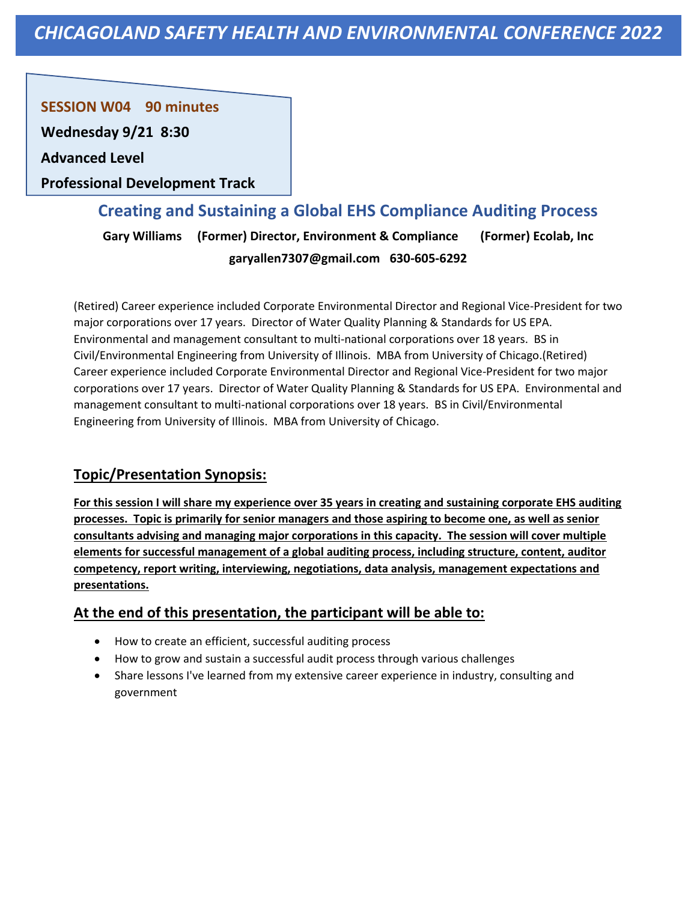# *CHICAGOLAND SAFETY HEALTH AND ENVIRONMENTAL CONFERENCE 2022*

**SESSION W04 90 minutes**

**Wednesday 9/21 8:30**

**Advanced Level**

**Professional Development Track**

## Creating and Sustaining a Global EHS Compliance Auditing Process

**Gary Williams (Former) Director, Environment & Compliance (Former) Ecolab, Inc**

**garyallen7307@gmail.com 630-605-6292**

(Retired) Career experience included Corporate Environmental Director and Regional Vice-President for two major corporations over 17 years. Director of Water Quality Planning & Standards for US EPA. Environmental and management consultant to multi-national corporations over 18 years. BS in Civil/Environmental Engineering from University of Illinois. MBA from University of Chicago.(Retired) Career experience included Corporate Environmental Director and Regional Vice-President for two major corporations over 17 years. Director of Water Quality Planning & Standards for US EPA. Environmental and management consultant to multi-national corporations over 18 years. BS in Civil/Environmental Engineering from University of Illinois. MBA from University of Chicago.

### Topic/Presentation Synopsis:

**For this session I will share my experience over 35 years in creating and sustaining corporate EHS auditing processes. Topic is primarily for senior managers and those aspiring to become one, as well as senior consultants advising and managing major corporations in this capacity. The session will cover multiple elements for successful management of a global auditing process, including structure, content, auditor competency, report writing, interviewing, negotiations, data analysis, management expectations and presentations.**

### At the end of this presentation, the participant will be able to:

- How to create an efficient, successful auditing process
- How to grow and sustain a successful audit process through various challenges
- Share lessons I've learned from my extensive career experience in industry, consulting and government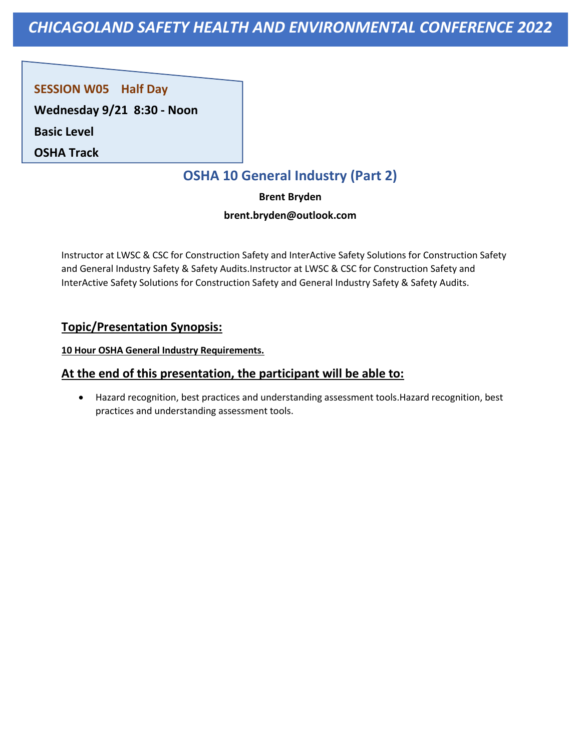# CHICAGOLAND SAFETY HEALTH AND ENVIRONMENTAL CONFERENCE 2022

**SESSION W05 Half Day**

**Wednesday 9/21 8:30 - Noon**

**Basic Level**

**OSHA Track**

## OSHA 10 General Industry (Part 2)

**Brent Bryden**

**brent.bryden@outlook.com**

Instructor at LWSC & CSC for Construction Safety and InterActive Safety Solutions for Construction Safety and General Industry Safety & Safety Audits.Instructor at LWSC & CSC for Construction Safety and InterActive Safety Solutions for Construction Safety and General Industry Safety & Safety Audits.

### Topic/Presentation Synopsis:

**10 Hour OSHA General Industry Requirements.**

### At the end of this presentation, the participant will be able to:

- Hazard recognition, best practices and understanding assessment tools.Hazard recognition, best practices and understanding assessment tools.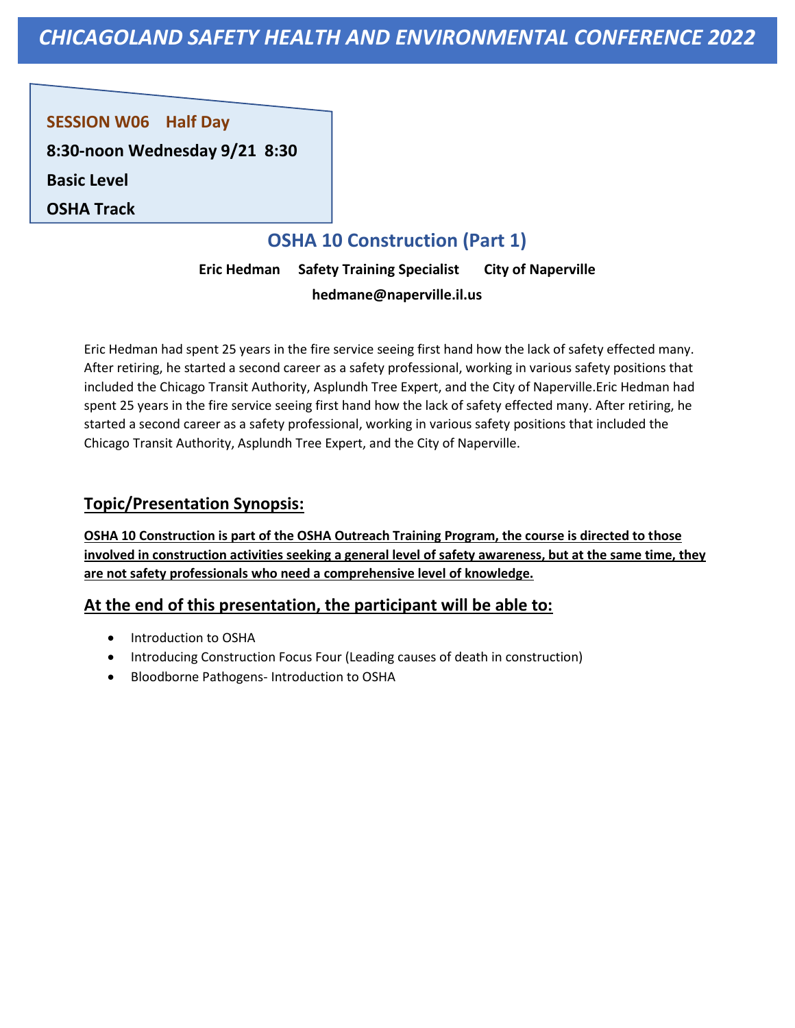# CHICAGOLAND SAFETY HEALTH AND ENVIRONMENTAL CONFERENCE 2022

**SESSION W06 Half Day**

**8:30-noon Wednesday 9/21 8:30**

**Basic Level**

**OSHA Track**

## OSHA 10 Construction (Part 1)

**Eric Hedman Safety Training Specialist City of Naperville**

**hedmane@naperville.il.us**

Eric Hedman had spent 25 years in the fire service seeing first hand how the lack of safety effected many. After retiring, he started a second career as a safety professional, working in various safety positions that included the Chicago Transit Authority, Asplundh Tree Expert, and the City of Naperville.Eric Hedman had spent 25 years in the fire service seeing first hand how the lack of safety effected many. After retiring, he started a second career as a safety professional, working in various safety positions that included the Chicago Transit Authority, Asplundh Tree Expert, and the City of Naperville.

### Topic/Presentation Synopsis:

**OSHA 10 Construction is part of the OSHA Outreach Training Program, the course is directed to those involved in construction activities seeking a general level of safety awareness, but at the same time, they are not safety professionals who need a comprehensive level of knowledge.**

### At the end of this presentation, the participant will be able to:

- Introduction to OSHA
- Introducing Construction Focus Four (Leading causes of death in construction)
- Bloodborne Pathogens- Introduction to OSHA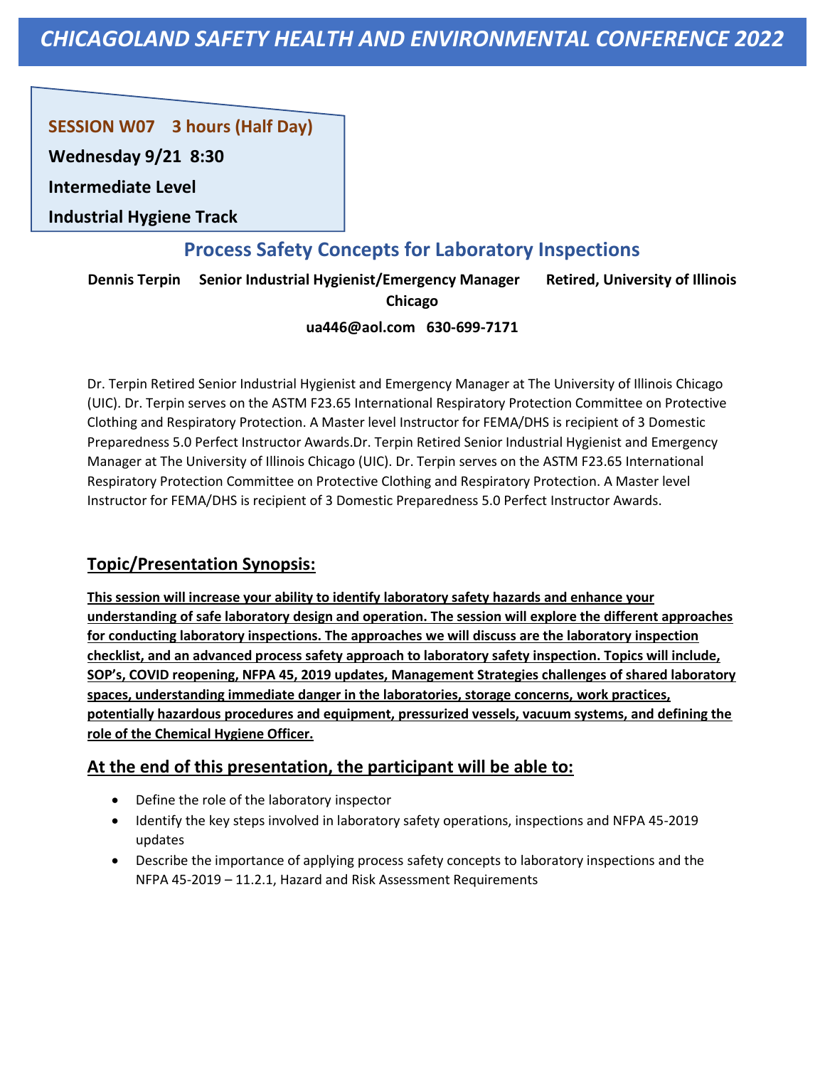# CHICAGOLAND SAFETY HEALTH AND ENVIRONMENTAL CONFERENCE 2022

**SESSION W07 3 hours (Half Day)**

**Wednesday 9/21 8:30**

**Intermediate Level**

**Industrial Hygiene Track**

## Process Safety Concepts for Laboratory Inspections

**Dennis Terpin Senior Industrial Hygienist/Emergency Manager Retired, University of Illinois Chicago**

**ua446@aol.com 630-699-7171**

Dr. Terpin Retired Senior Industrial Hygienist and Emergency Manager at The University of Illinois Chicago (UIC). Dr. Terpin serves on the ASTM F23.65 International Respiratory Protection Committee on Protective Clothing and Respiratory Protection. A Master level Instructor for FEMA/DHS is recipient of 3 Domestic Preparedness 5.0 Perfect Instructor Awards.Dr. Terpin Retired Senior Industrial Hygienist and Emergency Manager at The University of Illinois Chicago (UIC). Dr. Terpin serves on the ASTM F23.65 International Respiratory Protection Committee on Protective Clothing and Respiratory Protection. A Master level Instructor for FEMA/DHS is recipient of 3 Domestic Preparedness 5.0 Perfect Instructor Awards.

### Topic/Presentation Synopsis:

**This session will increase your ability to identify laboratory safety hazards and enhance your understanding of safe laboratory design and operation. The session will explore the different approaches for conducting laboratory inspections. The approaches we will discuss are the laboratory inspection checklist, and an advanced process safety approach to laboratory safety inspection. Topics will include, SOP's, COVID reopening, NFPA 45, 2019 updates, Management Strategies challenges of shared laboratory spaces, understanding immediate danger in the laboratories, storage concerns, work practices, potentially hazardous procedures and equipment, pressurized vessels, vacuum systems, and defining the role of the Chemical Hygiene Officer.**

### At the end of this presentation, the participant will be able to:

- Define the role of the laboratory inspector
- Identify the key steps involved in laboratory safety operations, inspections and NFPA 45-2019 updates
- Describe the importance of applying process safety concepts to laboratory inspections and the NFPA 45-2019 – 11.2.1, Hazard and Risk Assessment Requirements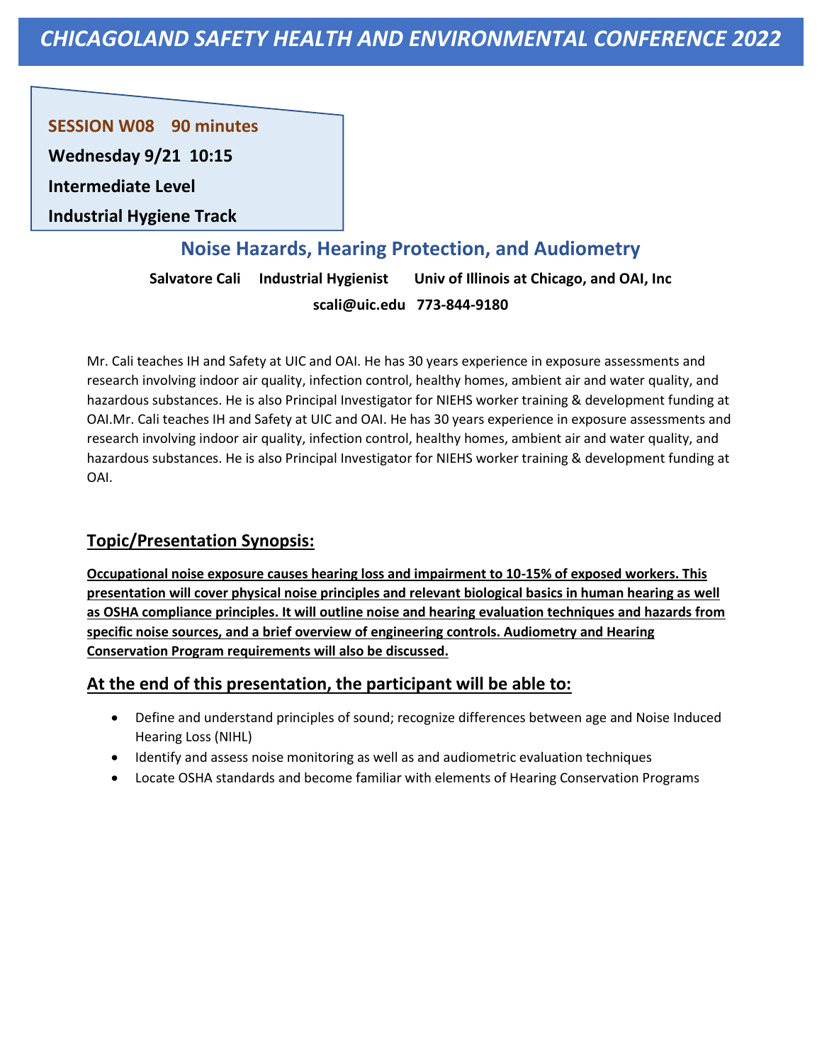# *CHICAGOLAND SAFETY HEALTH AND ENVIRONMENTAL CONFERENCE 2022*

**SESSION W08    90 minutes**

**Wednesday 9/21  10:15**

**Intermediate Level**

**Industrial Hygiene Track**

## Noise Hazards, Hearing Protection, and Audiometry

**Salvatore Cali    Industrial Hygienist    Univ of Illinois at Chicago, and OAI, Inc**

**scali@uic.edu   773-844-9180**

Mr. Cali teaches IH and Safety at UIC and OAI. He has 30 years experience in exposure assessments and research involving indoor air quality, infection control, healthy homes, ambient air and water quality, and hazardous substances. He is also Principal Investigator for NIEHS worker training & development funding at OAI.Mr. Cali teaches IH and Safety at UIC and OAI. He has 30 years experience in exposure assessments and research involving indoor air quality, infection control, healthy homes, ambient air and water quality, and hazardous substances. He is also Principal Investigator for NIEHS worker training & development funding at OAI.

### Topic/Presentation Synopsis:

**Occupational noise exposure causes hearing loss and impairment to 10-15% of exposed workers. This presentation will cover physical noise principles and relevant biological basics in human hearing as well as OSHA compliance principles. It will outline noise and hearing evaluation techniques and hazards from specific noise sources, and a brief overview of engineering controls. Audiometry and Hearing Conservation Program requirements will also be discussed.**

### At the end of this presentation, the participant will be able to:

- Define and understand principles of sound; recognize differences between age and Noise Induced Hearing Loss (NIHL)
- Identify and assess noise monitoring as well as and audiometric evaluation techniques
- Locate OSHA standards and become familiar with elements of Hearing Conservation Programs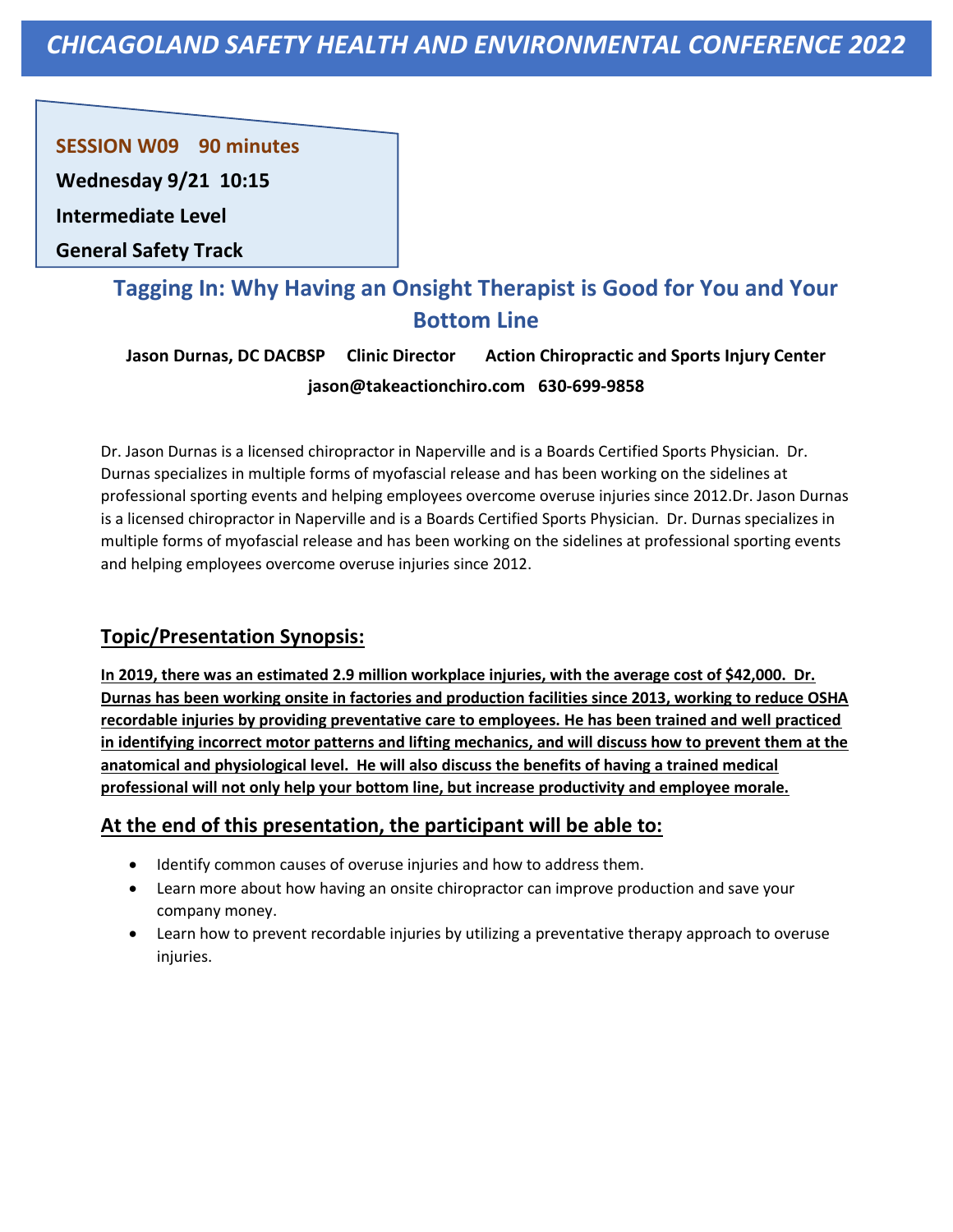# CHICAGOLAND SAFETY HEALTH AND ENVIRONMENTAL CONFERENCE 2022

**SESSION W09 90 minutes**

**Wednesday 9/21 10:15**

**Intermediate Level**

**General Safety Track**

## Tagging In: Why Having an Onsight Therapist is Good for You and Your Bottom Line

**Jason Durnas, DC DACBSP Clinic Director Action Chiropractic and Sports Injury Center**

**jason@takeactionchiro.com 630-699-9858**

Dr. Jason Durnas is a licensed chiropractor in Naperville and is a Boards Certified Sports Physician. Dr. Durnas specializes in multiple forms of myofascial release and has been working on the sidelines at professional sporting events and helping employees overcome overuse injuries since 2012.Dr. Jason Durnas is a licensed chiropractor in Naperville and is a Boards Certified Sports Physician. Dr. Durnas specializes in multiple forms of myofascial release and has been working on the sidelines at professional sporting events and helping employees overcome overuse injuries since 2012.

### Topic/Presentation Synopsis:

**In 2019, there was an estimated 2.9 million workplace injuries, with the average cost of $42,000. Dr. Durnas has been working onsite in factories and production facilities since 2013, working to reduce OSHA recordable injuries by providing preventative care to employees. He has been trained and well practiced in identifying incorrect motor patterns and lifting mechanics, and will discuss how to prevent them at the anatomical and physiological level. He will also discuss the benefits of having a trained medical professional will not only help your bottom line, but increase productivity and employee morale.**

### At the end of this presentation, the participant will be able to:

- Identify common causes of overuse injuries and how to address them.
- Learn more about how having an onsite chiropractor can improve production and save your company money.
- Learn how to prevent recordable injuries by utilizing a preventative therapy approach to overuse injuries.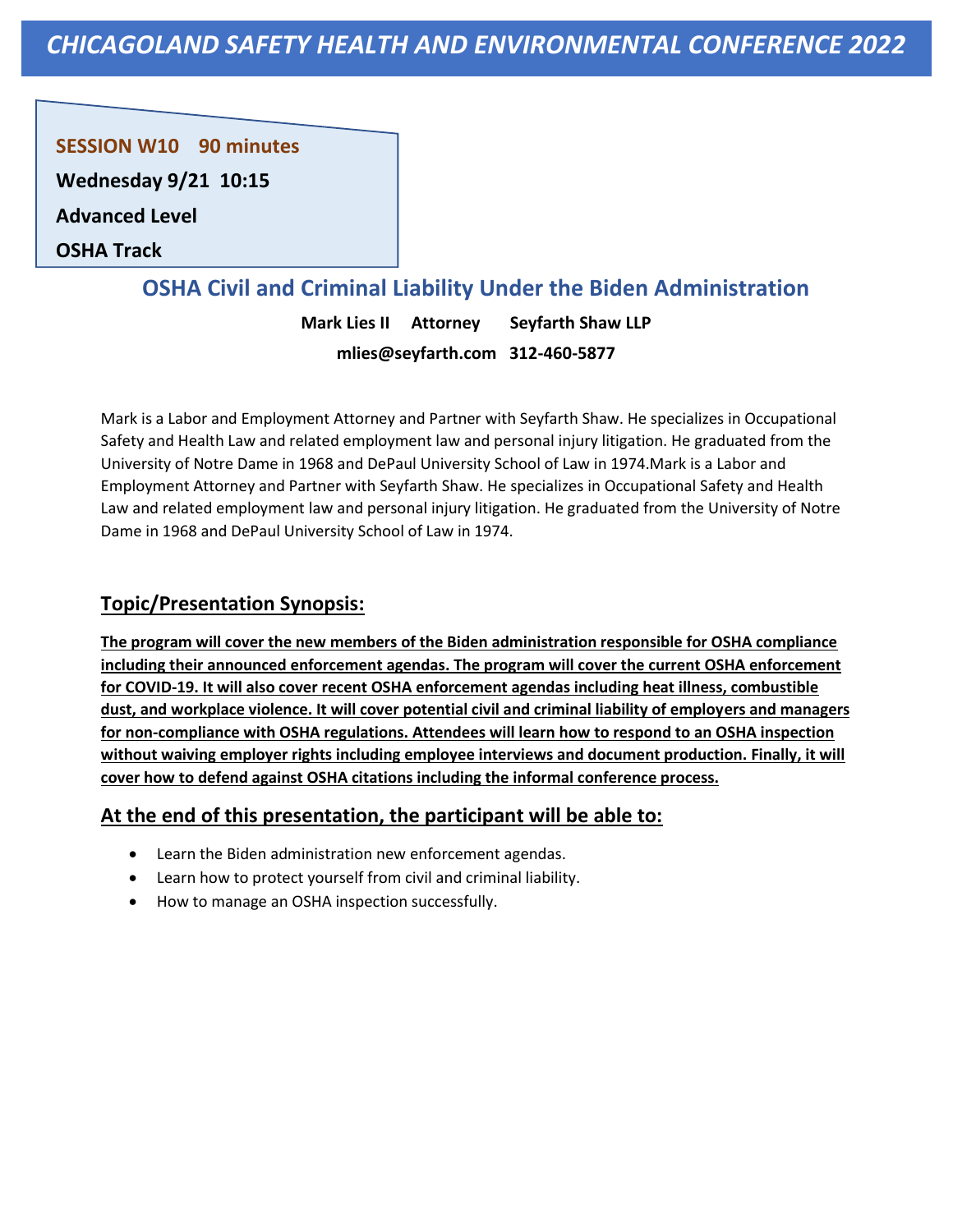# CHICAGOLAND SAFETY HEALTH AND ENVIRONMENTAL CONFERENCE 2022

**SESSION W10 90 minutes**

**Wednesday 9/21 10:15**

**Advanced Level**

**OSHA Track**

## OSHA Civil and Criminal Liability Under the Biden Administration

**Mark Lies II Attorney Seyfarth Shaw LLP**

**mlies@seyfarth.com 312-460-5877**

Mark is a Labor and Employment Attorney and Partner with Seyfarth Shaw. He specializes in Occupational Safety and Health Law and related employment law and personal injury litigation. He graduated from the University of Notre Dame in 1968 and DePaul University School of Law in 1974.Mark is a Labor and Employment Attorney and Partner with Seyfarth Shaw. He specializes in Occupational Safety and Health Law and related employment law and personal injury litigation. He graduated from the University of Notre Dame in 1968 and DePaul University School of Law in 1974.

### Topic/Presentation Synopsis:

**The program will cover the new members of the Biden administration responsible for OSHA compliance including their announced enforcement agendas. The program will cover the current OSHA enforcement for COVID-19. It will also cover recent OSHA enforcement agendas including heat illness, combustible dust, and workplace violence. It will cover potential civil and criminal liability of employers and managers for non-compliance with OSHA regulations. Attendees will learn how to respond to an OSHA inspection without waiving employer rights including employee interviews and document production. Finally, it will cover how to defend against OSHA citations including the informal conference process.**

### At the end of this presentation, the participant will be able to:

- Learn the Biden administration new enforcement agendas.
- Learn how to protect yourself from civil and criminal liability.
- How to manage an OSHA inspection successfully.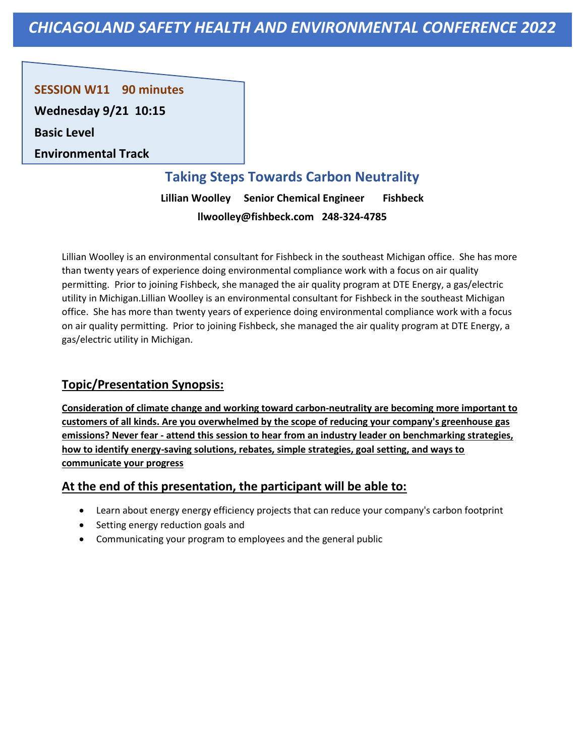# CHICAGOLAND SAFETY HEALTH AND ENVIRONMENTAL CONFERENCE 2022

**SESSION W11 90 minutes**

**Wednesday 9/21 10:15**

**Basic Level**

**Environmental Track**

## Taking Steps Towards Carbon Neutrality

**Lillian Woolley Senior Chemical Engineer Fishbeck**

**llwoolley@fishbeck.com 248-324-4785**

Lillian Woolley is an environmental consultant for Fishbeck in the southeast Michigan office. She has more than twenty years of experience doing environmental compliance work with a focus on air quality permitting. Prior to joining Fishbeck, she managed the air quality program at DTE Energy, a gas/electric utility in Michigan.Lillian Woolley is an environmental consultant for Fishbeck in the southeast Michigan office. She has more than twenty years of experience doing environmental compliance work with a focus on air quality permitting. Prior to joining Fishbeck, she managed the air quality program at DTE Energy, a gas/electric utility in Michigan.

### Topic/Presentation Synopsis:

**Consideration of climate change and working toward carbon-neutrality are becoming more important to customers of all kinds. Are you overwhelmed by the scope of reducing your company's greenhouse gas emissions? Never fear - attend this session to hear from an industry leader on benchmarking strategies, how to identify energy-saving solutions, rebates, simple strategies, goal setting, and ways to communicate your progress**

### At the end of this presentation, the participant will be able to:

- Learn about energy energy efficiency projects that can reduce your company's carbon footprint
- Setting energy reduction goals and
- Communicating your program to employees and the general public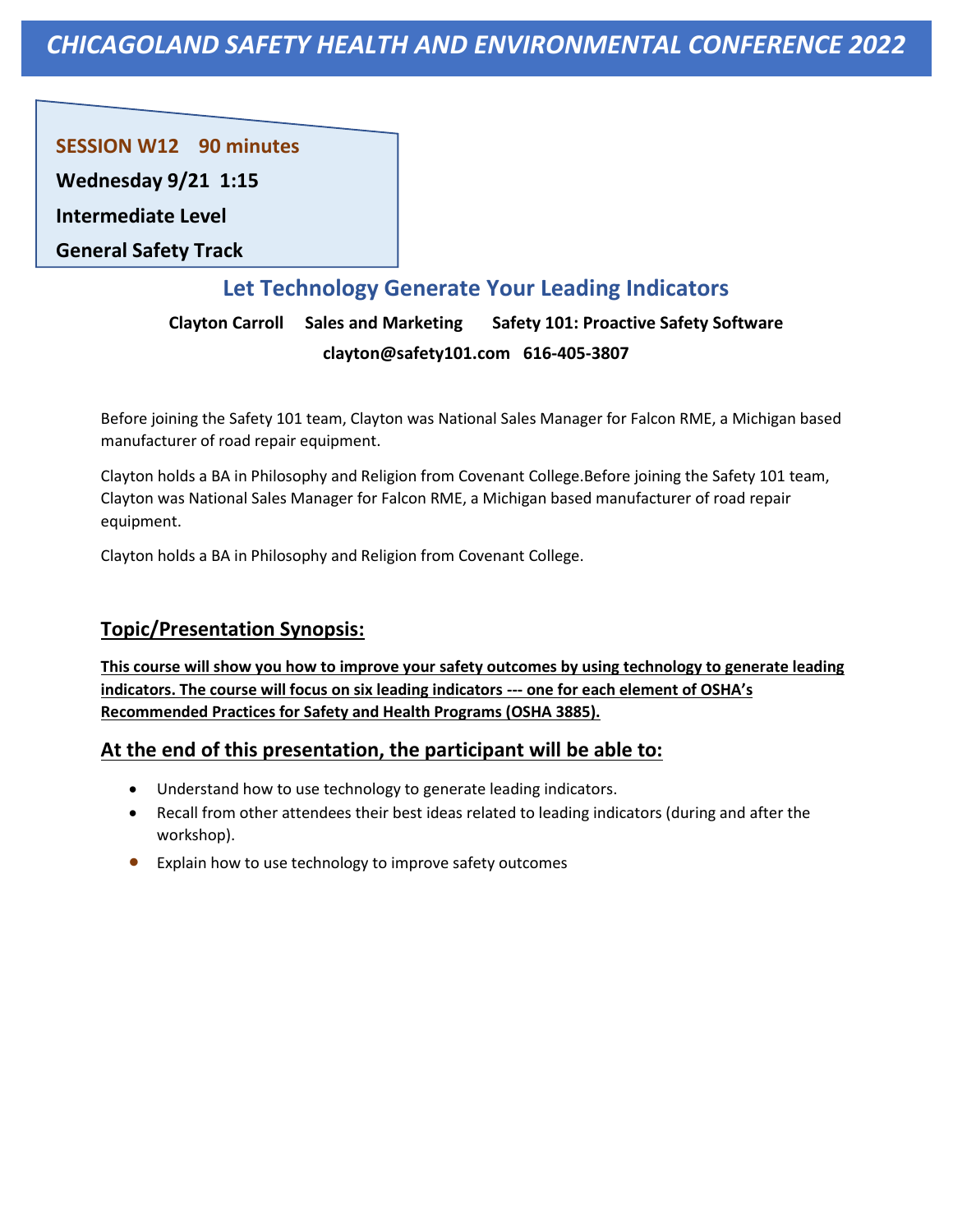# CHICAGOLAND SAFETY HEALTH AND ENVIRONMENTAL CONFERENCE 2022

**SESSION W12 90 minutes**

**Wednesday 9/21 1:15**

**Intermediate Level**

**General Safety Track**

## Let Technology Generate Your Leading Indicators

**Clayton Carroll Sales and Marketing Safety 101: Proactive Safety Software**

**clayton@safety101.com 616-405-3807**

Before joining the Safety 101 team, Clayton was National Sales Manager for Falcon RME, a Michigan based manufacturer of road repair equipment.

Clayton holds a BA in Philosophy and Religion from Covenant College.Before joining the Safety 101 team, Clayton was National Sales Manager for Falcon RME, a Michigan based manufacturer of road repair equipment.

Clayton holds a BA in Philosophy and Religion from Covenant College.

### Topic/Presentation Synopsis:

**This course will show you how to improve your safety outcomes by using technology to generate leading indicators. The course will focus on six leading indicators --- one for each element of OSHA's Recommended Practices for Safety and Health Programs (OSHA 3885).**

### At the end of this presentation, the participant will be able to:

- Understand how to use technology to generate leading indicators.
- Recall from other attendees their best ideas related to leading indicators (during and after the workshop).
- Explain how to use technology to improve safety outcomes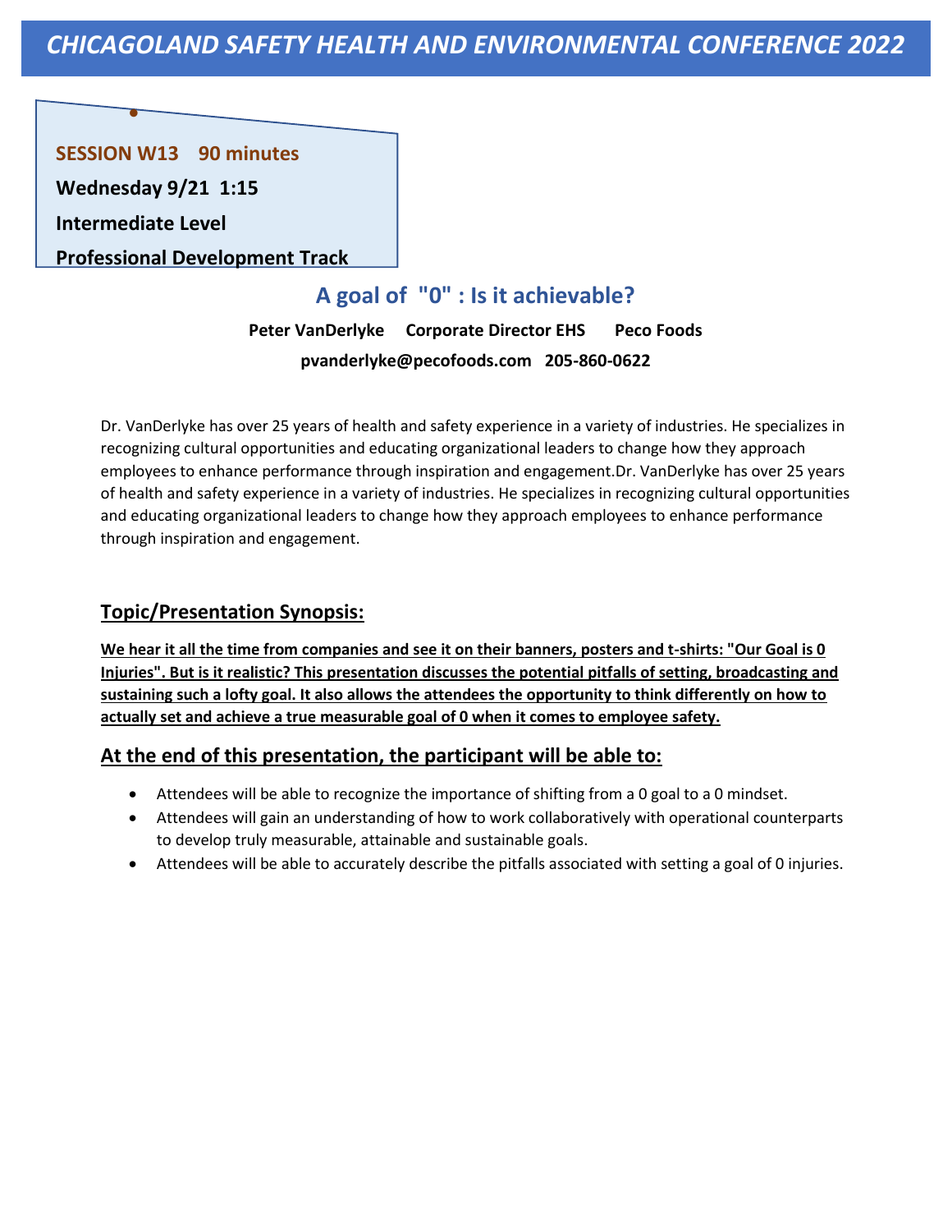# CHICAGOLAND SAFETY HEALTH AND ENVIRONMENTAL CONFERENCE 2022

**SESSION W13 90 minutes**

**Wednesday 9/21 1:15**

**Intermediate Level**

**Professional Development Track**

## A goal of "0" : Is it achievable?

**Peter VanDerlyke Corporate Director EHS Peco Foods**

**pvanderlyke@pecofoods.com 205-860-0622**

Dr. VanDerlyke has over 25 years of health and safety experience in a variety of industries. He specializes in recognizing cultural opportunities and educating organizational leaders to change how they approach employees to enhance performance through inspiration and engagement.Dr. VanDerlyke has over 25 years of health and safety experience in a variety of industries. He specializes in recognizing cultural opportunities and educating organizational leaders to change how they approach employees to enhance performance through inspiration and engagement.

### Topic/Presentation Synopsis:

**We hear it all the time from companies and see it on their banners, posters and t-shirts: "Our Goal is 0 Injuries". But is it realistic? This presentation discusses the potential pitfalls of setting, broadcasting and sustaining such a lofty goal. It also allows the attendees the opportunity to think differently on how to actually set and achieve a true measurable goal of 0 when it comes to employee safety.**

### At the end of this presentation, the participant will be able to:

- Attendees will be able to recognize the importance of shifting from a 0 goal to a 0 mindset.
- Attendees will gain an understanding of how to work collaboratively with operational counterparts to develop truly measurable, attainable and sustainable goals.
- Attendees will be able to accurately describe the pitfalls associated with setting a goal of 0 injuries.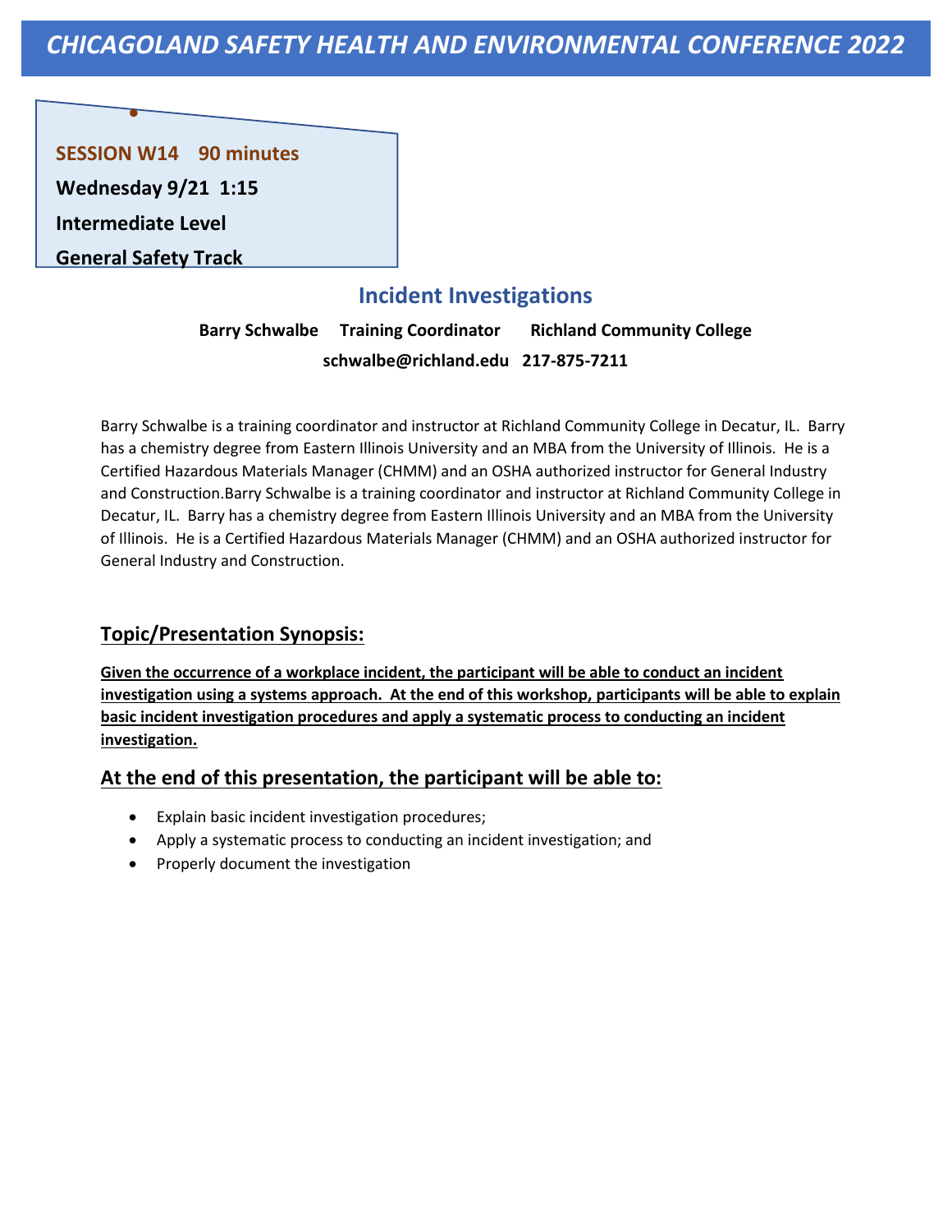# CHICAGOLAND SAFETY HEALTH AND ENVIRONMENTAL CONFERENCE 2022

**SESSION W14 90 minutes**

**Wednesday 9/21 1:15**

**Intermediate Level**

**General Safety Track**

## Incident Investigations

**Barry Schwalbe Training Coordinator Richland Community College**

**schwalbe@richland.edu 217-875-7211**

Barry Schwalbe is a training coordinator and instructor at Richland Community College in Decatur, IL. Barry has a chemistry degree from Eastern Illinois University and an MBA from the University of Illinois. He is a Certified Hazardous Materials Manager (CHMM) and an OSHA authorized instructor for General Industry and Construction.Barry Schwalbe is a training coordinator and instructor at Richland Community College in Decatur, IL. Barry has a chemistry degree from Eastern Illinois University and an MBA from the University of Illinois. He is a Certified Hazardous Materials Manager (CHMM) and an OSHA authorized instructor for General Industry and Construction.

### Topic/Presentation Synopsis:

**Given the occurrence of a workplace incident, the participant will be able to conduct an incident investigation using a systems approach. At the end of this workshop, participants will be able to explain basic incident investigation procedures and apply a systematic process to conducting an incident investigation.**

### At the end of this presentation, the participant will be able to:

- Explain basic incident investigation procedures;
- Apply a systematic process to conducting an incident investigation; and
- Properly document the investigation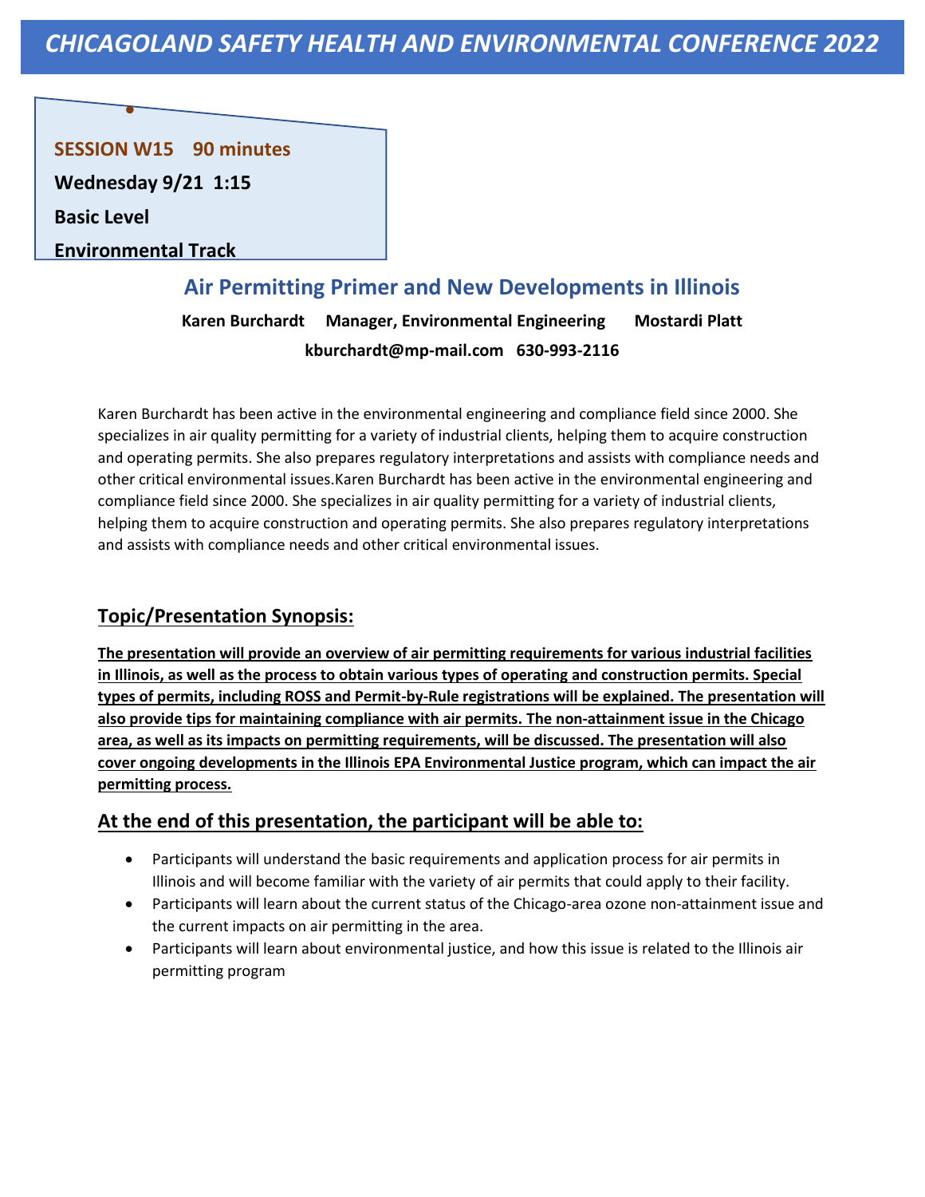**SESSION W15 90 minutes**

**Wednesday 9/21 1:15**

**Basic Level**

**Environmental Track**

## Air Permitting Primer and New Developments in Illinois

**Karen Burchardt Manager, Environmental Engineering Mostardi Platt**

**kburchardt@mp-mail.com 630-993-2116**

Karen Burchardt has been active in the environmental engineering and compliance field since 2000. She specializes in air quality permitting for a variety of industrial clients, helping them to acquire construction and operating permits. She also prepares regulatory interpretations and assists with compliance needs and other critical environmental issues.Karen Burchardt has been active in the environmental engineering and compliance field since 2000. She specializes in air quality permitting for a variety of industrial clients, helping them to acquire construction and operating permits. She also prepares regulatory interpretations and assists with compliance needs and other critical environmental issues.

### Topic/Presentation Synopsis:

**The presentation will provide an overview of air permitting requirements for various industrial facilities in Illinois, as well as the process to obtain various types of operating and construction permits. Special types of permits, including ROSS and Permit-by-Rule registrations will be explained. The presentation will also provide tips for maintaining compliance with air permits. The non-attainment issue in the Chicago area, as well as its impacts on permitting requirements, will be discussed. The presentation will also cover ongoing developments in the Illinois EPA Environmental Justice program, which can impact the air permitting process.**

### At the end of this presentation, the participant will be able to:

- Participants will understand the basic requirements and application process for air permits in Illinois and will become familiar with the variety of air permits that could apply to their facility.
- Participants will learn about the current status of the Chicago-area ozone non-attainment issue and the current impacts on air permitting in the area.
- Participants will learn about environmental justice, and how this issue is related to the Illinois air permitting program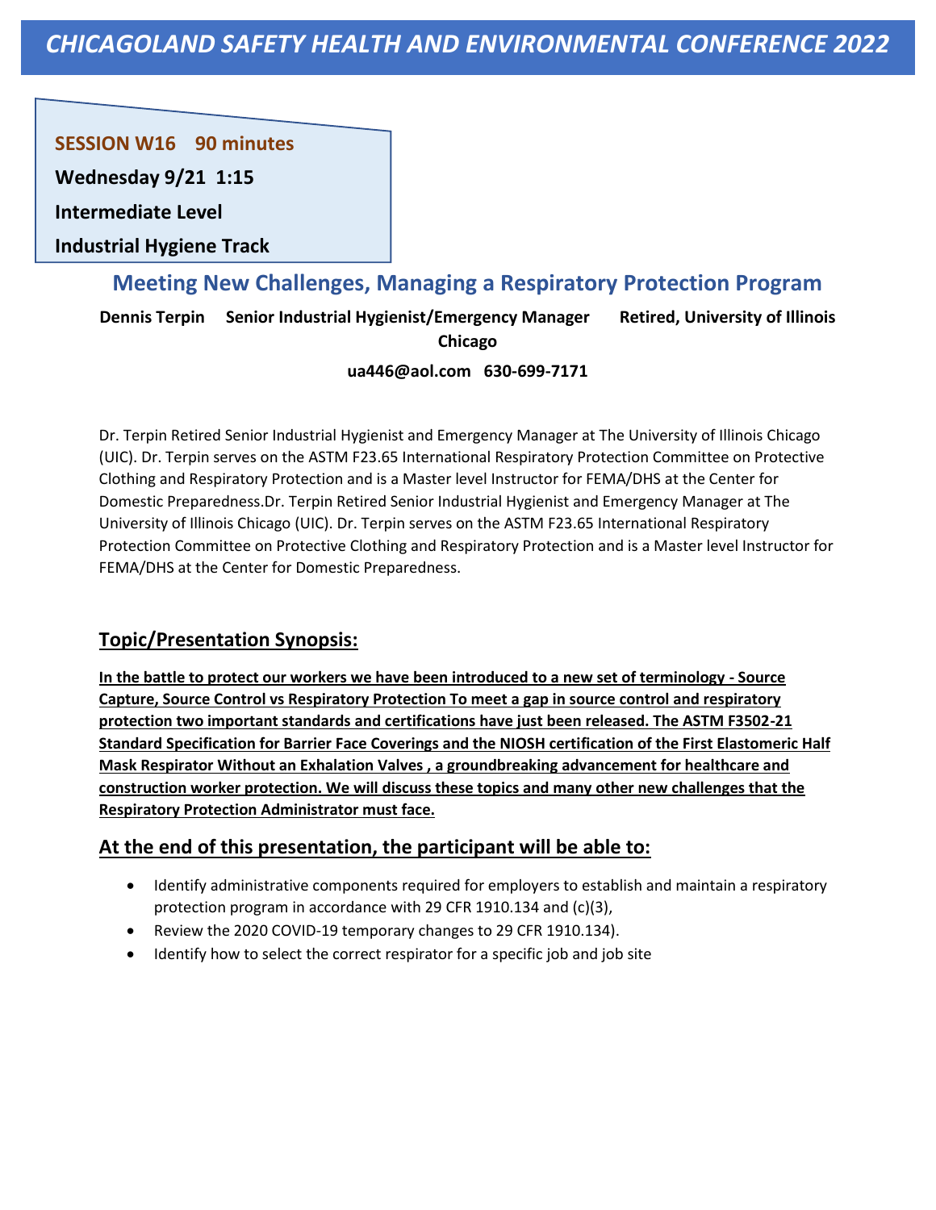# CHICAGOLAND SAFETY HEALTH AND ENVIRONMENTAL CONFERENCE 2022

**SESSION W16 90 minutes**

**Wednesday 9/21 1:15**

**Intermediate Level**

**Industrial Hygiene Track**

## Meeting New Challenges, Managing a Respiratory Protection Program

**Dennis Terpin Senior Industrial Hygienist/Emergency Manager Retired, University of Illinois Chicago**

**ua446@aol.com 630-699-7171**

Dr. Terpin Retired Senior Industrial Hygienist and Emergency Manager at The University of Illinois Chicago (UIC). Dr. Terpin serves on the ASTM F23.65 International Respiratory Protection Committee on Protective Clothing and Respiratory Protection and is a Master level Instructor for FEMA/DHS at the Center for Domestic Preparedness.Dr. Terpin Retired Senior Industrial Hygienist and Emergency Manager at The University of Illinois Chicago (UIC). Dr. Terpin serves on the ASTM F23.65 International Respiratory Protection Committee on Protective Clothing and Respiratory Protection and is a Master level Instructor for FEMA/DHS at the Center for Domestic Preparedness.

### Topic/Presentation Synopsis:

**In the battle to protect our workers we have been introduced to a new set of terminology - Source Capture, Source Control vs Respiratory Protection To meet a gap in source control and respiratory protection two important standards and certifications have just been released. The ASTM F3502-21 Standard Specification for Barrier Face Coverings and the NIOSH certification of the First Elastomeric Half Mask Respirator Without an Exhalation Valves , a groundbreaking advancement for healthcare and construction worker protection. We will discuss these topics and many other new challenges that the Respiratory Protection Administrator must face.**

### At the end of this presentation, the participant will be able to:

- Identify administrative components required for employers to establish and maintain a respiratory protection program in accordance with 29 CFR 1910.134 and (c)(3),
- Review the 2020 COVID-19 temporary changes to 29 CFR 1910.134).
- Identify how to select the correct respirator for a specific job and job site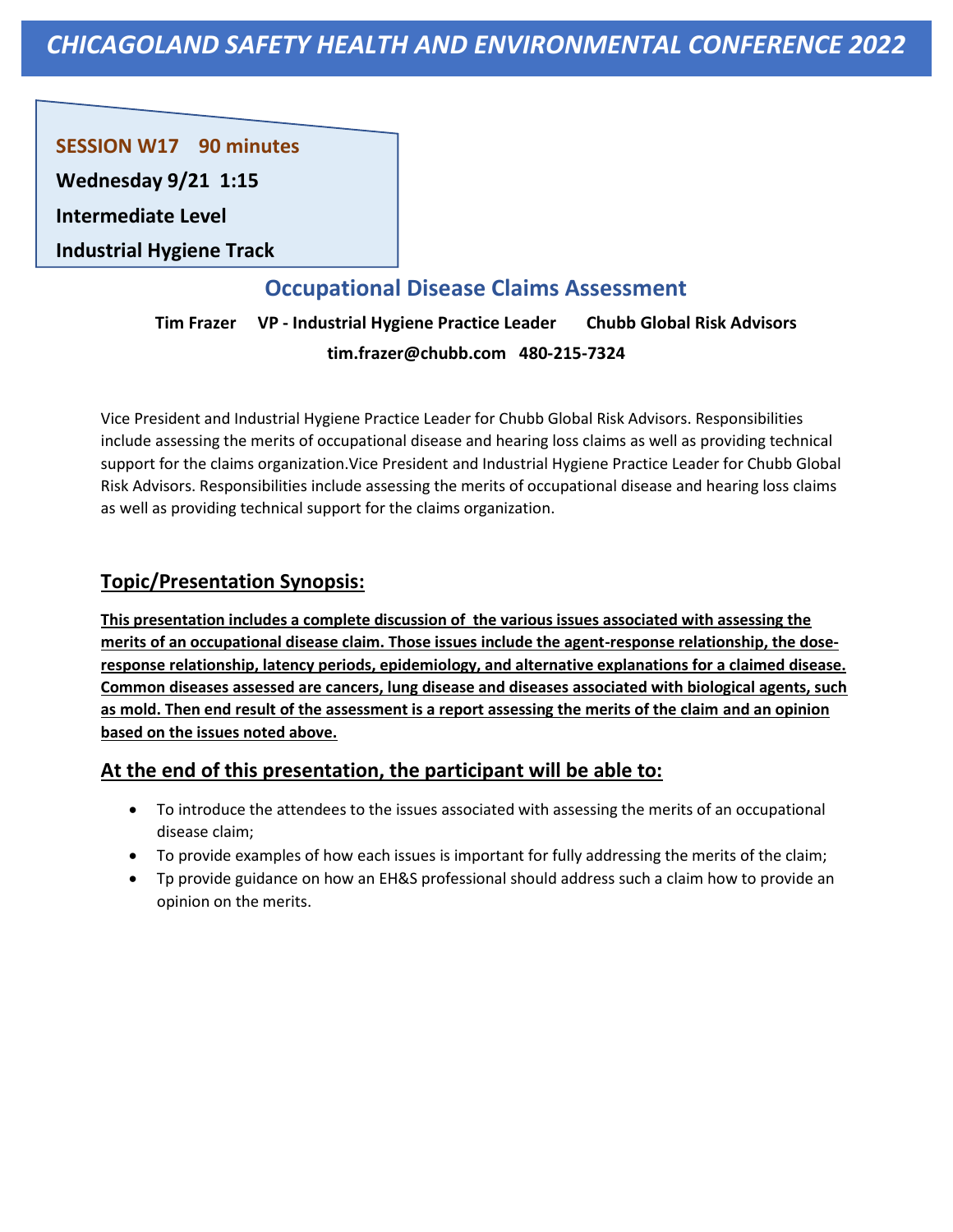# CHICAGOLAND SAFETY HEALTH AND ENVIRONMENTAL CONFERENCE 2022

**SESSION W17 90 minutes**

**Wednesday 9/21 1:15**

**Intermediate Level**

**Industrial Hygiene Track**

## Occupational Disease Claims Assessment

**Tim Frazer VP - Industrial Hygiene Practice Leader Chubb Global Risk Advisors**

**tim.frazer@chubb.com 480-215-7324**

Vice President and Industrial Hygiene Practice Leader for Chubb Global Risk Advisors. Responsibilities include assessing the merits of occupational disease and hearing loss claims as well as providing technical support for the claims organization.Vice President and Industrial Hygiene Practice Leader for Chubb Global Risk Advisors. Responsibilities include assessing the merits of occupational disease and hearing loss claims as well as providing technical support for the claims organization.

### Topic/Presentation Synopsis:

**This presentation includes a complete discussion of the various issues associated with assessing the merits of an occupational disease claim. Those issues include the agent-response relationship, the dose-response relationship, latency periods, epidemiology, and alternative explanations for a claimed disease. Common diseases assessed are cancers, lung disease and diseases associated with biological agents, such as mold. Then end result of the assessment is a report assessing the merits of the claim and an opinion based on the issues noted above.**

### At the end of this presentation, the participant will be able to:

- To introduce the attendees to the issues associated with assessing the merits of an occupational disease claim;
- To provide examples of how each issues is important for fully addressing the merits of the claim;
- Tp provide guidance on how an EH&S professional should address such a claim how to provide an opinion on the merits.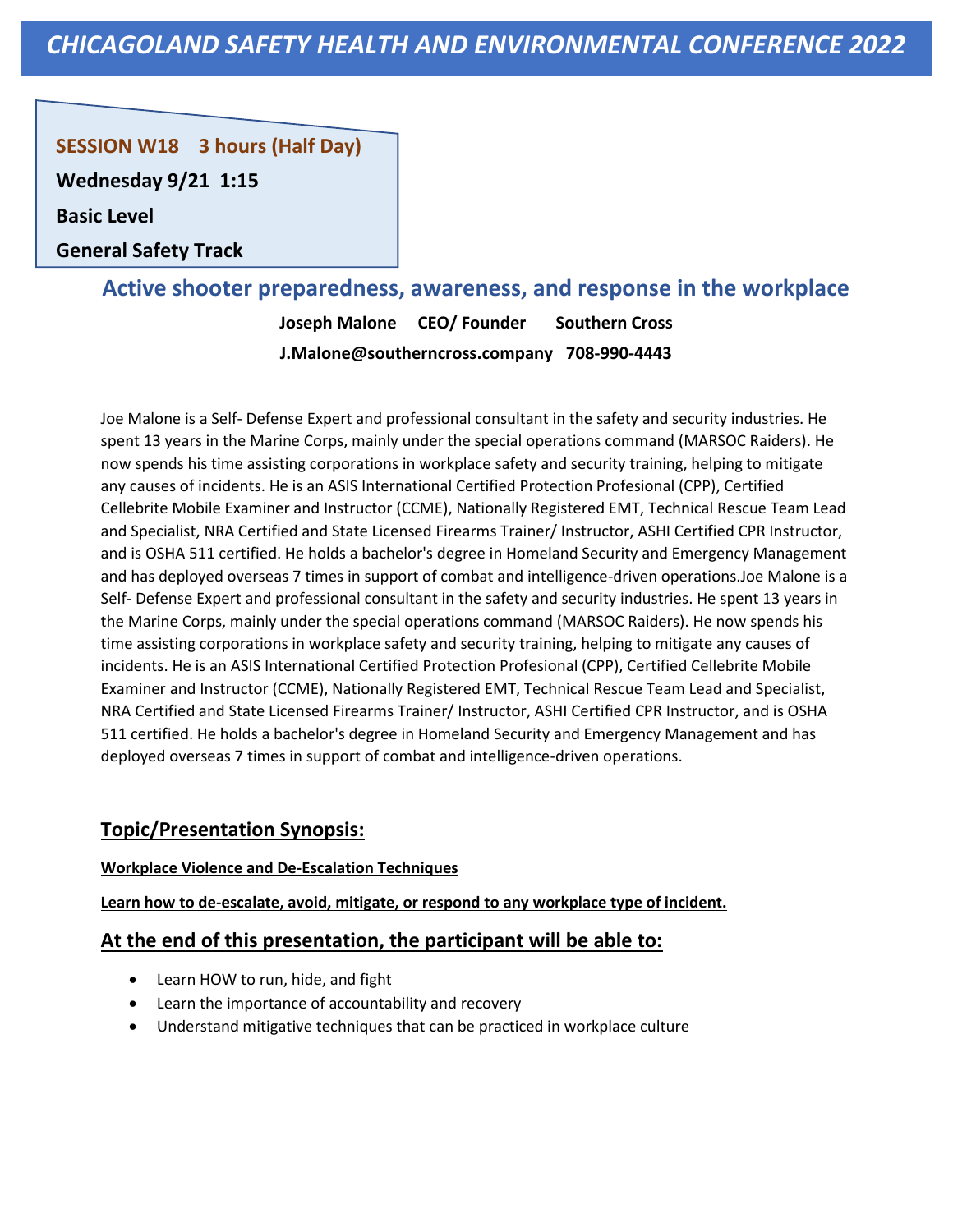# CHICAGOLAND SAFETY HEALTH AND ENVIRONMENTAL CONFERENCE 2022

**SESSION W18 3 hours (Half Day)**

**Wednesday 9/21 1:15**

**Basic Level**

**General Safety Track**

## Active shooter preparedness, awareness, and response in the workplace

**Joseph Malone CEO/ Founder Southern Cross**

**J.Malone@southerncross.company 708-990-4443**

Joe Malone is a Self- Defense Expert and professional consultant in the safety and security industries. He spent 13 years in the Marine Corps, mainly under the special operations command (MARSOC Raiders). He now spends his time assisting corporations in workplace safety and security training, helping to mitigate any causes of incidents. He is an ASIS International Certified Protection Profesional (CPP), Certified Cellebrite Mobile Examiner and Instructor (CCME), Nationally Registered EMT, Technical Rescue Team Lead and Specialist, NRA Certified and State Licensed Firearms Trainer/ Instructor, ASHI Certified CPR Instructor, and is OSHA 511 certified. He holds a bachelor's degree in Homeland Security and Emergency Management and has deployed overseas 7 times in support of combat and intelligence-driven operations.Joe Malone is a Self- Defense Expert and professional consultant in the safety and security industries. He spent 13 years in the Marine Corps, mainly under the special operations command (MARSOC Raiders). He now spends his time assisting corporations in workplace safety and security training, helping to mitigate any causes of incidents. He is an ASIS International Certified Protection Profesional (CPP), Certified Cellebrite Mobile Examiner and Instructor (CCME), Nationally Registered EMT, Technical Rescue Team Lead and Specialist, NRA Certified and State Licensed Firearms Trainer/ Instructor, ASHI Certified CPR Instructor, and is OSHA 511 certified. He holds a bachelor's degree in Homeland Security and Emergency Management and has deployed overseas 7 times in support of combat and intelligence-driven operations.

### Topic/Presentation Synopsis:

**Workplace Violence and De-Escalation Techniques**

**Learn how to de-escalate, avoid, mitigate, or respond to any workplace type of incident.**

### At the end of this presentation, the participant will be able to:

- Learn HOW to run, hide, and fight
- Learn the importance of accountability and recovery
- Understand mitigative techniques that can be practiced in workplace culture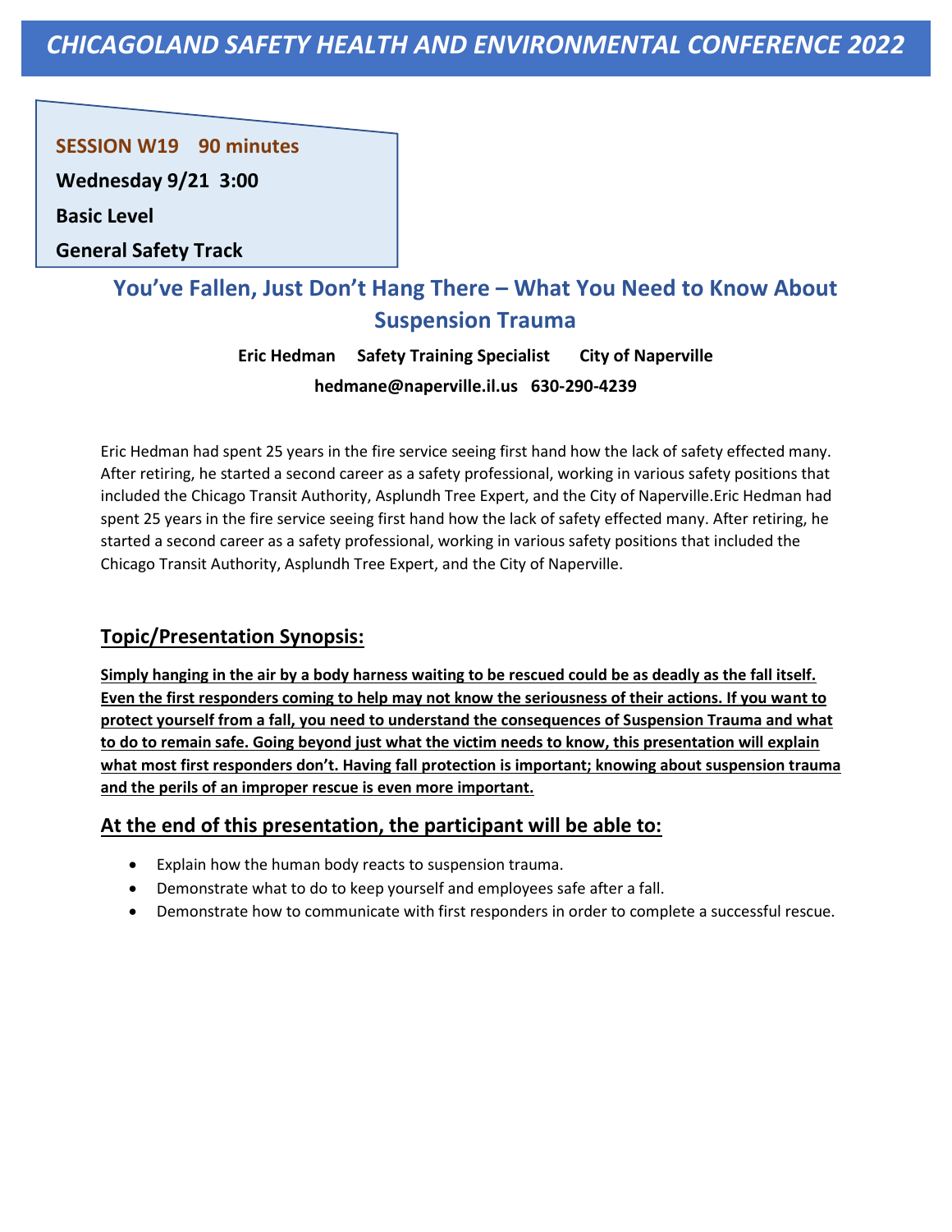# CHICAGOLAND SAFETY HEALTH AND ENVIRONMENTAL CONFERENCE 2022

**SESSION W19 90 minutes**

**Wednesday 9/21 3:00**

**Basic Level**

**General Safety Track**

## You've Fallen, Just Don't Hang There – What You Need to Know About Suspension Trauma

**Eric Hedman Safety Training Specialist City of Naperville**

**hedmane@naperville.il.us 630-290-4239**

Eric Hedman had spent 25 years in the fire service seeing first hand how the lack of safety effected many. After retiring, he started a second career as a safety professional, working in various safety positions that included the Chicago Transit Authority, Asplundh Tree Expert, and the City of Naperville.Eric Hedman had spent 25 years in the fire service seeing first hand how the lack of safety effected many. After retiring, he started a second career as a safety professional, working in various safety positions that included the Chicago Transit Authority, Asplundh Tree Expert, and the City of Naperville.

### Topic/Presentation Synopsis:

**Simply hanging in the air by a body harness waiting to be rescued could be as deadly as the fall itself. Even the first responders coming to help may not know the seriousness of their actions. If you want to protect yourself from a fall, you need to understand the consequences of Suspension Trauma and what to do to remain safe. Going beyond just what the victim needs to know, this presentation will explain what most first responders don't. Having fall protection is important; knowing about suspension trauma and the perils of an improper rescue is even more important.**

### At the end of this presentation, the participant will be able to:

- Explain how the human body reacts to suspension trauma.
- Demonstrate what to do to keep yourself and employees safe after a fall.
- Demonstrate how to communicate with first responders in order to complete a successful rescue.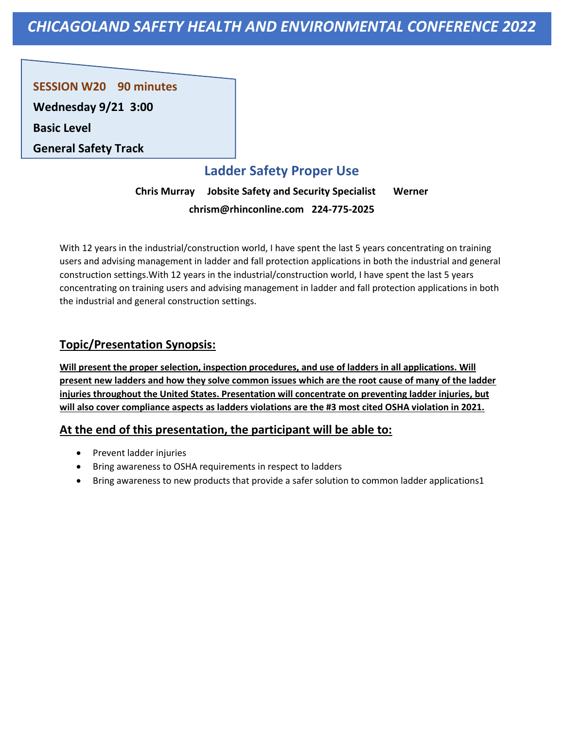# CHICAGOLAND SAFETY HEALTH AND ENVIRONMENTAL CONFERENCE 2022

**SESSION W20 90 minutes**

**Wednesday 9/21 3:00**

**Basic Level**

**General Safety Track**

## Ladder Safety Proper Use

**Chris Murray Jobsite Safety and Security Specialist Werner**

**chrism@rhinconline.com 224-775-2025**

With 12 years in the industrial/construction world, I have spent the last 5 years concentrating on training users and advising management in ladder and fall protection applications in both the industrial and general construction settings.With 12 years in the industrial/construction world, I have spent the last 5 years concentrating on training users and advising management in ladder and fall protection applications in both the industrial and general construction settings.

### Topic/Presentation Synopsis:

**Will present the proper selection, inspection procedures, and use of ladders in all applications. Will present new ladders and how they solve common issues which are the root cause of many of the ladder injuries throughout the United States. Presentation will concentrate on preventing ladder injuries, but will also cover compliance aspects as ladders violations are the #3 most cited OSHA violation in 2021.**

### At the end of this presentation, the participant will be able to:

- Prevent ladder injuries
- Bring awareness to OSHA requirements in respect to ladders
- Bring awareness to new products that provide a safer solution to common ladder applications1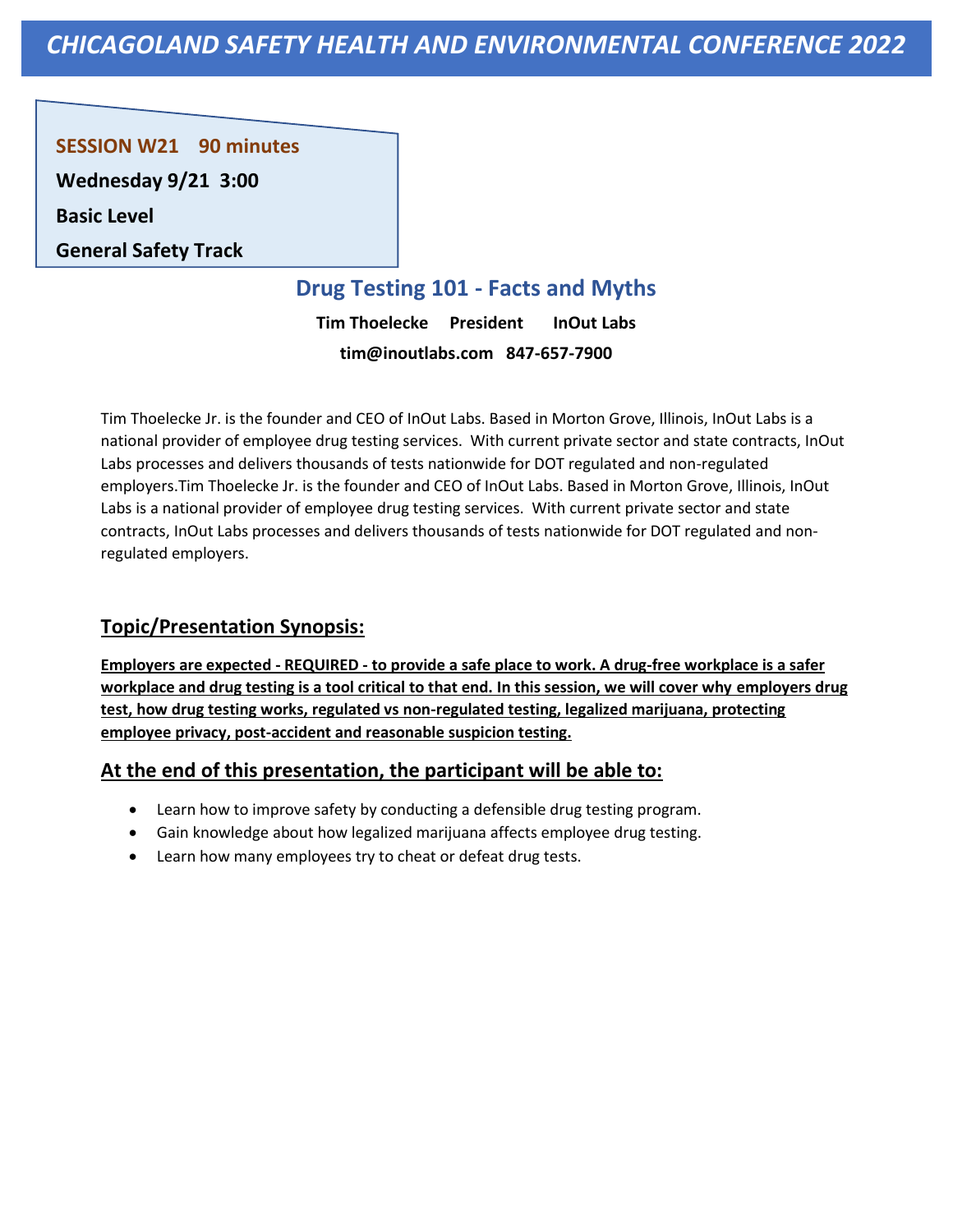# CHICAGOLAND SAFETY HEALTH AND ENVIRONMENTAL CONFERENCE 2022

**SESSION W21 90 minutes**

**Wednesday 9/21 3:00**

**Basic Level**

**General Safety Track**

## Drug Testing 101 - Facts and Myths

**Tim Thoelecke President InOut Labs**

**tim@inoutlabs.com 847-657-7900**

Tim Thoelecke Jr. is the founder and CEO of InOut Labs. Based in Morton Grove, Illinois, InOut Labs is a national provider of employee drug testing services. With current private sector and state contracts, InOut Labs processes and delivers thousands of tests nationwide for DOT regulated and non-regulated employers.Tim Thoelecke Jr. is the founder and CEO of InOut Labs. Based in Morton Grove, Illinois, InOut Labs is a national provider of employee drug testing services. With current private sector and state contracts, InOut Labs processes and delivers thousands of tests nationwide for DOT regulated and non-regulated employers.

### Topic/Presentation Synopsis:

**Employers are expected - REQUIRED - to provide a safe place to work. A drug-free workplace is a safer workplace and drug testing is a tool critical to that end. In this session, we will cover why employers drug test, how drug testing works, regulated vs non-regulated testing, legalized marijuana, protecting employee privacy, post-accident and reasonable suspicion testing.**

### At the end of this presentation, the participant will be able to:

- Learn how to improve safety by conducting a defensible drug testing program.
- Gain knowledge about how legalized marijuana affects employee drug testing.
- Learn how many employees try to cheat or defeat drug tests.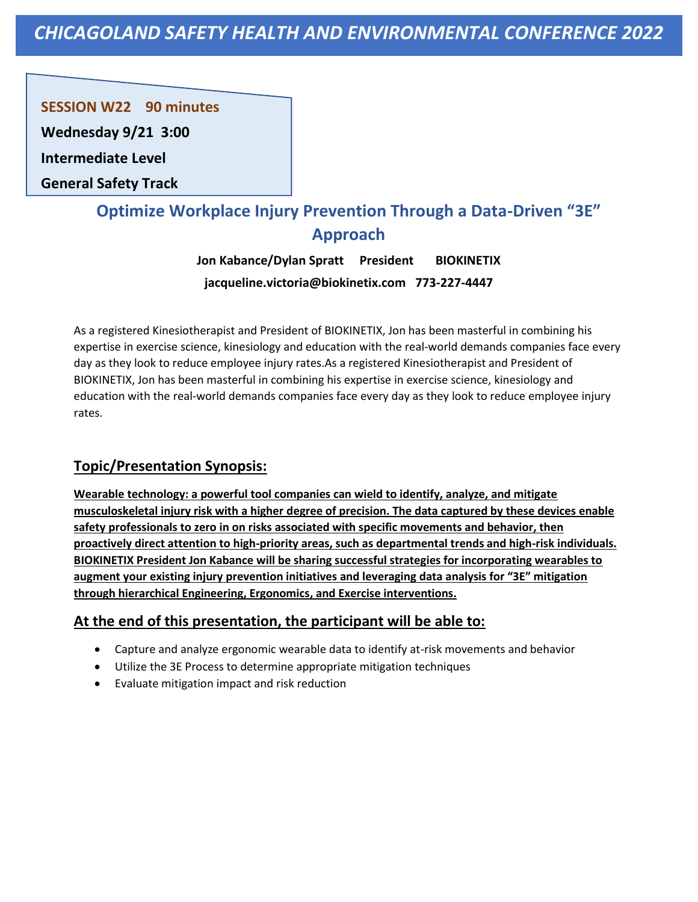# *CHICAGOLAND SAFETY HEALTH AND ENVIRONMENTAL CONFERENCE 2022*

**SESSION W22 90 minutes**

**Wednesday 9/21 3:00**

**Intermediate Level**

**General Safety Track**

## Optimize Workplace Injury Prevention Through a Data-Driven "3E" Approach

**Jon Kabance/Dylan Spratt President BIOKINETIX**

**jacqueline.victoria@biokinetix.com 773-227-4447**

As a registered Kinesiotherapist and President of BIOKINETIX, Jon has been masterful in combining his expertise in exercise science, kinesiology and education with the real-world demands companies face every day as they look to reduce employee injury rates.As a registered Kinesiotherapist and President of BIOKINETIX, Jon has been masterful in combining his expertise in exercise science, kinesiology and education with the real-world demands companies face every day as they look to reduce employee injury rates.

### Topic/Presentation Synopsis:

**Wearable technology: a powerful tool companies can wield to identify, analyze, and mitigate musculoskeletal injury risk with a higher degree of precision. The data captured by these devices enable safety professionals to zero in on risks associated with specific movements and behavior, then proactively direct attention to high-priority areas, such as departmental trends and high-risk individuals. BIOKINETIX President Jon Kabance will be sharing successful strategies for incorporating wearables to augment your existing injury prevention initiatives and leveraging data analysis for "3E" mitigation through hierarchical Engineering, Ergonomics, and Exercise interventions.**

### At the end of this presentation, the participant will be able to:

- Capture and analyze ergonomic wearable data to identify at-risk movements and behavior
- Utilize the 3E Process to determine appropriate mitigation techniques
- Evaluate mitigation impact and risk reduction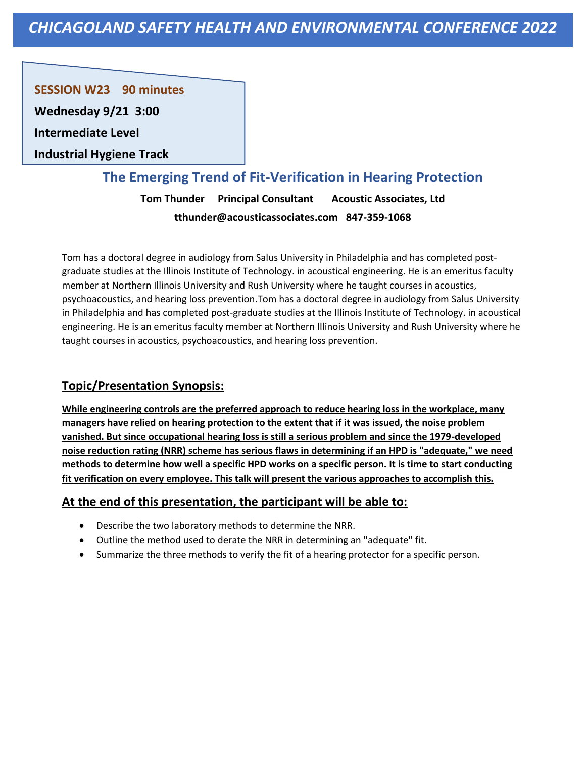**SESSION W23 90 minutes**

**Wednesday 9/21 3:00**

**Intermediate Level**

**Industrial Hygiene Track**

## The Emerging Trend of Fit-Verification in Hearing Protection

**Tom Thunder Principal Consultant Acoustic Associates, Ltd**

**tthunder@acousticassociates.com 847-359-1068**

Tom has a doctoral degree in audiology from Salus University in Philadelphia and has completed post-graduate studies at the Illinois Institute of Technology. in acoustical engineering. He is an emeritus faculty member at Northern Illinois University and Rush University where he taught courses in acoustics, psychoacoustics, and hearing loss prevention.Tom has a doctoral degree in audiology from Salus University in Philadelphia and has completed post-graduate studies at the Illinois Institute of Technology. in acoustical engineering. He is an emeritus faculty member at Northern Illinois University and Rush University where he taught courses in acoustics, psychoacoustics, and hearing loss prevention.

### Topic/Presentation Synopsis:

**While engineering controls are the preferred approach to reduce hearing loss in the workplace, many managers have relied on hearing protection to the extent that if it was issued, the noise problem vanished. But since occupational hearing loss is still a serious problem and since the 1979-developed noise reduction rating (NRR) scheme has serious flaws in determining if an HPD is "adequate," we need methods to determine how well a specific HPD works on a specific person. It is time to start conducting fit verification on every employee. This talk will present the various approaches to accomplish this.**

### At the end of this presentation, the participant will be able to:

- Describe the two laboratory methods to determine the NRR.
- Outline the method used to derate the NRR in determining an "adequate" fit.
- Summarize the three methods to verify the fit of a hearing protector for a specific person.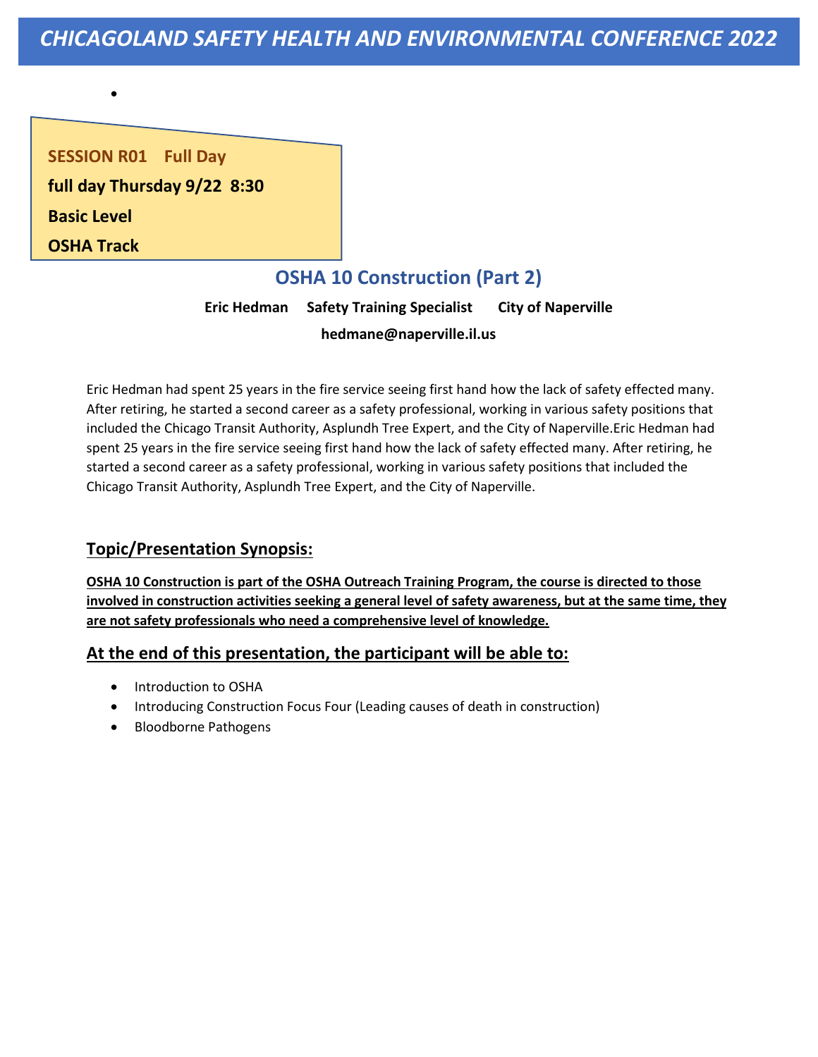**SESSION R01 Full Day**

**full day Thursday 9/22 8:30**

**Basic Level**

**OSHA Track**

## OSHA 10 Construction (Part 2)

**Eric Hedman Safety Training Specialist City of Naperville**

**hedmane@naperville.il.us**

Eric Hedman had spent 25 years in the fire service seeing first hand how the lack of safety effected many. After retiring, he started a second career as a safety professional, working in various safety positions that included the Chicago Transit Authority, Asplundh Tree Expert, and the City of Naperville.Eric Hedman had spent 25 years in the fire service seeing first hand how the lack of safety effected many. After retiring, he started a second career as a safety professional, working in various safety positions that included the Chicago Transit Authority, Asplundh Tree Expert, and the City of Naperville.

### Topic/Presentation Synopsis:

**OSHA 10 Construction is part of the OSHA Outreach Training Program, the course is directed to those involved in construction activities seeking a general level of safety awareness, but at the same time, they are not safety professionals who need a comprehensive level of knowledge.**

### At the end of this presentation, the participant will be able to:

- Introduction to OSHA
- Introducing Construction Focus Four (Leading causes of death in construction)
- Bloodborne Pathogens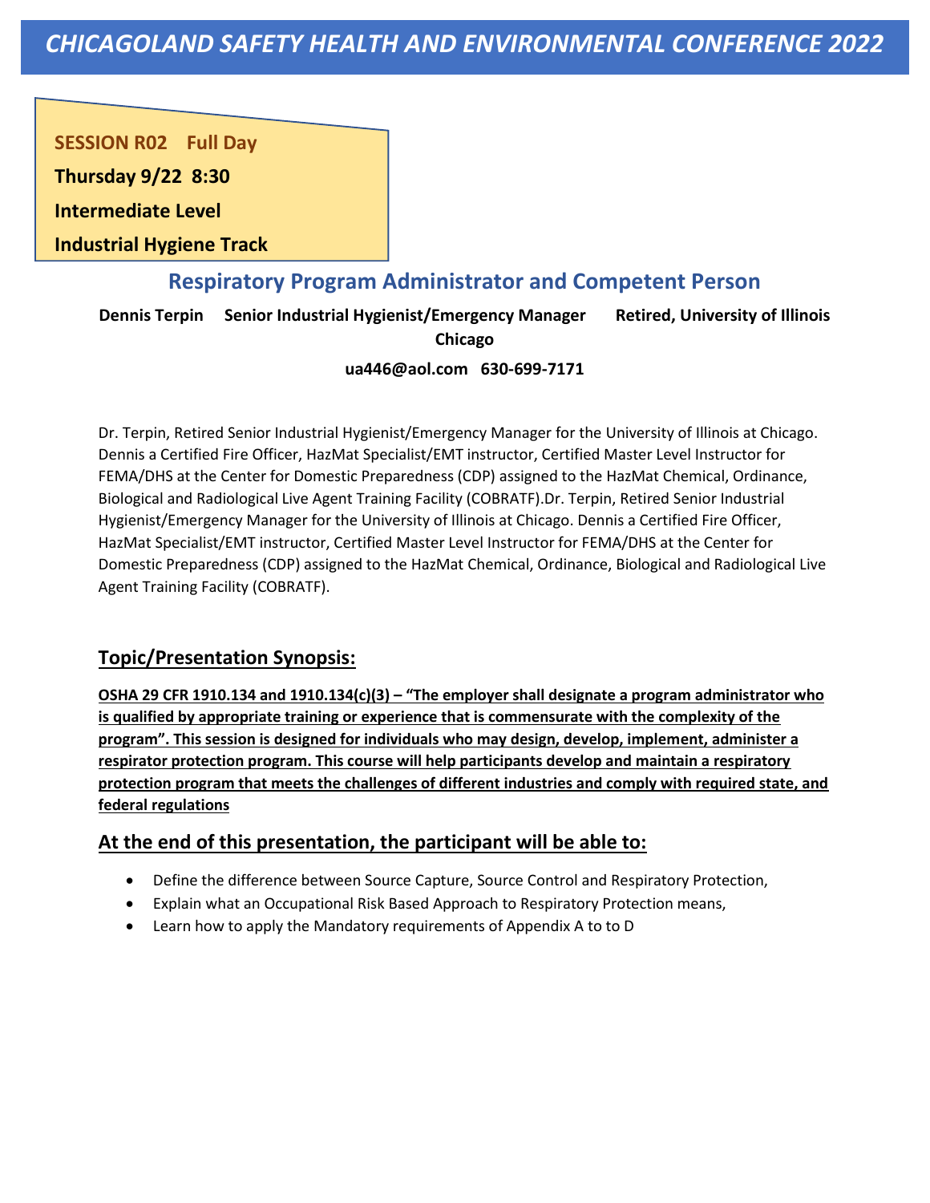# CHICAGOLAND SAFETY HEALTH AND ENVIRONMENTAL CONFERENCE 2022

**SESSION R02 Full Day**

**Thursday 9/22 8:30**

**Intermediate Level**

**Industrial Hygiene Track**

## Respiratory Program Administrator and Competent Person

**Dennis Terpin Senior Industrial Hygienist/Emergency Manager Retired, University of Illinois Chicago**

**ua446@aol.com 630-699-7171**

Dr. Terpin, Retired Senior Industrial Hygienist/Emergency Manager for the University of Illinois at Chicago. Dennis a Certified Fire Officer, HazMat Specialist/EMT instructor, Certified Master Level Instructor for FEMA/DHS at the Center for Domestic Preparedness (CDP) assigned to the HazMat Chemical, Ordinance, Biological and Radiological Live Agent Training Facility (COBRATF).Dr. Terpin, Retired Senior Industrial Hygienist/Emergency Manager for the University of Illinois at Chicago. Dennis a Certified Fire Officer, HazMat Specialist/EMT instructor, Certified Master Level Instructor for FEMA/DHS at the Center for Domestic Preparedness (CDP) assigned to the HazMat Chemical, Ordinance, Biological and Radiological Live Agent Training Facility (COBRATF).

### Topic/Presentation Synopsis:

**OSHA 29 CFR 1910.134 and 1910.134(c)(3) – "The employer shall designate a program administrator who is qualified by appropriate training or experience that is commensurate with the complexity of the program". This session is designed for individuals who may design, develop, implement, administer a respirator protection program. This course will help participants develop and maintain a respiratory protection program that meets the challenges of different industries and comply with required state, and federal regulations**

### At the end of this presentation, the participant will be able to:

- Define the difference between Source Capture, Source Control and Respiratory Protection,
- Explain what an Occupational Risk Based Approach to Respiratory Protection means,
- Learn how to apply the Mandatory requirements of Appendix A to to D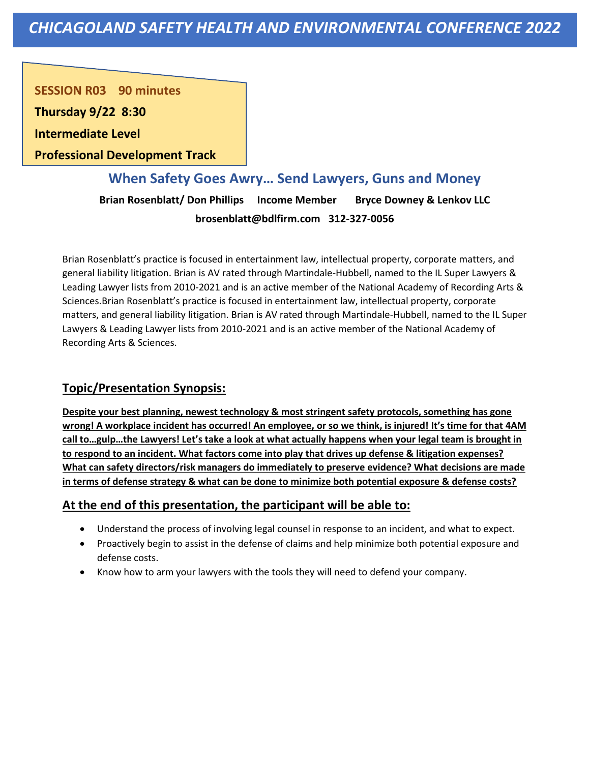# *CHICAGOLAND SAFETY HEALTH AND ENVIRONMENTAL CONFERENCE 2022*

**SESSION R03 90 minutes**

**Thursday 9/22 8:30**

**Intermediate Level**

**Professional Development Track**

## When Safety Goes Awry… Send Lawyers, Guns and Money

**Brian Rosenblatt/ Don Phillips Income Member Bryce Downey & Lenkov LLC**

**brosenblatt@bdlfirm.com 312-327-0056**

Brian Rosenblatt's practice is focused in entertainment law, intellectual property, corporate matters, and general liability litigation. Brian is AV rated through Martindale-Hubbell, named to the IL Super Lawyers & Leading Lawyer lists from 2010-2021 and is an active member of the National Academy of Recording Arts & Sciences.Brian Rosenblatt's practice is focused in entertainment law, intellectual property, corporate matters, and general liability litigation. Brian is AV rated through Martindale-Hubbell, named to the IL Super Lawyers & Leading Lawyer lists from 2010-2021 and is an active member of the National Academy of Recording Arts & Sciences.

### Topic/Presentation Synopsis:

**Despite your best planning, newest technology & most stringent safety protocols, something has gone wrong! A workplace incident has occurred! An employee, or so we think, is injured! It's time for that 4AM call to…gulp…the Lawyers! Let's take a look at what actually happens when your legal team is brought in to respond to an incident. What factors come into play that drives up defense & litigation expenses? What can safety directors/risk managers do immediately to preserve evidence? What decisions are made in terms of defense strategy & what can be done to minimize both potential exposure & defense costs?**

### At the end of this presentation, the participant will be able to:

- Understand the process of involving legal counsel in response to an incident, and what to expect.
- Proactively begin to assist in the defense of claims and help minimize both potential exposure and defense costs.
- Know how to arm your lawyers with the tools they will need to defend your company.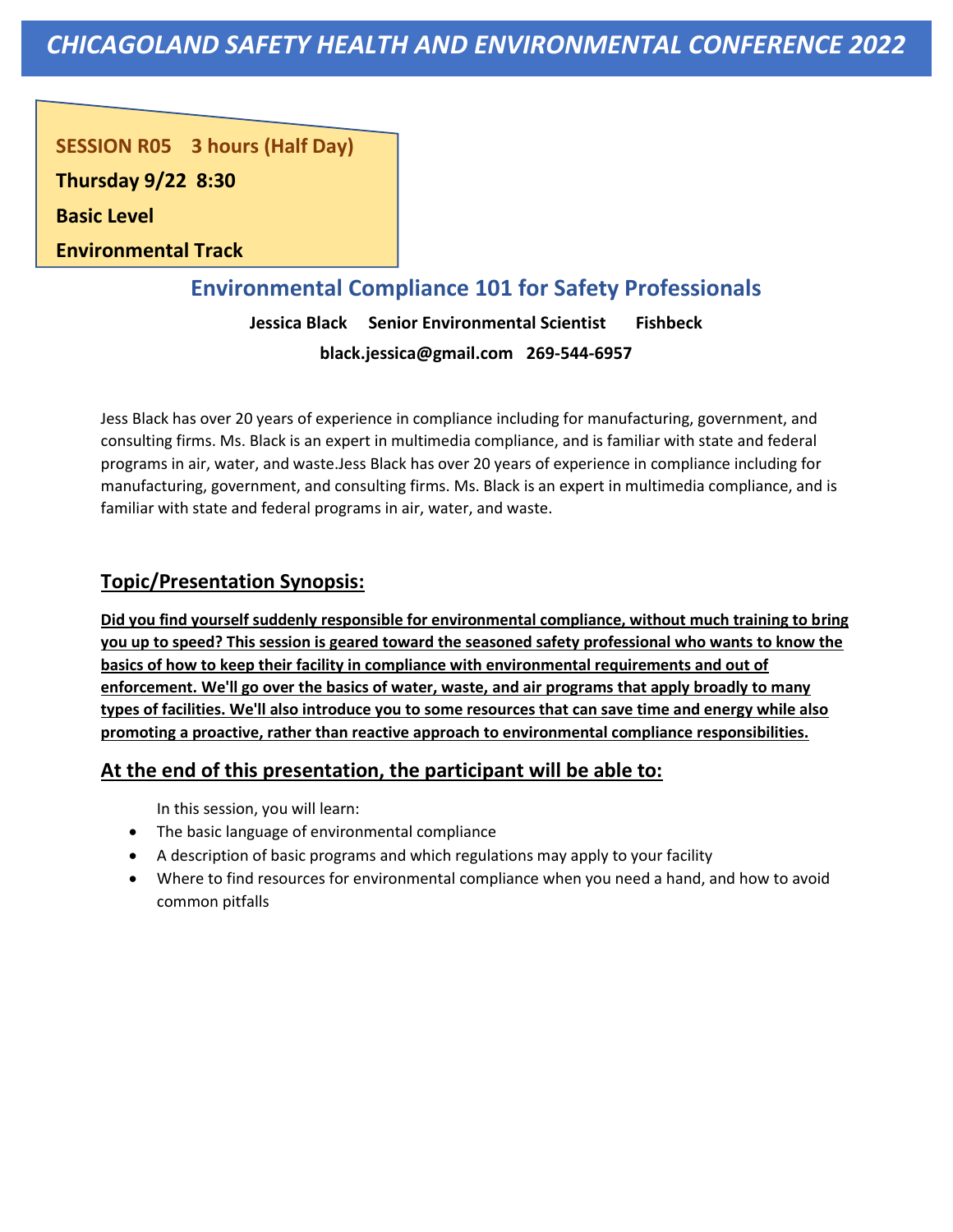# CHICAGOLAND SAFETY HEALTH AND ENVIRONMENTAL CONFERENCE 2022

**SESSION R05 3 hours (Half Day)**

**Thursday 9/22 8:30**

**Basic Level**

**Environmental Track**

## Environmental Compliance 101 for Safety Professionals

**Jessica Black Senior Environmental Scientist Fishbeck**

**black.jessica@gmail.com 269-544-6957**

Jess Black has over 20 years of experience in compliance including for manufacturing, government, and consulting firms. Ms. Black is an expert in multimedia compliance, and is familiar with state and federal programs in air, water, and waste.Jess Black has over 20 years of experience in compliance including for manufacturing, government, and consulting firms. Ms. Black is an expert in multimedia compliance, and is familiar with state and federal programs in air, water, and waste.

### Topic/Presentation Synopsis:

**Did you find yourself suddenly responsible for environmental compliance, without much training to bring you up to speed? This session is geared toward the seasoned safety professional who wants to know the basics of how to keep their facility in compliance with environmental requirements and out of enforcement. We'll go over the basics of water, waste, and air programs that apply broadly to many types of facilities. We'll also introduce you to some resources that can save time and energy while also promoting a proactive, rather than reactive approach to environmental compliance responsibilities.**

### At the end of this presentation, the participant will be able to:

In this session, you will learn:

- The basic language of environmental compliance
- A description of basic programs and which regulations may apply to your facility
- Where to find resources for environmental compliance when you need a hand, and how to avoid common pitfalls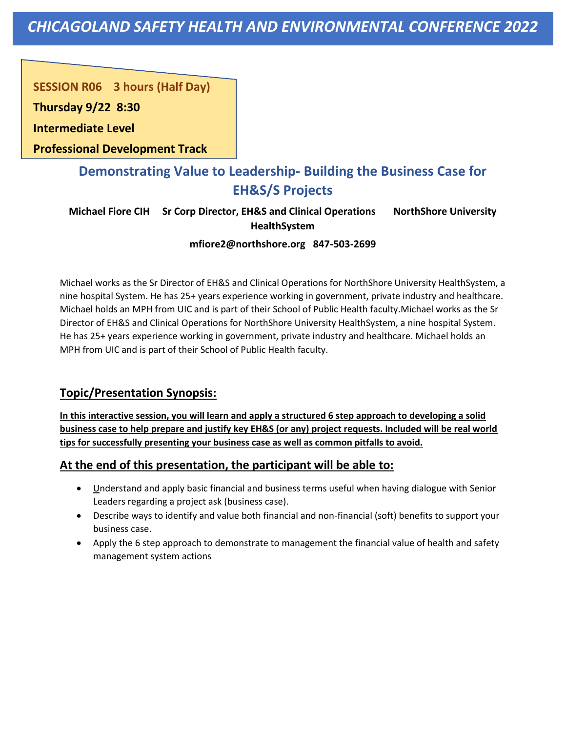# CHICAGOLAND SAFETY HEALTH AND ENVIRONMENTAL CONFERENCE 2022

**SESSION R06 3 hours (Half Day)**

**Thursday 9/22 8:30**

**Intermediate Level**

**Professional Development Track**

## Demonstrating Value to Leadership- Building the Business Case for EH&S/S Projects

**Michael Fiore CIH Sr Corp Director, EH&S and Clinical Operations NorthShore University HealthSystem**

**mfiore2@northshore.org 847-503-2699**

Michael works as the Sr Director of EH&S and Clinical Operations for NorthShore University HealthSystem, a nine hospital System. He has 25+ years experience working in government, private industry and healthcare. Michael holds an MPH from UIC and is part of their School of Public Health faculty.Michael works as the Sr Director of EH&S and Clinical Operations for NorthShore University HealthSystem, a nine hospital System. He has 25+ years experience working in government, private industry and healthcare. Michael holds an MPH from UIC and is part of their School of Public Health faculty.

### Topic/Presentation Synopsis:

**In this interactive session, you will learn and apply a structured 6 step approach to developing a solid business case to help prepare and justify key EH&S (or any) project requests. Included will be real world tips for successfully presenting your business case as well as common pitfalls to avoid.**

### At the end of this presentation, the participant will be able to:

- Understand and apply basic financial and business terms useful when having dialogue with Senior Leaders regarding a project ask (business case).
- Describe ways to identify and value both financial and non-financial (soft) benefits to support your business case.
- Apply the 6 step approach to demonstrate to management the financial value of health and safety management system actions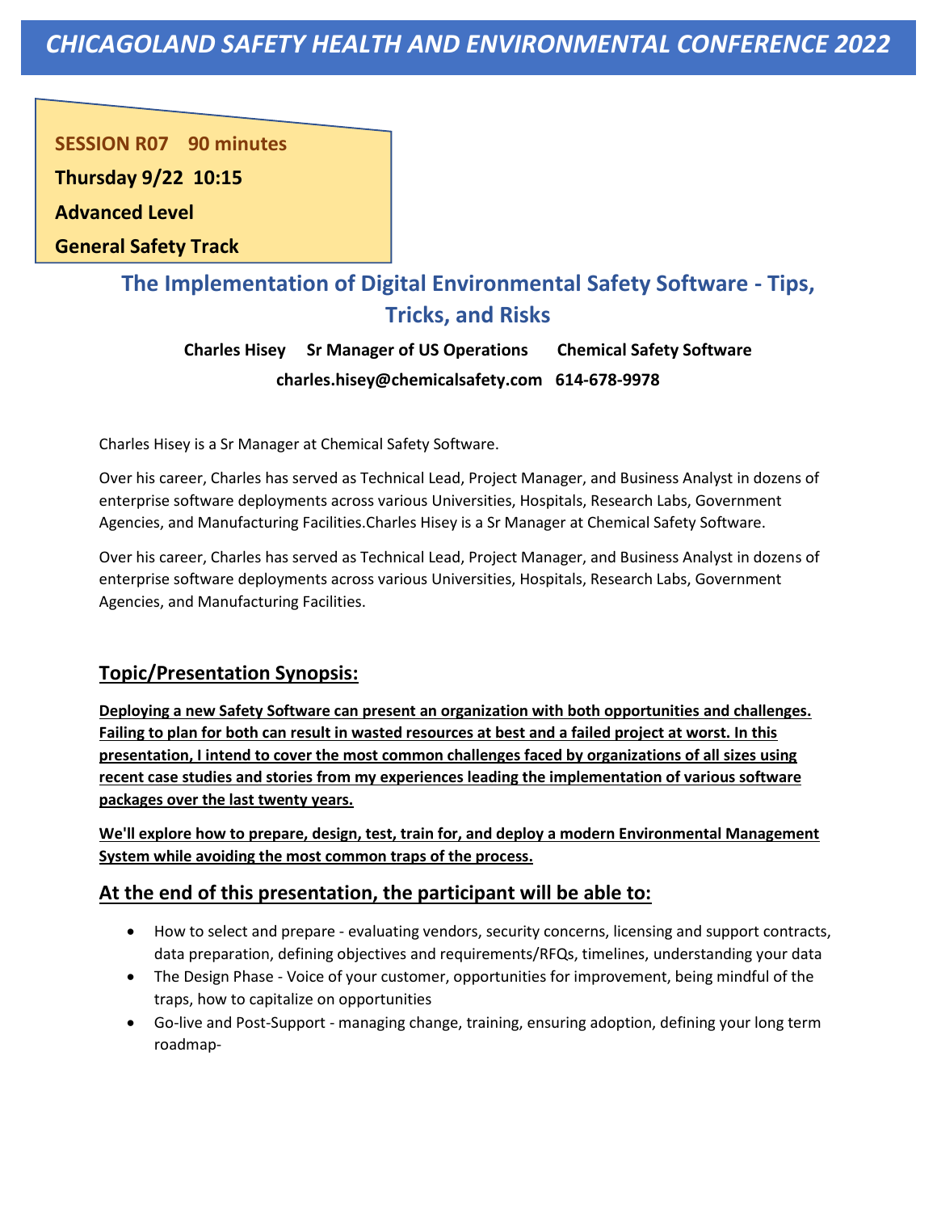# CHICAGOLAND SAFETY HEALTH AND ENVIRONMENTAL CONFERENCE 2022

**SESSION R07 90 minutes**

**Thursday 9/22 10:15**

**Advanced Level**

**General Safety Track**

## The Implementation of Digital Environmental Safety Software - Tips, Tricks, and Risks

**Charles Hisey Sr Manager of US Operations Chemical Safety Software**

**charles.hisey@chemicalsafety.com 614-678-9978**

Charles Hisey is a Sr Manager at Chemical Safety Software.

Over his career, Charles has served as Technical Lead, Project Manager, and Business Analyst in dozens of enterprise software deployments across various Universities, Hospitals, Research Labs, Government Agencies, and Manufacturing Facilities.Charles Hisey is a Sr Manager at Chemical Safety Software.

Over his career, Charles has served as Technical Lead, Project Manager, and Business Analyst in dozens of enterprise software deployments across various Universities, Hospitals, Research Labs, Government Agencies, and Manufacturing Facilities.

### Topic/Presentation Synopsis:

**Deploying a new Safety Software can present an organization with both opportunities and challenges. Failing to plan for both can result in wasted resources at best and a failed project at worst. In this presentation, I intend to cover the most common challenges faced by organizations of all sizes using recent case studies and stories from my experiences leading the implementation of various software packages over the last twenty years.**

**We'll explore how to prepare, design, test, train for, and deploy a modern Environmental Management System while avoiding the most common traps of the process.**

### At the end of this presentation, the participant will be able to:

- How to select and prepare - evaluating vendors, security concerns, licensing and support contracts, data preparation, defining objectives and requirements/RFQs, timelines, understanding your data
- The Design Phase - Voice of your customer, opportunities for improvement, being mindful of the traps, how to capitalize on opportunities
- Go-live and Post-Support - managing change, training, ensuring adoption, defining your long term roadmap-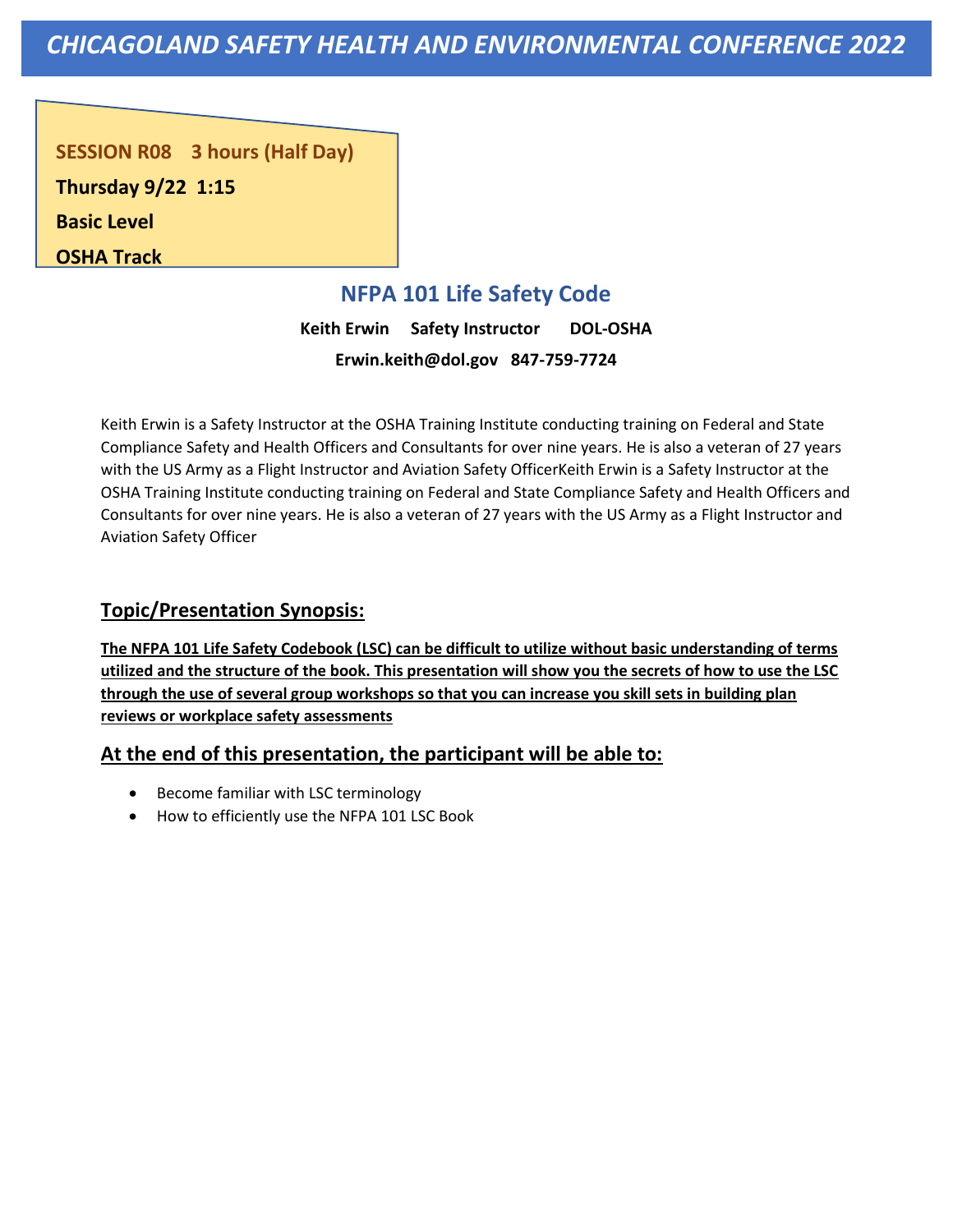# *CHICAGOLAND SAFETY HEALTH AND ENVIRONMENTAL CONFERENCE 2022*

**SESSION R08 3 hours (Half Day)**

**Thursday 9/22 1:15**

**Basic Level**

**OSHA Track**

## NFPA 101 Life Safety Code

**Keith Erwin Safety Instructor DOL-OSHA**

**Erwin.keith@dol.gov 847-759-7724**

Keith Erwin is a Safety Instructor at the OSHA Training Institute conducting training on Federal and State Compliance Safety and Health Officers and Consultants for over nine years. He is also a veteran of 27 years with the US Army as a Flight Instructor and Aviation Safety OfficerKeith Erwin is a Safety Instructor at the OSHA Training Institute conducting training on Federal and State Compliance Safety and Health Officers and Consultants for over nine years. He is also a veteran of 27 years with the US Army as a Flight Instructor and Aviation Safety Officer

### Topic/Presentation Synopsis:

**The NFPA 101 Life Safety Codebook (LSC) can be difficult to utilize without basic understanding of terms utilized and the structure of the book. This presentation will show you the secrets of how to use the LSC through the use of several group workshops so that you can increase you skill sets in building plan reviews or workplace safety assessments**

### At the end of this presentation, the participant will be able to:

- Become familiar with LSC terminology
- How to efficiently use the NFPA 101 LSC Book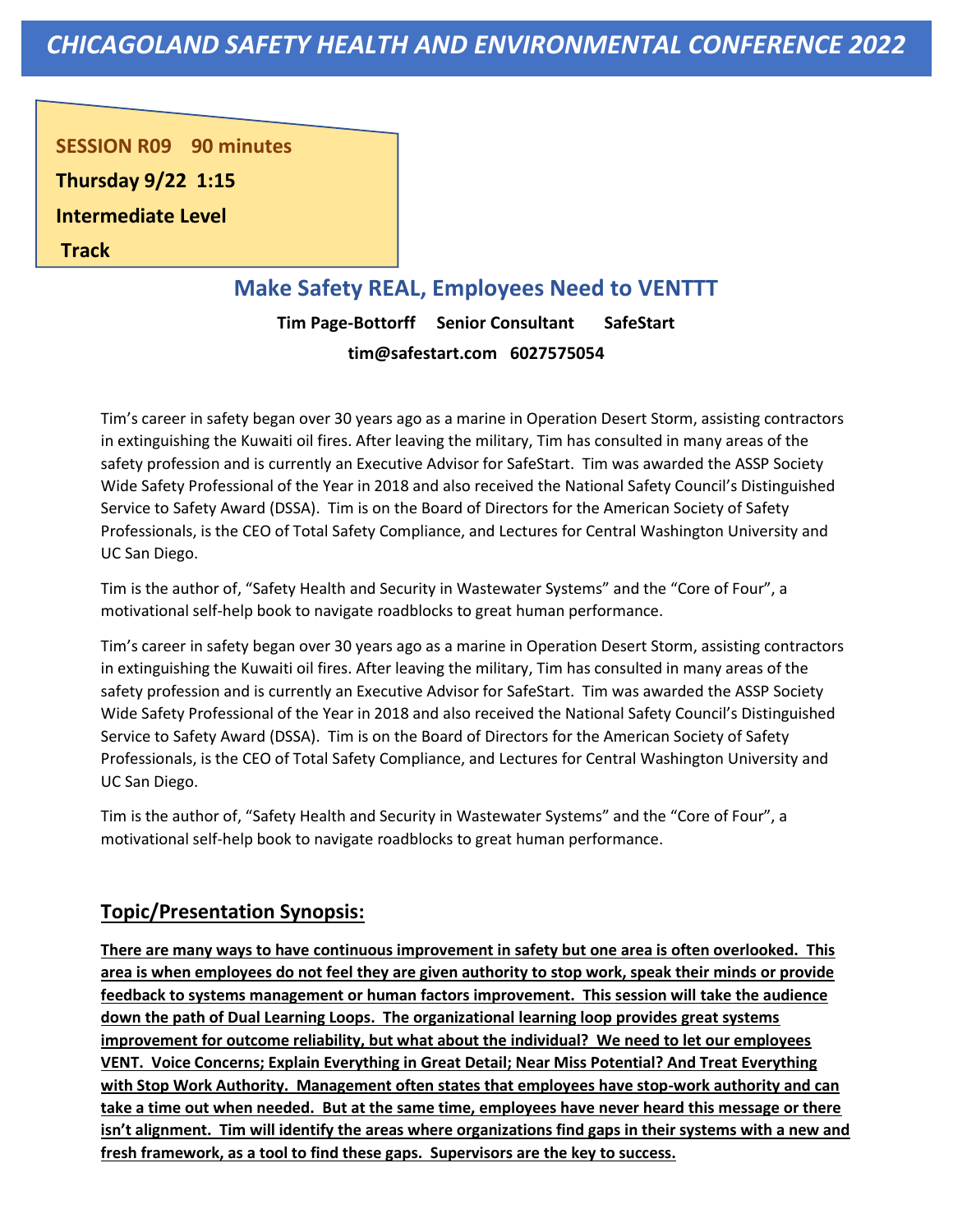# CHICAGOLAND SAFETY HEALTH AND ENVIRONMENTAL CONFERENCE 2022

**SESSION R09 90 minutes**

**Thursday 9/22 1:15**

**Intermediate Level**

**Track**

## Make Safety REAL, Employees Need to VENTTT

**Tim Page-Bottorff Senior Consultant SafeStart**

**tim@safestart.com 6027575054**

Tim's career in safety began over 30 years ago as a marine in Operation Desert Storm, assisting contractors in extinguishing the Kuwaiti oil fires. After leaving the military, Tim has consulted in many areas of the safety profession and is currently an Executive Advisor for SafeStart. Tim was awarded the ASSP Society Wide Safety Professional of the Year in 2018 and also received the National Safety Council's Distinguished Service to Safety Award (DSSA). Tim is on the Board of Directors for the American Society of Safety Professionals, is the CEO of Total Safety Compliance, and Lectures for Central Washington University and UC San Diego.

Tim is the author of, "Safety Health and Security in Wastewater Systems" and the "Core of Four", a motivational self-help book to navigate roadblocks to great human performance.

Tim's career in safety began over 30 years ago as a marine in Operation Desert Storm, assisting contractors in extinguishing the Kuwaiti oil fires. After leaving the military, Tim has consulted in many areas of the safety profession and is currently an Executive Advisor for SafeStart. Tim was awarded the ASSP Society Wide Safety Professional of the Year in 2018 and also received the National Safety Council's Distinguished Service to Safety Award (DSSA). Tim is on the Board of Directors for the American Society of Safety Professionals, is the CEO of Total Safety Compliance, and Lectures for Central Washington University and UC San Diego.

Tim is the author of, "Safety Health and Security in Wastewater Systems" and the "Core of Four", a motivational self-help book to navigate roadblocks to great human performance.

### Topic/Presentation Synopsis:

**There are many ways to have continuous improvement in safety but one area is often overlooked. This area is when employees do not feel they are given authority to stop work, speak their minds or provide feedback to systems management or human factors improvement. This session will take the audience down the path of Dual Learning Loops. The organizational learning loop provides great systems improvement for outcome reliability, but what about the individual? We need to let our employees VENT. Voice Concerns; Explain Everything in Great Detail; Near Miss Potential? And Treat Everything with Stop Work Authority. Management often states that employees have stop-work authority and can take a time out when needed. But at the same time, employees have never heard this message or there isn't alignment. Tim will identify the areas where organizations find gaps in their systems with a new and fresh framework, as a tool to find these gaps. Supervisors are the key to success.**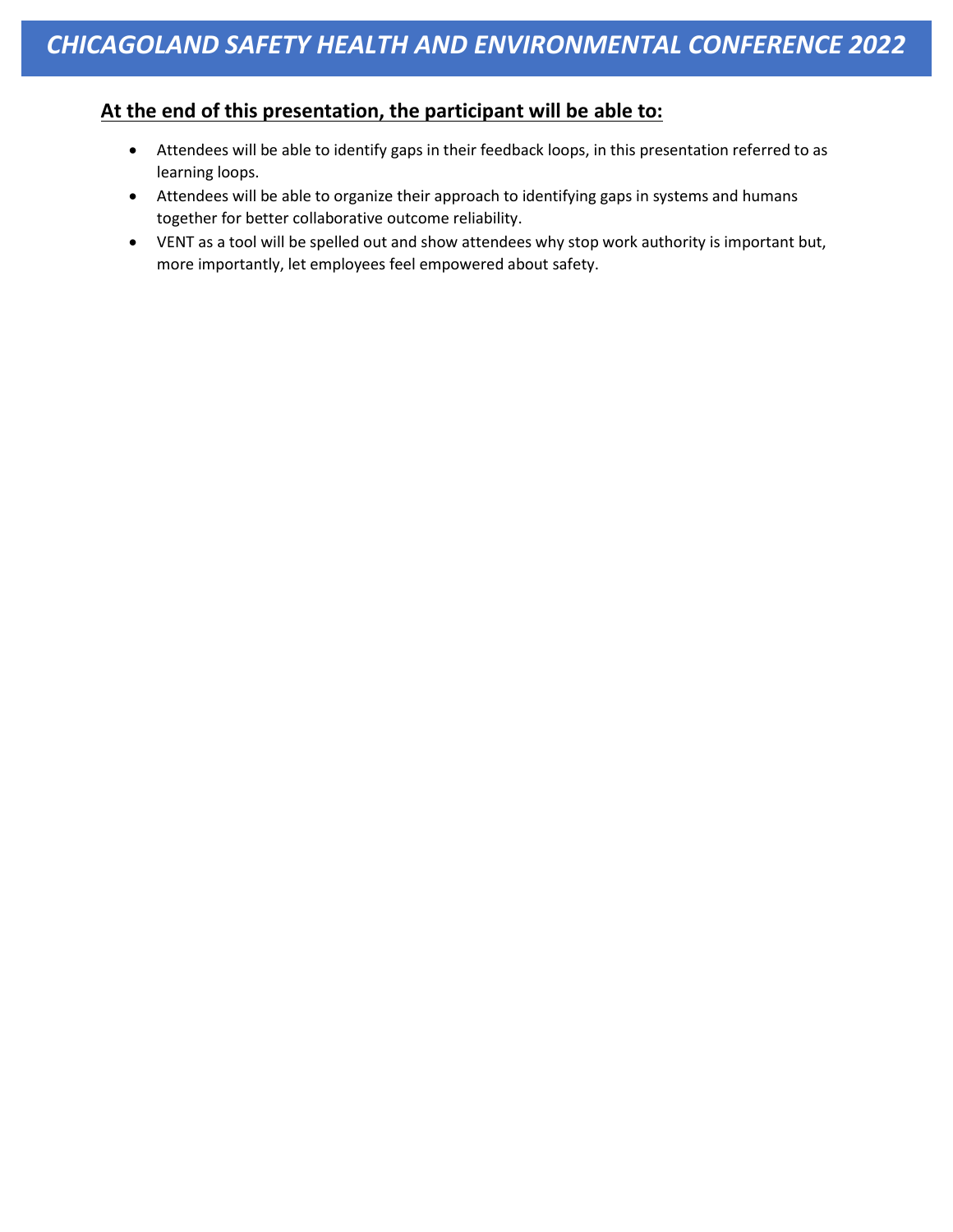## At the end of this presentation, the participant will be able to:

- Attendees will be able to identify gaps in their feedback loops, in this presentation referred to as learning loops.
- Attendees will be able to organize their approach to identifying gaps in systems and humans together for better collaborative outcome reliability.
- VENT as a tool will be spelled out and show attendees why stop work authority is important but, more importantly, let employees feel empowered about safety.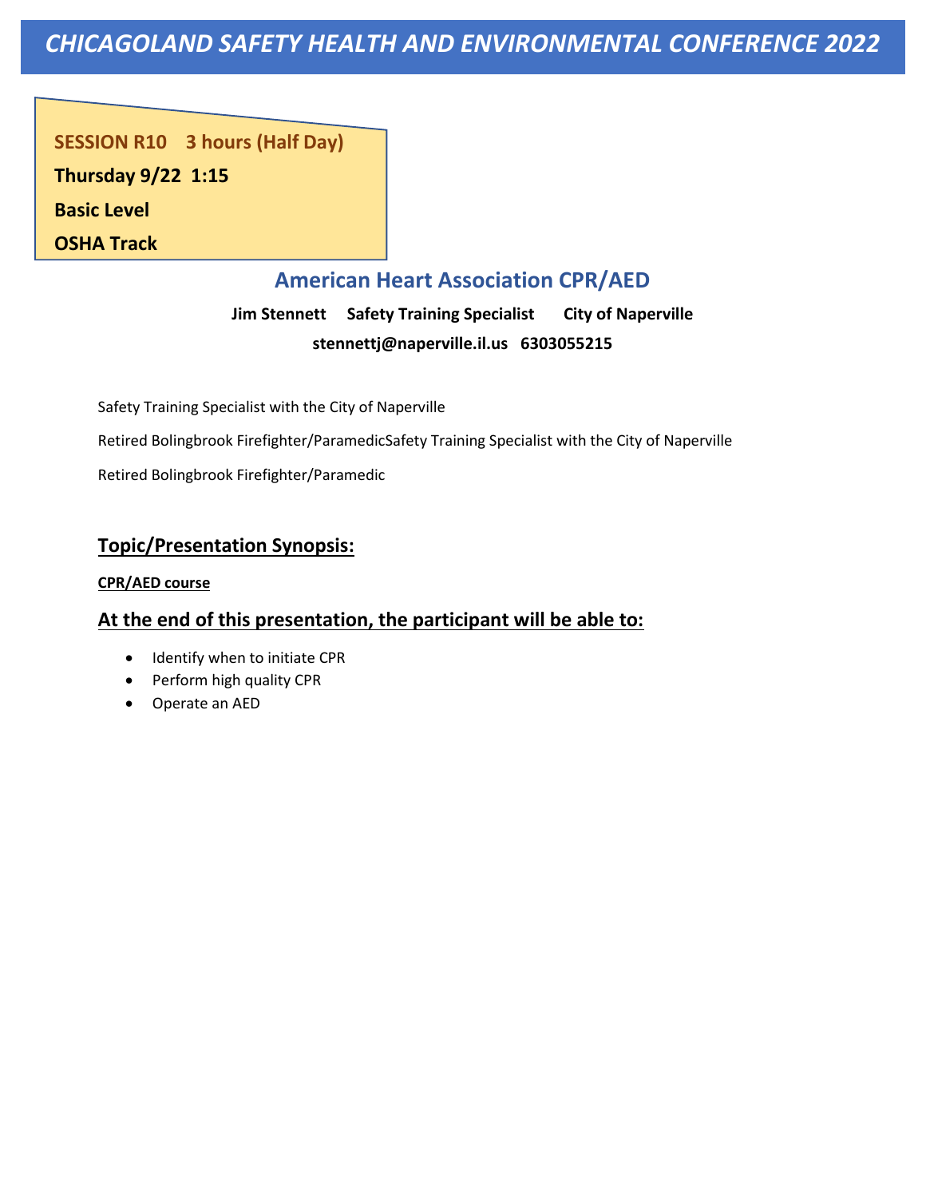# CHICAGOLAND SAFETY HEALTH AND ENVIRONMENTAL CONFERENCE 2022

**SESSION R10 3 hours (Half Day)**

**Thursday 9/22 1:15**

**Basic Level**

**OSHA Track**

## American Heart Association CPR/AED

**Jim Stennett Safety Training Specialist City of Naperville**

**stennettj@naperville.il.us 6303055215**

Safety Training Specialist with the City of Naperville

Retired Bolingbrook Firefighter/ParamedicSafety Training Specialist with the City of Naperville

Retired Bolingbrook Firefighter/Paramedic

### Topic/Presentation Synopsis:

**CPR/AED course**

### At the end of this presentation, the participant will be able to:

- Identify when to initiate CPR
- Perform high quality CPR
- Operate an AED